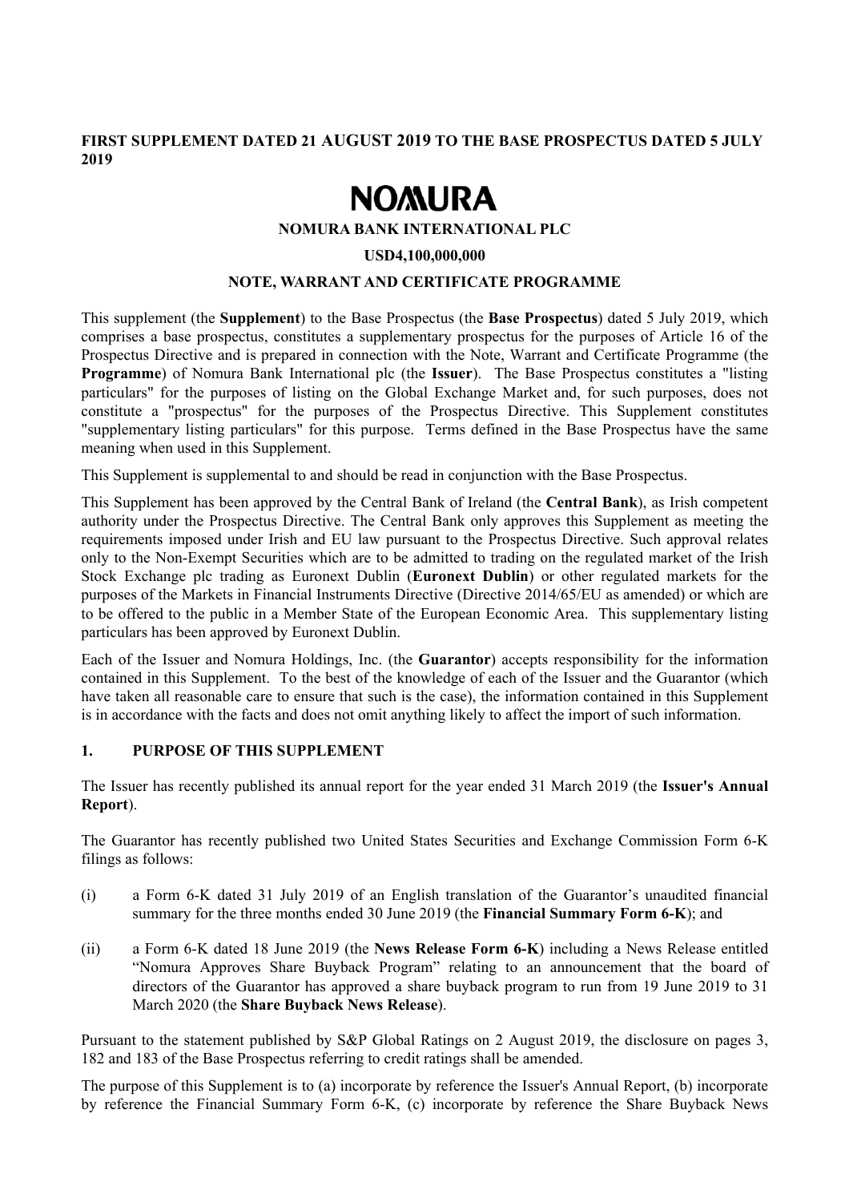**FIRST SUPPLEMENT DATED 21 AUGUST 2019 TO THE BASE PROSPECTUS DATED 5 JULY 2019**

NOMURA

**NOMURA BANK INTERNATIONAL PLC**

**USD4,100,000,000**

**NOTE, WARRANT AND CERTIFICATE PROGRAMME**

This supplement (the **Supplement**) to the Base Prospectus (the **Base Prospectus**) dated 5 July 2019, which comprises a base prospectus, constitutes a supplementary prospectus for the purposes of Article 16 of the Prospectus Directive and is prepared in connection with the Note, Warrant and Certificate Programme (the **Programme**) of Nomura Bank International plc (the **Issuer**). The Base Prospectus constitutes a "listing particulars" for the purposes of listing on the Global Exchange Market and, for such purposes, does not constitute a "prospectus" for the purposes of the Prospectus Directive. This Supplement constitutes "supplementary listing particulars" for this purpose. Terms defined in the Base Prospectus have the same meaning when used in this Supplement.

This Supplement is supplemental to and should be read in conjunction with the Base Prospectus.

This Supplement has been approved by the Central Bank of Ireland (the **Central Bank**), as Irish competent authority under the Prospectus Directive. The Central Bank only approves this Supplement as meeting the requirements imposed under Irish and EU law pursuant to the Prospectus Directive. Such approval relates only to the Non-Exempt Securities which are to be admitted to trading on the regulated market of the Irish Stock Exchange plc trading as Euronext Dublin (**Euronext Dublin**) or other regulated markets for the purposes of the Markets in Financial Instruments Directive (Directive 2014/65/EU as amended) or which are to be offered to the public in a Member State of the European Economic Area. This supplementary listing particulars has been approved by Euronext Dublin.

Each of the Issuer and Nomura Holdings, Inc. (the **Guarantor**) accepts responsibility for the information contained in this Supplement. To the best of the knowledge of each of the Issuer and the Guarantor (which have taken all reasonable care to ensure that such is the case), the information contained in this Supplement is in accordance with the facts and does not omit anything likely to affect the import of such information.

## 1. PURPOSE OF THIS SUPPLEMENT

The Issuer has recently published its annual report for the year ended 31 March 2019 (the **Issuer's Annual Report**).

The Guarantor has recently published two United States Securities and Exchange Commission Form 6-K filings as follows:

(i) a Form 6-K dated 31 July 2019 of an English translation of the Guarantor's unaudited financial summary for the three months ended 30 June 2019 (the **Financial Summary Form 6-K**); and

(ii) a Form 6-K dated 18 June 2019 (the **News Release Form 6-K**) including a News Release entitled "Nomura Approves Share Buyback Program" relating to an announcement that the board of directors of the Guarantor has approved a share buyback program to run from 19 June 2019 to 31 March 2020 (the **Share Buyback News Release**).

Pursuant to the statement published by S&P Global Ratings on 2 August 2019, the disclosure on pages 3, 182 and 183 of the Base Prospectus referring to credit ratings shall be amended.

The purpose of this Supplement is to (a) incorporate by reference the Issuer's Annual Report, (b) incorporate by reference the Financial Summary Form 6-K, (c) incorporate by reference the Share Buyback News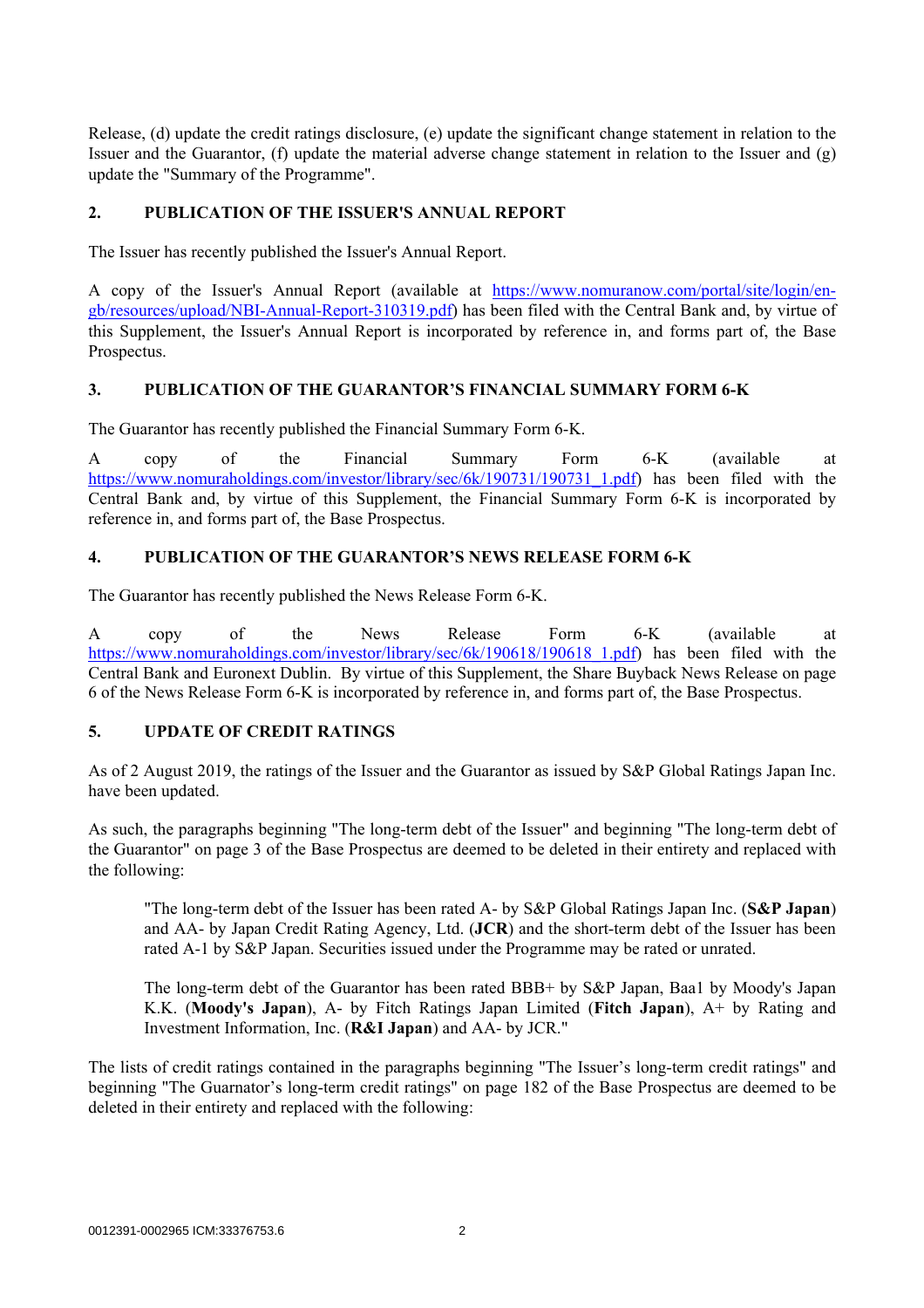Release, (d) update the credit ratings disclosure, (e) update the significant change statement in relation to the Issuer and the Guarantor, (f) update the material adverse change statement in relation to the Issuer and (g) update the "Summary of the Programme".

## 2. PUBLICATION OF THE ISSUER'S ANNUAL REPORT

The Issuer has recently published the Issuer's Annual Report.

A copy of the Issuer's Annual Report (available at [https://www.nomuranow.com/portal/site/login/en-gb/resources/upload/NBI-Annual-Report-310319.pdf](https://www.nomuranow.com/portal/site/login/en-gb/resources/upload/NBI-Annual-Report-310319.pdf)) has been filed with the Central Bank and, by virtue of this Supplement, the Issuer's Annual Report is incorporated by reference in, and forms part of, the Base Prospectus.

## 3. PUBLICATION OF THE GUARANTOR'S FINANCIAL SUMMARY FORM 6-K

The Guarantor has recently published the Financial Summary Form 6-K.

A copy of the Financial Summary Form 6-K (available at [https://www.nomuraholdings.com/investor/library/sec/6k/190731/190731_1.pdf](https://www.nomuraholdings.com/investor/library/sec/6k/190731/190731_1.pdf)) has been filed with the Central Bank and, by virtue of this Supplement, the Financial Summary Form 6-K is incorporated by reference in, and forms part of, the Base Prospectus.

## 4. PUBLICATION OF THE GUARANTOR'S NEWS RELEASE FORM 6-K

The Guarantor has recently published the News Release Form 6-K.

A copy of the News Release Form 6-K (available at [https://www.nomuraholdings.com/investor/library/sec/6k/190618/190618_1.pdf](https://www.nomuraholdings.com/investor/library/sec/6k/190618/190618_1.pdf)) has been filed with the Central Bank and Euronext Dublin. By virtue of this Supplement, the Share Buyback News Release on page 6 of the News Release Form 6-K is incorporated by reference in, and forms part of, the Base Prospectus.

## 5. UPDATE OF CREDIT RATINGS

As of 2 August 2019, the ratings of the Issuer and the Guarantor as issued by S&P Global Ratings Japan Inc. have been updated.

As such, the paragraphs beginning "The long-term debt of the Issuer" and beginning "The long-term debt of the Guarantor" on page 3 of the Base Prospectus are deemed to be deleted in their entirety and replaced with the following:

> "The long-term debt of the Issuer has been rated A- by S&P Global Ratings Japan Inc. (**S&P Japan**) and AA- by Japan Credit Rating Agency, Ltd. (**JCR**) and the short-term debt of the Issuer has been rated A-1 by S&P Japan. Securities issued under the Programme may be rated or unrated.
>
> The long-term debt of the Guarantor has been rated BBB+ by S&P Japan, Baa1 by Moody's Japan K.K. (**Moody's Japan**), A- by Fitch Ratings Japan Limited (**Fitch Japan**), A+ by Rating and Investment Information, Inc. (**R&I Japan**) and AA- by JCR."

The lists of credit ratings contained in the paragraphs beginning "The Issuer's long-term credit ratings" and beginning "The Guarnator's long-term credit ratings" on page 182 of the Base Prospectus are deemed to be deleted in their entirety and replaced with the following: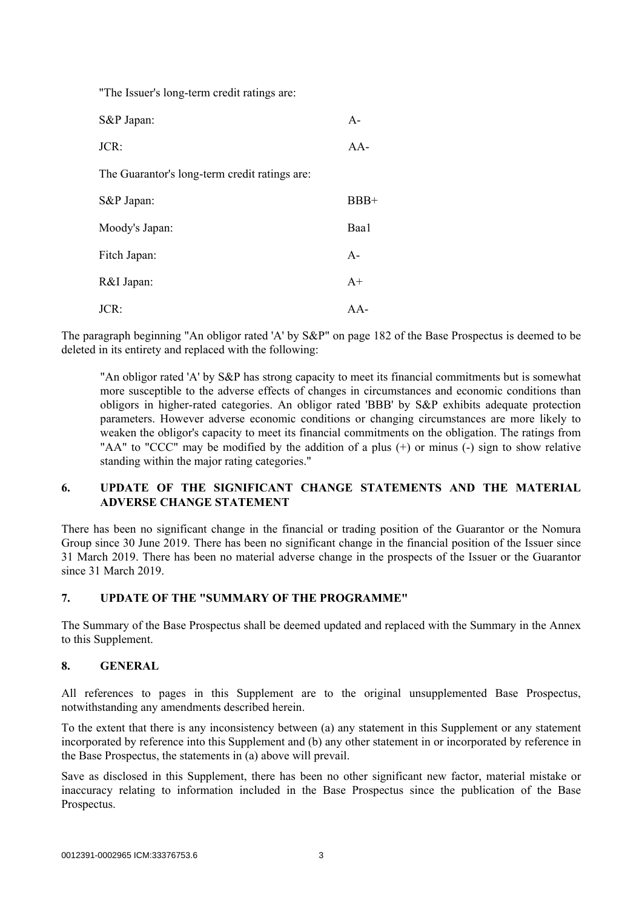"The Issuer's long-term credit ratings are:

| | |
|---|---|
| S&P Japan: | A- |
| JCR: | AA- |

The Guarantor's long-term credit ratings are:

| | |
|---|---|
| S&P Japan: | BBB+ |
| Moody's Japan: | Baa1 |
| Fitch Japan: | A- |
| R&I Japan: | A+ |
| JCR: | AA- |

The paragraph beginning "An obligor rated 'A' by S&P" on page 182 of the Base Prospectus is deemed to be deleted in its entirety and replaced with the following:

> "An obligor rated 'A' by S&P has strong capacity to meet its financial commitments but is somewhat more susceptible to the adverse effects of changes in circumstances and economic conditions than obligors in higher-rated categories. An obligor rated 'BBB' by S&P exhibits adequate protection parameters. However adverse economic conditions or changing circumstances are more likely to weaken the obligor's capacity to meet its financial commitments on the obligation. The ratings from "AA" to "CCC" may be modified by the addition of a plus (+) or minus (-) sign to show relative standing within the major rating categories."

## 6. UPDATE OF THE SIGNIFICANT CHANGE STATEMENTS AND THE MATERIAL ADVERSE CHANGE STATEMENT

There has been no significant change in the financial or trading position of the Guarantor or the Nomura Group since 30 June 2019. There has been no significant change in the financial position of the Issuer since 31 March 2019. There has been no material adverse change in the prospects of the Issuer or the Guarantor since 31 March 2019.

## 7. UPDATE OF THE "SUMMARY OF THE PROGRAMME"

The Summary of the Base Prospectus shall be deemed updated and replaced with the Summary in the Annex to this Supplement.

## 8. GENERAL

All references to pages in this Supplement are to the original unsupplemented Base Prospectus, notwithstanding any amendments described herein.

To the extent that there is any inconsistency between (a) any statement in this Supplement or any statement incorporated by reference into this Supplement and (b) any other statement in or incorporated by reference in the Base Prospectus, the statements in (a) above will prevail.

Save as disclosed in this Supplement, there has been no other significant new factor, material mistake or inaccuracy relating to information included in the Base Prospectus since the publication of the Base Prospectus.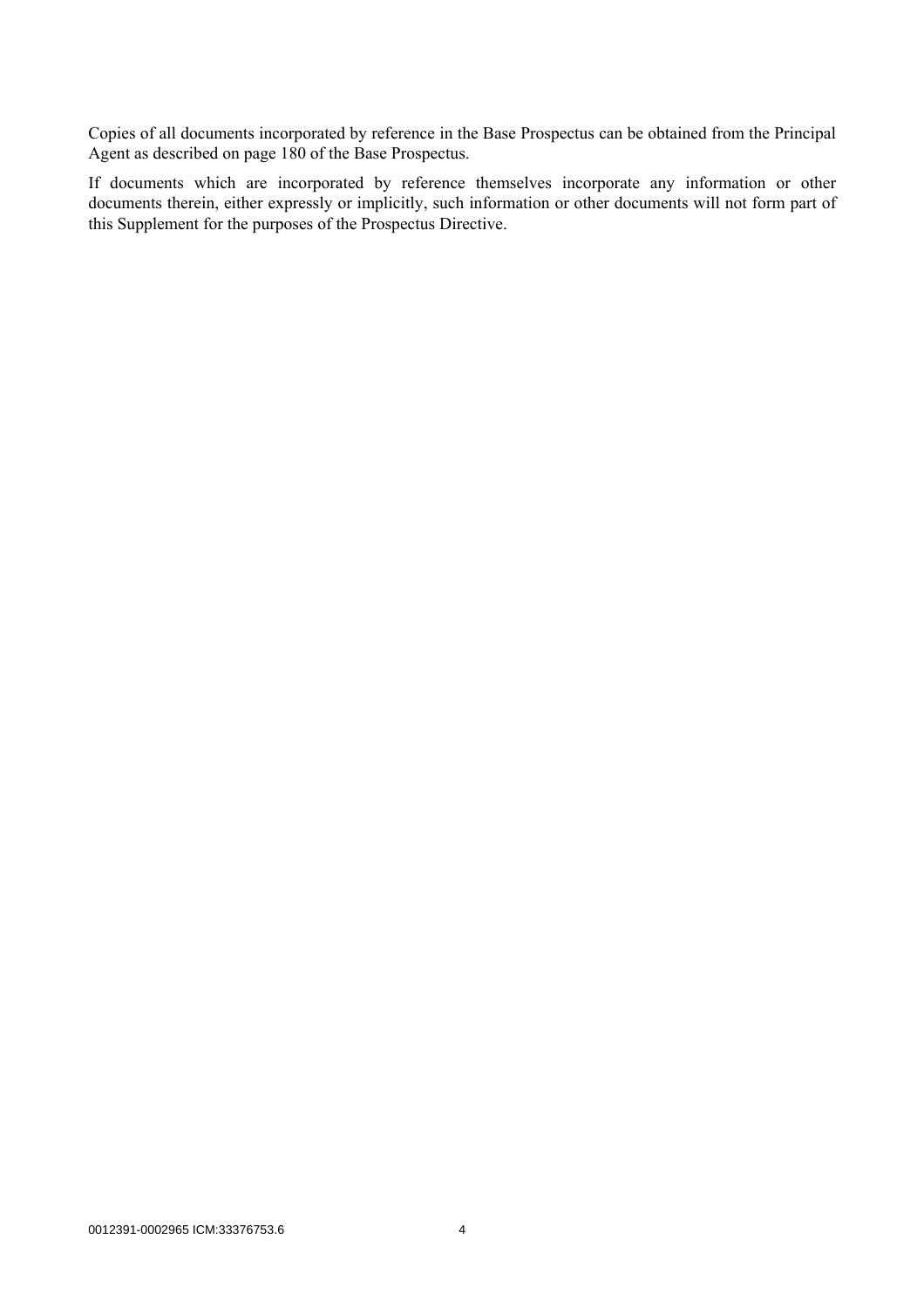Copies of all documents incorporated by reference in the Base Prospectus can be obtained from the Principal Agent as described on page 180 of the Base Prospectus.

If documents which are incorporated by reference themselves incorporate any information or other documents therein, either expressly or implicitly, such information or other documents will not form part of this Supplement for the purposes of the Prospectus Directive.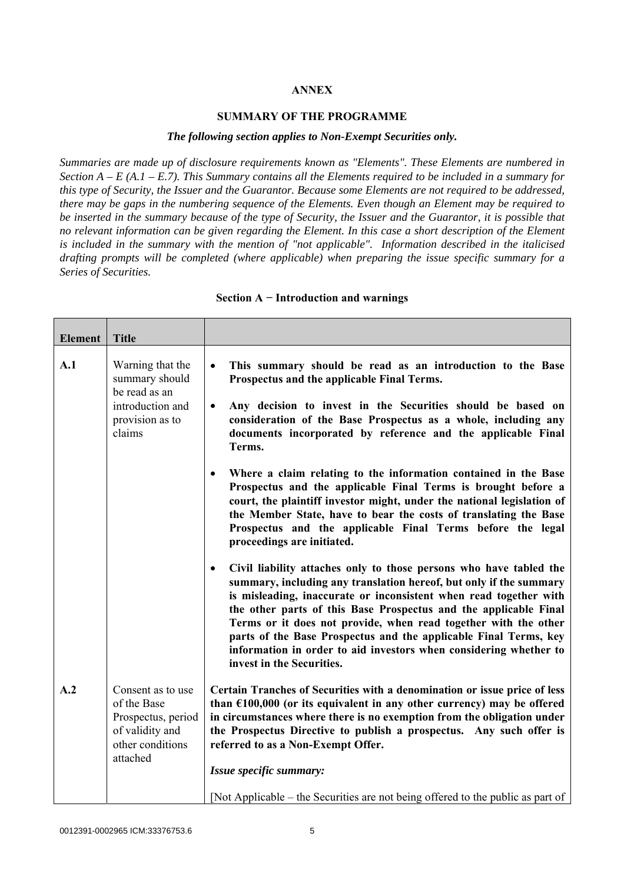**ANNEX**

**SUMMARY OF THE PROGRAMME**

***The following section applies to Non-Exempt Securities only.***

*Summaries are made up of disclosure requirements known as "Elements". These Elements are numbered in Section A – E (A.1 – E.7). This Summary contains all the Elements required to be included in a summary for this type of Security, the Issuer and the Guarantor. Because some Elements are not required to be addressed, there may be gaps in the numbering sequence of the Elements. Even though an Element may be required to be inserted in the summary because of the type of Security, the Issuer and the Guarantor, it is possible that no relevant information can be given regarding the Element. In this case a short description of the Element is included in the summary with the mention of "not applicable". Information described in the italicised drafting prompts will be completed (where applicable) when preparing the issue specific summary for a Series of Securities.*

**Section A − Introduction and warnings**

| Element | Title | |
|---|---|---|
| **A.1** | Warning that the summary should be read as an introduction and provision as to claims | • **This summary should be read as an introduction to the Base Prospectus and the applicable Final Terms.**<br><br>• **Any decision to invest in the Securities should be based on consideration of the Base Prospectus as a whole, including any documents incorporated by reference and the applicable Final Terms.**<br><br>• **Where a claim relating to the information contained in the Base Prospectus and the applicable Final Terms is brought before a court, the plaintiff investor might, under the national legislation of the Member State, have to bear the costs of translating the Base Prospectus and the applicable Final Terms before the legal proceedings are initiated.**<br><br>• **Civil liability attaches only to those persons who have tabled the summary, including any translation hereof, but only if the summary is misleading, inaccurate or inconsistent when read together with the other parts of this Base Prospectus and the applicable Final Terms or it does not provide, when read together with the other parts of the Base Prospectus and the applicable Final Terms, key information in order to aid investors when considering whether to invest in the Securities.** |
| **A.2** | Consent as to use of the Base Prospectus, period of validity and other conditions attached | **Certain Tranches of Securities with a denomination or issue price of less than €100,000 (or its equivalent in any other currency) may be offered in circumstances where there is no exemption from the obligation under the Prospectus Directive to publish a prospectus. Any such offer is referred to as a Non-Exempt Offer.**<br><br>***Issue specific summary:***<br><br>[Not Applicable – the Securities are not being offered to the public as part of |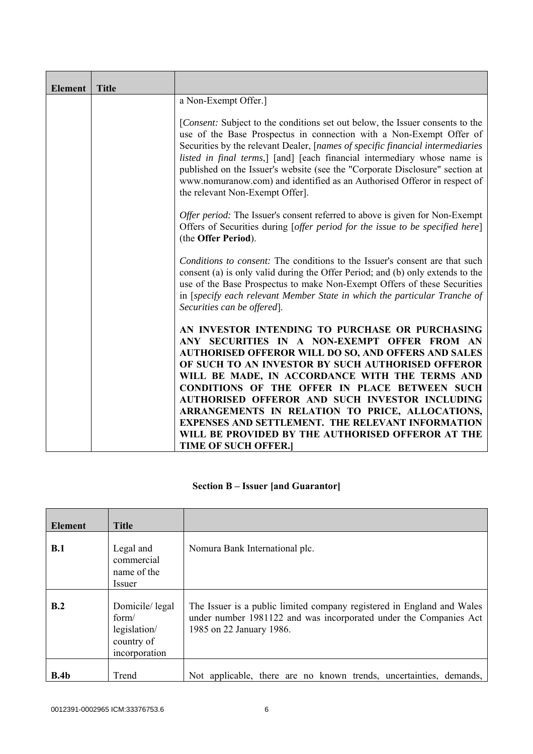| Element | Title | |
|---|---|---|
| | | a Non-Exempt Offer.]<br><br>[*Consent:* Subject to the conditions set out below, the Issuer consents to the use of the Base Prospectus in connection with a Non-Exempt Offer of Securities by the relevant Dealer, [*names of specific financial intermediaries listed in final terms*,] [and] [each financial intermediary whose name is published on the Issuer's website (see the "Corporate Disclosure" section at www.nomuranow.com) and identified as an Authorised Offeror in respect of the relevant Non-Exempt Offer].<br><br>*Offer period:* The Issuer's consent referred to above is given for Non-Exempt Offers of Securities during [*offer period for the issue to be specified here*] (the **Offer Period**).<br><br>*Conditions to consent:* The conditions to the Issuer's consent are that such consent (a) is only valid during the Offer Period; and (b) only extends to the use of the Base Prospectus to make Non-Exempt Offers of these Securities in [*specify each relevant Member State in which the particular Tranche of Securities can be offered*].<br><br>**AN INVESTOR INTENDING TO PURCHASE OR PURCHASING ANY SECURITIES IN A NON-EXEMPT OFFER FROM AN AUTHORISED OFFEROR WILL DO SO, AND OFFERS AND SALES OF SUCH TO AN INVESTOR BY SUCH AUTHORISED OFFEROR WILL BE MADE, IN ACCORDANCE WITH THE TERMS AND CONDITIONS OF THE OFFER IN PLACE BETWEEN SUCH AUTHORISED OFFEROR AND SUCH INVESTOR INCLUDING ARRANGEMENTS IN RELATION TO PRICE, ALLOCATIONS, EXPENSES AND SETTLEMENT. THE RELEVANT INFORMATION WILL BE PROVIDED BY THE AUTHORISED OFFEROR AT THE TIME OF SUCH OFFER.]** |

## Section B – Issuer [and Guarantor]

| Element | Title | |
|---|---|---|
| **B.1** | Legal and commercial name of the Issuer | Nomura Bank International plc. |
| **B.2** | Domicile/ legal form/ legislation/ country of incorporation | The Issuer is a public limited company registered in England and Wales under number 1981122 and was incorporated under the Companies Act 1985 on 22 January 1986. |
| **B.4b** | Trend | Not applicable, there are no known trends, uncertainties, demands, |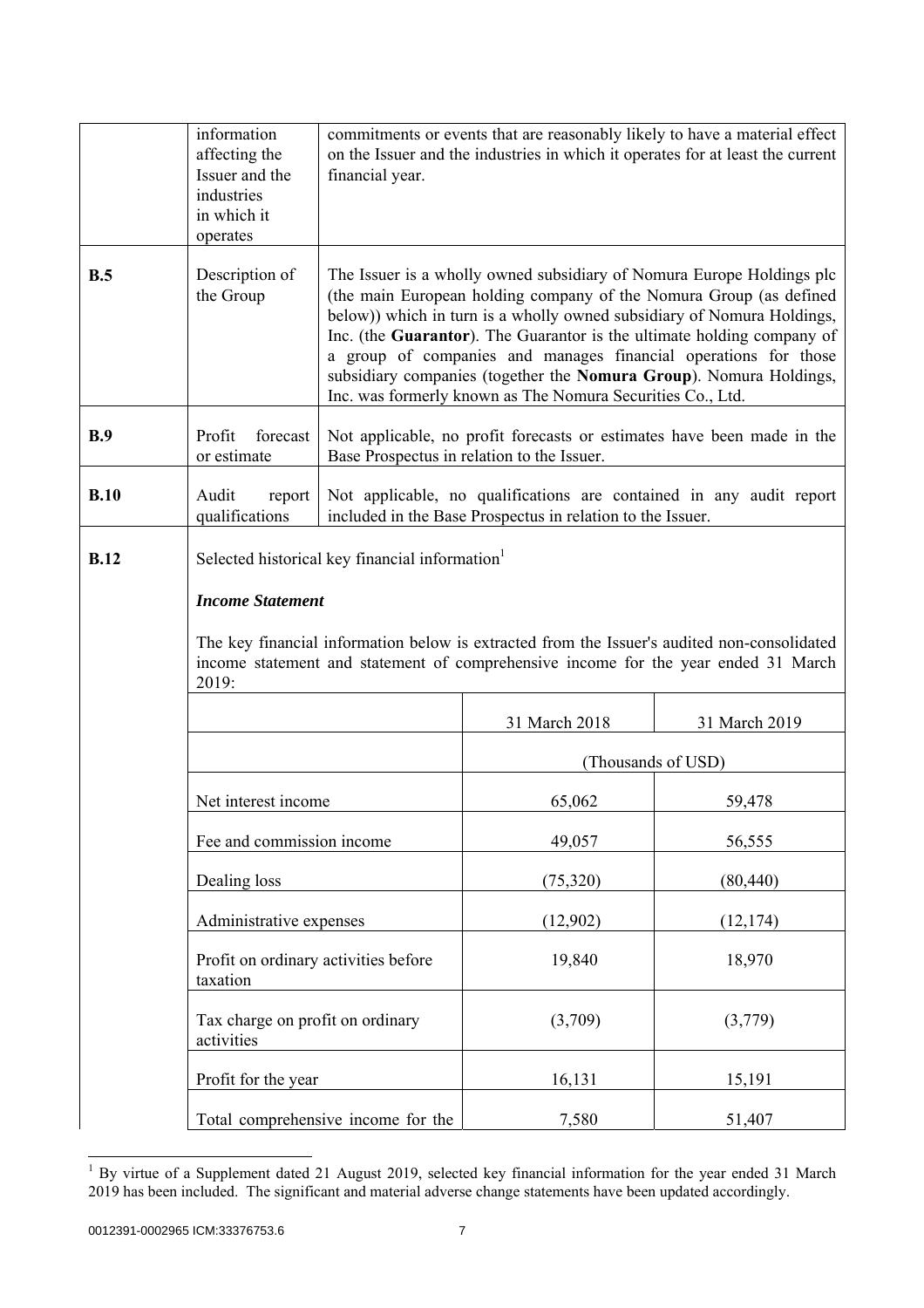| | | |
|---|---|---|
| | information affecting the Issuer and the industries in which it operates | commitments or events that are reasonably likely to have a material effect on the Issuer and the industries in which it operates for at least the current financial year. |
| **B.5** | Description of the Group | The Issuer is a wholly owned subsidiary of Nomura Europe Holdings plc (the main European holding company of the Nomura Group (as defined below)) which in turn is a wholly owned subsidiary of Nomura Holdings, Inc. (the **Guarantor**). The Guarantor is the ultimate holding company of a group of companies and manages financial operations for those subsidiary companies (together the **Nomura Group**). Nomura Holdings, Inc. was formerly known as The Nomura Securities Co., Ltd. |
| **B.9** | Profit forecast or estimate | Not applicable, no profit forecasts or estimates have been made in the Base Prospectus in relation to the Issuer. |
| **B.10** | Audit report qualifications | Not applicable, no qualifications are contained in any audit report included in the Base Prospectus in relation to the Issuer. |
| **B.12** | Selected historical key financial information[1] | |

***Income Statement***

The key financial information below is extracted from the Issuer's audited non-consolidated income statement and statement of comprehensive income for the year ended 31 March 2019:

| | 31 March 2018 | 31 March 2019 |
|---|---|---|
| | (Thousands of USD) | |
| Net interest income | 65,062 | 59,478 |
| Fee and commission income | 49,057 | 56,555 |
| Dealing loss | (75,320) | (80,440) |
| Administrative expenses | (12,902) | (12,174) |
| Profit on ordinary activities before taxation | 19,840 | 18,970 |
| Tax charge on profit on ordinary activities | (3,709) | (3,779) |
| Profit for the year | 16,131 | 15,191 |
| Total comprehensive income for the | 7,580 | 51,407 |

[1] By virtue of a Supplement dated 21 August 2019, selected key financial information for the year ended 31 March 2019 has been included. The significant and material adverse change statements have been updated accordingly.

0012391-0002965 ICM:33376753.6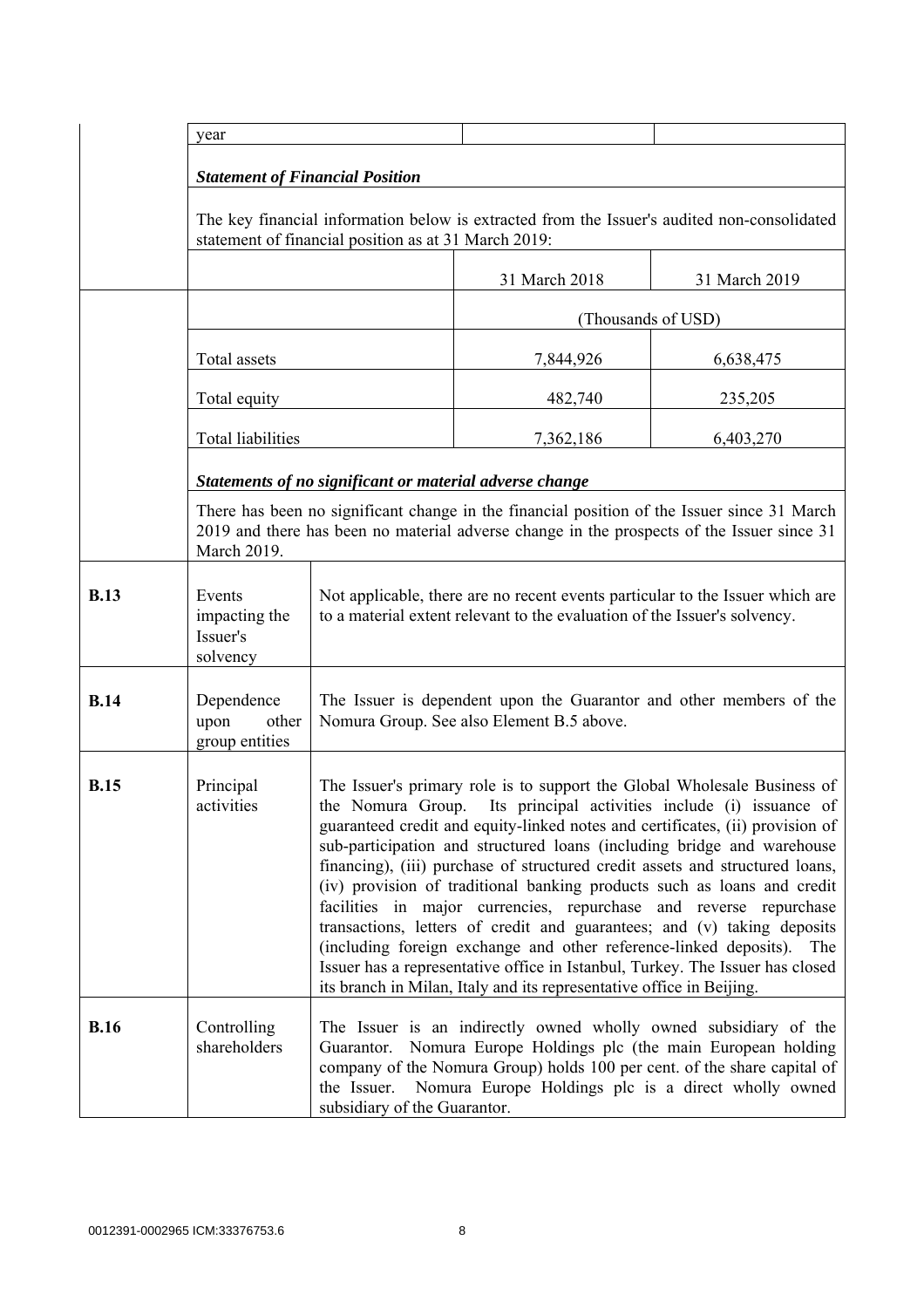| | | | | |
|---|---|---|---|---|
| | year | | | |
| | ***Statement of Financial Position*** | | | |
| | The key financial information below is extracted from the Issuer's audited non-consolidated statement of financial position as at 31 March 2019: | | | |
| | | | 31 March 2018 | 31 March 2019 |
| | | | (Thousands of USD) | |
| | Total assets | | 7,844,926 | 6,638,475 |
| | Total equity | | 482,740 | 235,205 |
| | Total liabilities | | 7,362,186 | 6,403,270 |
| | ***Statements of no significant or material adverse change*** | | | |
| | There has been no significant change in the financial position of the Issuer since 31 March 2019 and there has been no material adverse change in the prospects of the Issuer since 31 March 2019. | | | |
| **B.13** | Events impacting the Issuer's solvency | Not applicable, there are no recent events particular to the Issuer which are to a material extent relevant to the evaluation of the Issuer's solvency. | | |
| **B.14** | Dependence upon other group entities | The Issuer is dependent upon the Guarantor and other members of the Nomura Group. See also Element B.5 above. | | |
| **B.15** | Principal activities | The Issuer's primary role is to support the Global Wholesale Business of the Nomura Group. Its principal activities include (i) issuance of guaranteed credit and equity-linked notes and certificates, (ii) provision of sub-participation and structured loans (including bridge and warehouse financing), (iii) purchase of structured credit assets and structured loans, (iv) provision of traditional banking products such as loans and credit facilities in major currencies, repurchase and reverse repurchase transactions, letters of credit and guarantees; and (v) taking deposits (including foreign exchange and other reference-linked deposits). The Issuer has a representative office in Istanbul, Turkey. The Issuer has closed its branch in Milan, Italy and its representative office in Beijing. | | |
| **B.16** | Controlling shareholders | The Issuer is an indirectly owned wholly owned subsidiary of the Guarantor. Nomura Europe Holdings plc (the main European holding company of the Nomura Group) holds 100 per cent. of the share capital of the Issuer. Nomura Europe Holdings plc is a direct wholly owned subsidiary of the Guarantor. | | |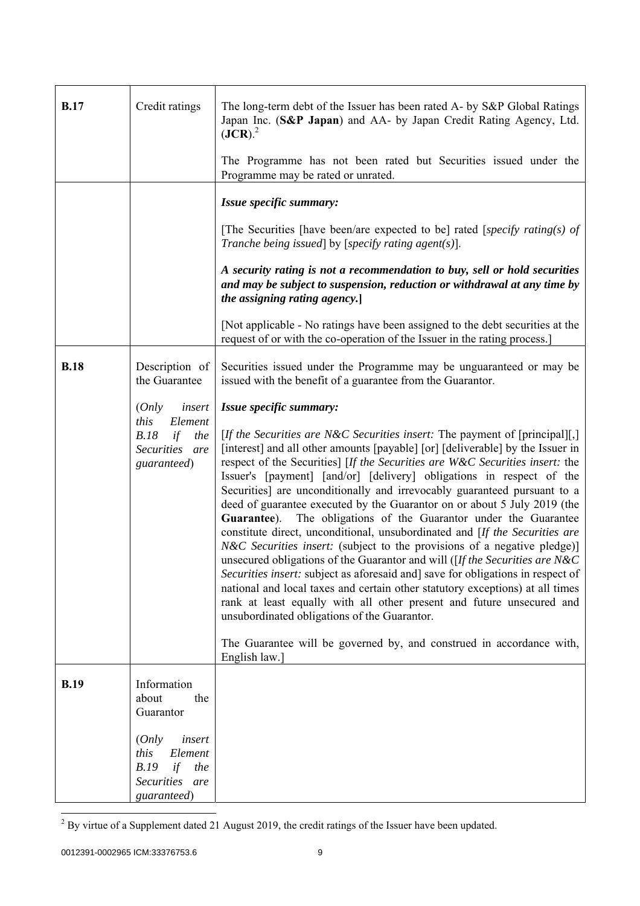| | | |
|---|---|---|
| **B.17** | Credit ratings | The long-term debt of the Issuer has been rated A- by S&P Global Ratings Japan Inc. (**S&P Japan**) and AA- by Japan Credit Rating Agency, Ltd. (**JCR**).[2]<br><br>The Programme has not been rated but Securities issued under the Programme may be rated or unrated. |
| | | ***Issue specific summary:***<br><br>[The Securities [have been/are expected to be] rated [*specify rating(s) of Tranche being issued*] by [*specify rating agent(s)*].<br><br>***A security rating is not a recommendation to buy, sell or hold securities and may be subject to suspension, reduction or withdrawal at any time by the assigning rating agency.*]**<br><br>[Not applicable - No ratings have been assigned to the debt securities at the request of or with the co-operation of the Issuer in the rating process.] |
| **B.18** | Description of the Guarantee<br><br>(*Only insert this Element B.18 if the Securities are guaranteed*) | Securities issued under the Programme may be unguaranteed or may be issued with the benefit of a guarantee from the Guarantor.<br><br>***Issue specific summary:***<br><br>[*If the Securities are N&C Securities insert:* The payment of [principal][,] [interest] and all other amounts [payable] [or] [deliverable] by the Issuer in respect of the Securities] [*If the Securities are W&C Securities insert:* the Issuer's [payment] [and/or] [delivery] obligations in respect of the Securities] are unconditionally and irrevocably guaranteed pursuant to a deed of guarantee executed by the Guarantor on or about 5 July 2019 (the **Guarantee**). The obligations of the Guarantor under the Guarantee constitute direct, unconditional, unsubordinated and [*If the Securities are N&C Securities insert:* (subject to the provisions of a negative pledge)] unsecured obligations of the Guarantor and will ([*If the Securities are N&C Securities insert:* subject as aforesaid and] save for obligations in respect of national and local taxes and certain other statutory exceptions) at all times rank at least equally with all other present and future unsecured and unsubordinated obligations of the Guarantor.<br><br>The Guarantee will be governed by, and construed in accordance with, English law.] |
| **B.19** | Information about the Guarantor<br><br>(*Only insert this Element B.19 if the Securities are guaranteed*) | |

[2] By virtue of a Supplement dated 21 August 2019, the credit ratings of the Issuer have been updated.

0012391-0002965 ICM:33376753.6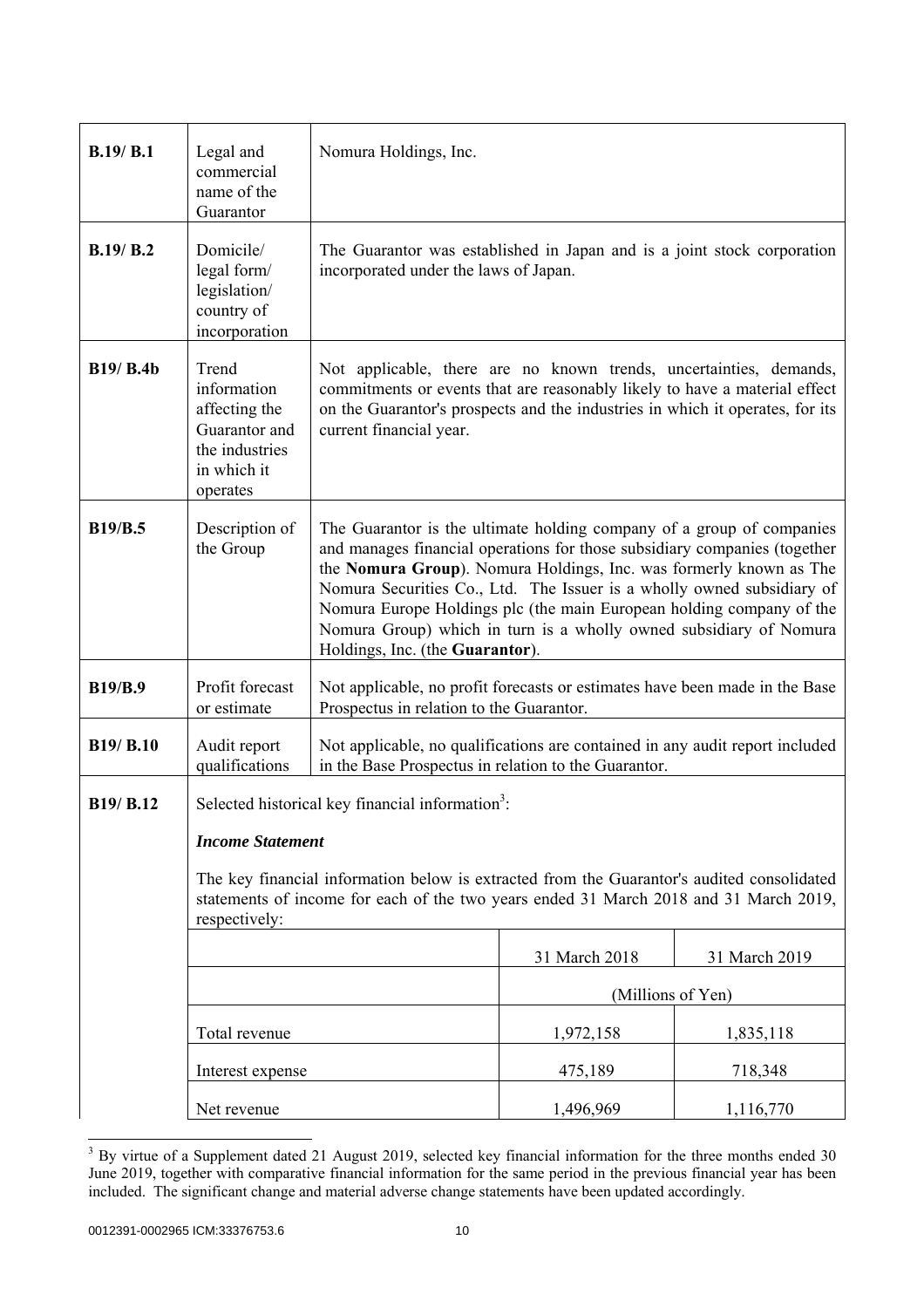| | | |
|---|---|---|
| **B.19/ B.1** | Legal and commercial name of the Guarantor | Nomura Holdings, Inc. |
| **B.19/ B.2** | Domicile/ legal form/ legislation/ country of incorporation | The Guarantor was established in Japan and is a joint stock corporation incorporated under the laws of Japan. |
| **B19/ B.4b** | Trend information affecting the Guarantor and the industries in which it operates | Not applicable, there are no known trends, uncertainties, demands, commitments or events that are reasonably likely to have a material effect on the Guarantor's prospects and the industries in which it operates, for its current financial year. |
| **B19/B.5** | Description of the Group | The Guarantor is the ultimate holding company of a group of companies and manages financial operations for those subsidiary companies (together the **Nomura Group**). Nomura Holdings, Inc. was formerly known as The Nomura Securities Co., Ltd. The Issuer is a wholly owned subsidiary of Nomura Europe Holdings plc (the main European holding company of the Nomura Group) which in turn is a wholly owned subsidiary of Nomura Holdings, Inc. (the **Guarantor**). |
| **B19/B.9** | Profit forecast or estimate | Not applicable, no profit forecasts or estimates have been made in the Base Prospectus in relation to the Guarantor. |
| **B19/ B.10** | Audit report qualifications | Not applicable, no qualifications are contained in any audit report included in the Base Prospectus in relation to the Guarantor. |
| **B19/ B.12** | Selected historical key financial information[3]: | |

***Income Statement***

The key financial information below is extracted from the Guarantor's audited consolidated statements of income for each of the two years ended 31 March 2018 and 31 March 2019, respectively:

| | 31 March 2018 | 31 March 2019 |
|---|---|---|
| | (Millions of Yen) | |
| Total revenue | 1,972,158 | 1,835,118 |
| Interest expense | 475,189 | 718,348 |
| Net revenue | 1,496,969 | 1,116,770 |

[3] By virtue of a Supplement dated 21 August 2019, selected key financial information for the three months ended 30 June 2019, together with comparative financial information for the same period in the previous financial year has been included. The significant change and material adverse change statements have been updated accordingly.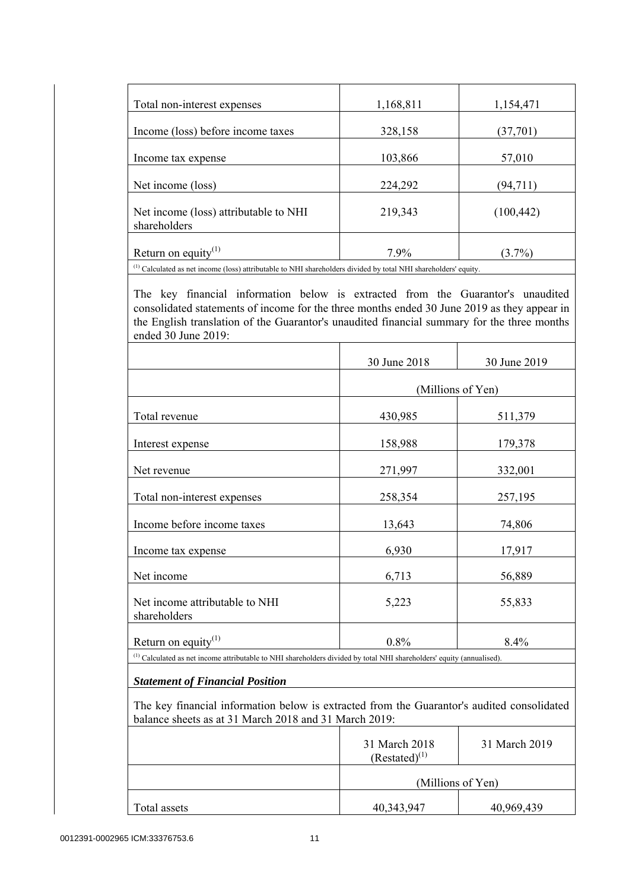| | | |
|---|---|---|
| Total non-interest expenses | 1,168,811 | 1,154,471 |
| Income (loss) before income taxes | 328,158 | (37,701) |
| Income tax expense | 103,866 | 57,010 |
| Net income (loss) | 224,292 | (94,711) |
| Net income (loss) attributable to NHI shareholders | 219,343 | (100,442) |
| Return on equity[(1)] | 7.9% | (3.7%) |

[(1)] Calculated as net income (loss) attributable to NHI shareholders divided by total NHI shareholders' equity.

The key financial information below is extracted from the Guarantor's unaudited consolidated statements of income for the three months ended 30 June 2019 as they appear in the English translation of the Guarantor's unaudited financial summary for the three months ended 30 June 2019:

| | 30 June 2018 | 30 June 2019 |
|---|---|---|
| | (Millions of Yen) | |
| Total revenue | 430,985 | 511,379 |
| Interest expense | 158,988 | 179,378 |
| Net revenue | 271,997 | 332,001 |
| Total non-interest expenses | 258,354 | 257,195 |
| Income before income taxes | 13,643 | 74,806 |
| Income tax expense | 6,930 | 17,917 |
| Net income | 6,713 | 56,889 |
| Net income attributable to NHI shareholders | 5,223 | 55,833 |
| Return on equity[(1)] | 0.8% | 8.4% |

[(1)] Calculated as net income attributable to NHI shareholders divided by total NHI shareholders' equity (annualised).

***Statement of Financial Position***

The key financial information below is extracted from the Guarantor's audited consolidated balance sheets as at 31 March 2018 and 31 March 2019:

| | 31 March 2018 (Restated)[(1)] | 31 March 2019 |
|---|---|---|
| | (Millions of Yen) | |
| Total assets | 40,343,947 | 40,969,439 |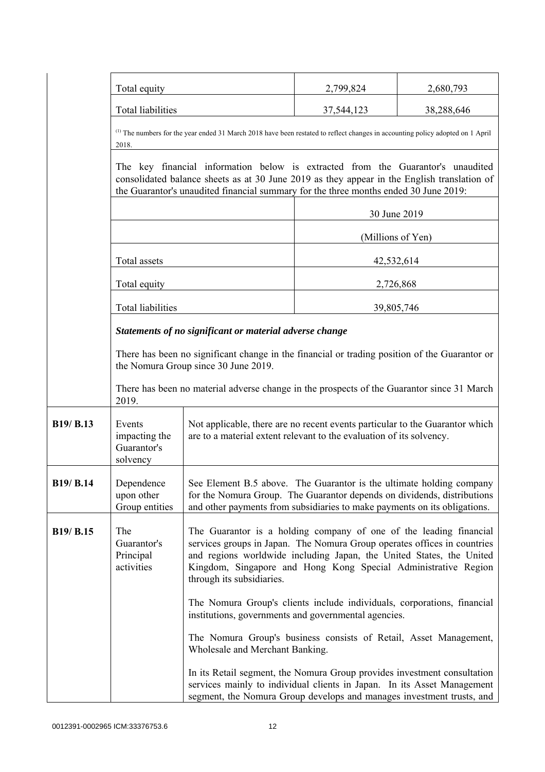| | | | |
|---|---|---|---|
| Total equity | | 2,799,824 | 2,680,793 |
| Total liabilities | | 37,544,123 | 38,288,646 |

(1) The numbers for the year ended 31 March 2018 have been restated to reflect changes in accounting policy adopted on 1 April 2018.

The key financial information below is extracted from the Guarantor's unaudited consolidated balance sheets as at 30 June 2019 as they appear in the English translation of the Guarantor's unaudited financial summary for the three months ended 30 June 2019:

| | 30 June 2019 |
|---|---|
| | (Millions of Yen) |
| Total assets | 42,532,614 |
| Total equity | 2,726,868 |
| Total liabilities | 39,805,746 |

***Statements of no significant or material adverse change***

There has been no significant change in the financial or trading position of the Guarantor or the Nomura Group since 30 June 2019.

There has been no material adverse change in the prospects of the Guarantor since 31 March 2019.

| | | |
|---|---|---|
| **B19/ B.13** | Events impacting the Guarantor's solvency | Not applicable, there are no recent events particular to the Guarantor which are to a material extent relevant to the evaluation of its solvency. |
| **B19/ B.14** | Dependence upon other Group entities | See Element B.5 above. The Guarantor is the ultimate holding company for the Nomura Group. The Guarantor depends on dividends, distributions and other payments from subsidiaries to make payments on its obligations. |
| **B19/ B.15** | The Guarantor's Principal activities | The Guarantor is a holding company of one of the leading financial services groups in Japan. The Nomura Group operates offices in countries and regions worldwide including Japan, the United States, the United Kingdom, Singapore and Hong Kong Special Administrative Region through its subsidiaries.<br><br>The Nomura Group's clients include individuals, corporations, financial institutions, governments and governmental agencies.<br><br>The Nomura Group's business consists of Retail, Asset Management, Wholesale and Merchant Banking.<br><br>In its Retail segment, the Nomura Group provides investment consultation services mainly to individual clients in Japan. In its Asset Management segment, the Nomura Group develops and manages investment trusts, and |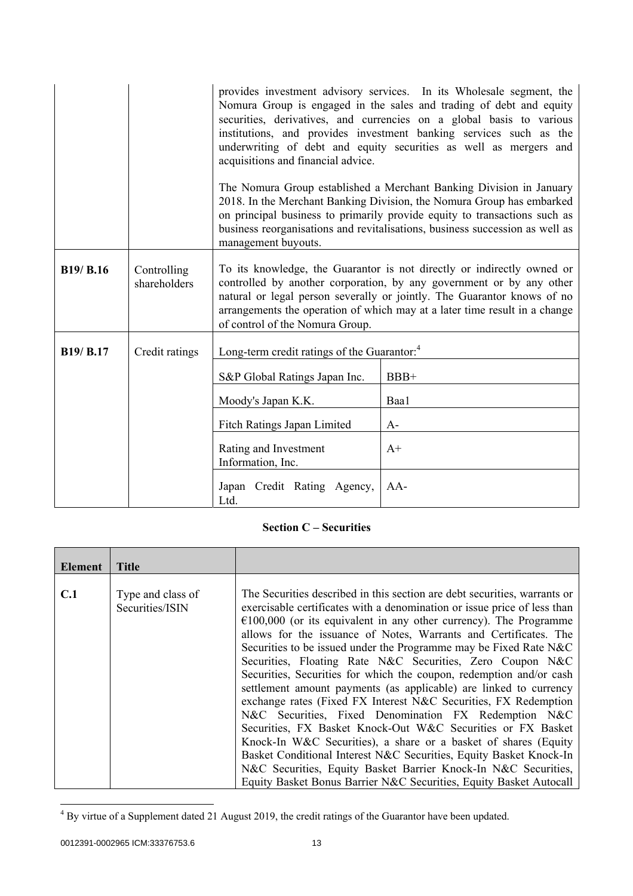| | | |
|---|---|---|
| | | provides investment advisory services. In its Wholesale segment, the Nomura Group is engaged in the sales and trading of debt and equity securities, derivatives, and currencies on a global basis to various institutions, and provides investment banking services such as the underwriting of debt and equity securities as well as mergers and acquisitions and financial advice.<br><br>The Nomura Group established a Merchant Banking Division in January 2018. In the Merchant Banking Division, the Nomura Group has embarked on principal business to primarily provide equity to transactions such as business reorganisations and revitalisations, business succession as well as management buyouts. |
| **B19/ B.16** | Controlling shareholders | To its knowledge, the Guarantor is not directly or indirectly owned or controlled by another corporation, by any government or by any other natural or legal person severally or jointly. The Guarantor knows of no arrangements the operation of which may at a later time result in a change of control of the Nomura Group. |
| **B19/ B.17** | Credit ratings | Long-term credit ratings of the Guarantor:[4]<br><br>S&P Global Ratings Japan Inc. — BBB+<br>Moody's Japan K.K. — Baa1<br>Fitch Ratings Japan Limited — A-<br>Rating and Investment Information, Inc. — A+<br>Japan Credit Rating Agency, Ltd. — AA- |

**Section C – Securities**

| Element | Title | |
|---|---|---|
| **C.1** | Type and class of Securities/ISIN | The Securities described in this section are debt securities, warrants or exercisable certificates with a denomination or issue price of less than €100,000 (or its equivalent in any other currency). The Programme allows for the issuance of Notes, Warrants and Certificates. The Securities to be issued under the Programme may be Fixed Rate N&C Securities, Floating Rate N&C Securities, Zero Coupon N&C Securities, Securities for which the coupon, redemption and/or cash settlement amount payments (as applicable) are linked to currency exchange rates (Fixed FX Interest N&C Securities, FX Redemption N&C Securities, Fixed Denomination FX Redemption N&C Securities, FX Basket Knock-Out W&C Securities or FX Basket Knock-In W&C Securities), a share or a basket of shares (Equity Basket Conditional Interest N&C Securities, Equity Basket Knock-In N&C Securities, Equity Basket Barrier Knock-In N&C Securities, Equity Basket Bonus Barrier N&C Securities, Equity Basket Autocall |

[4] By virtue of a Supplement dated 21 August 2019, the credit ratings of the Guarantor have been updated.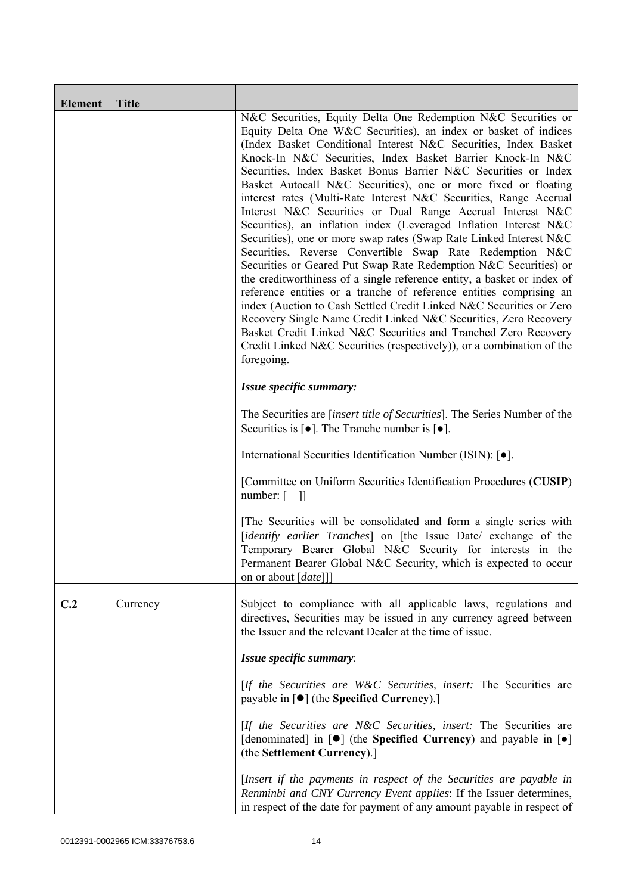| Element | Title | |
|---|---|---|
| | | N&C Securities, Equity Delta One Redemption N&C Securities or Equity Delta One W&C Securities), an index or basket of indices (Index Basket Conditional Interest N&C Securities, Index Basket Knock-In N&C Securities, Index Basket Barrier Knock-In N&C Securities, Index Basket Bonus Barrier N&C Securities or Index Basket Autocall N&C Securities), one or more fixed or floating interest rates (Multi-Rate Interest N&C Securities, Range Accrual Interest N&C Securities or Dual Range Accrual Interest N&C Securities), an inflation index (Leveraged Inflation Interest N&C Securities), one or more swap rates (Swap Rate Linked Interest N&C Securities, Reverse Convertible Swap Rate Redemption N&C Securities or Geared Put Swap Rate Redemption N&C Securities) or the creditworthiness of a single reference entity, a basket or index of reference entities or a tranche of reference entities comprising an index (Auction to Cash Settled Credit Linked N&C Securities or Zero Recovery Single Name Credit Linked N&C Securities, Zero Recovery Basket Credit Linked N&C Securities and Tranched Zero Recovery Credit Linked N&C Securities (respectively)), or a combination of the foregoing.<br><br>***Issue specific summary:***<br><br>The Securities are [*insert title of Securities*]. The Series Number of the Securities is [●]. The Tranche number is [●].<br><br>International Securities Identification Number (ISIN): [●].<br><br>[Committee on Uniform Securities Identification Procedures (**CUSIP**) number: [ ]]<br><br>[The Securities will be consolidated and form a single series with [*identify earlier Tranches*] on [the Issue Date/ exchange of the Temporary Bearer Global N&C Security for interests in the Permanent Bearer Global N&C Security, which is expected to occur on or about [*date*]]] |
| **C.2** | Currency | Subject to compliance with all applicable laws, regulations and directives, Securities may be issued in any currency agreed between the Issuer and the relevant Dealer at the time of issue.<br><br>***Issue specific summary***:<br><br>[*If the Securities are W&C Securities, insert:* The Securities are payable in [●] (the **Specified Currency**).]<br><br>[*If the Securities are N&C Securities, insert:* The Securities are [denominated] in [●] (the **Specified Currency**) and payable in [●] (the **Settlement Currency**).]<br><br>[*Insert if the payments in respect of the Securities are payable in Renminbi and CNY Currency Event applies*: If the Issuer determines, in respect of the date for payment of any amount payable in respect of |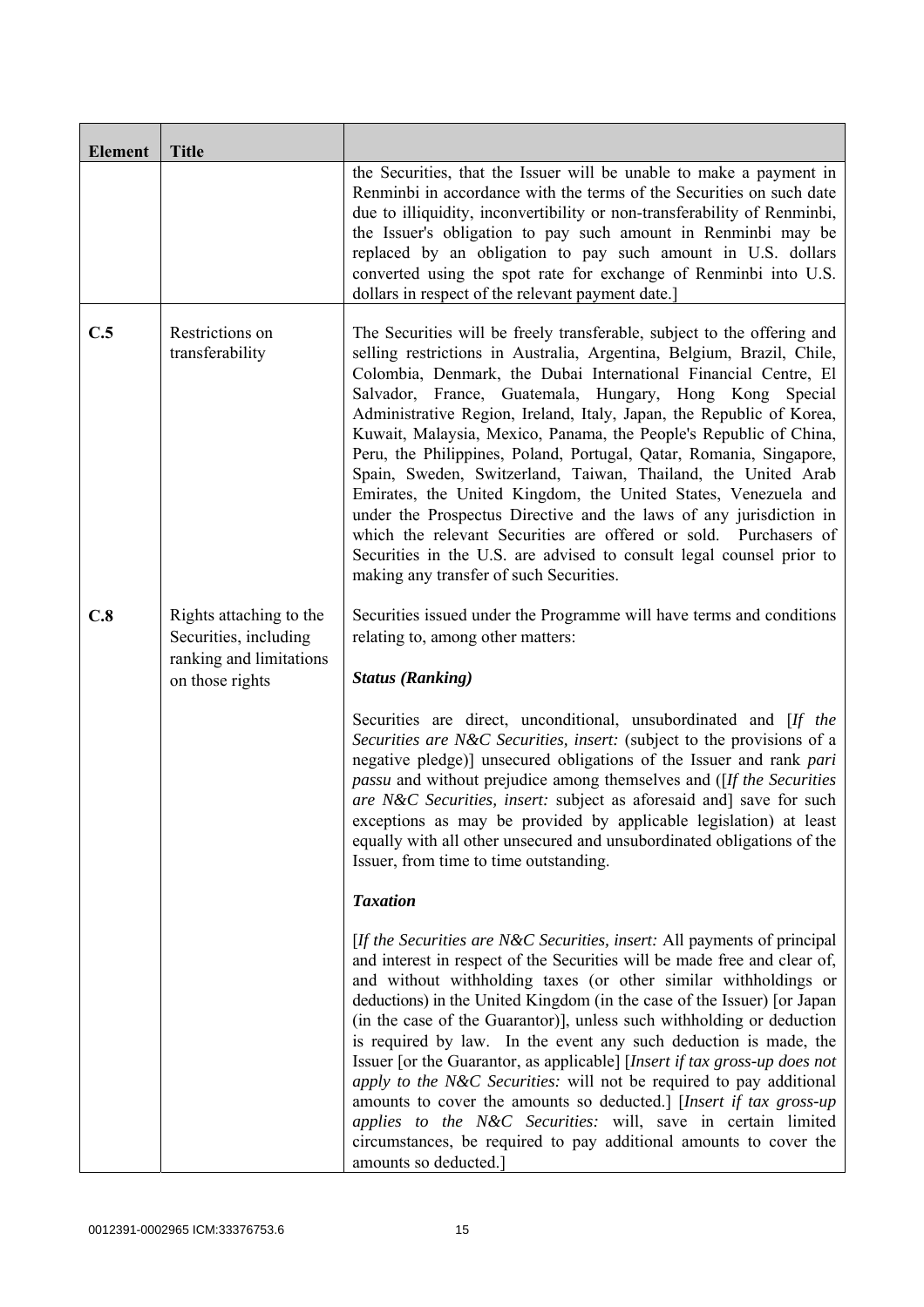| Element | Title |  |
|---|---|---|
|  |  | the Securities, that the Issuer will be unable to make a payment in Renminbi in accordance with the terms of the Securities on such date due to illiquidity, inconvertibility or non-transferability of Renminbi, the Issuer's obligation to pay such amount in Renminbi may be replaced by an obligation to pay such amount in U.S. dollars converted using the spot rate for exchange of Renminbi into U.S. dollars in respect of the relevant payment date.] |
| C.5 | Restrictions on transferability | The Securities will be freely transferable, subject to the offering and selling restrictions in Australia, Argentina, Belgium, Brazil, Chile, Colombia, Denmark, the Dubai International Financial Centre, El Salvador, France, Guatemala, Hungary, Hong Kong Special Administrative Region, Ireland, Italy, Japan, the Republic of Korea, Kuwait, Malaysia, Mexico, Panama, the People's Republic of China, Peru, the Philippines, Poland, Portugal, Qatar, Romania, Singapore, Spain, Sweden, Switzerland, Taiwan, Thailand, the United Arab Emirates, the United Kingdom, the United States, Venezuela and under the Prospectus Directive and the laws of any jurisdiction in which the relevant Securities are offered or sold. Purchasers of Securities in the U.S. are advised to consult legal counsel prior to making any transfer of such Securities. |
| C.8 | Rights attaching to the Securities, including ranking and limitations on those rights | Securities issued under the Programme will have terms and conditions relating to, among other matters:<br><br>***Status (Ranking)***<br><br>Securities are direct, unconditional, unsubordinated and [*If the Securities are N&C Securities, insert:* (subject to the provisions of a negative pledge)] unsecured obligations of the Issuer and rank *pari passu* and without prejudice among themselves and ([*If the Securities are N&C Securities, insert:* subject as aforesaid and] save for such exceptions as may be provided by applicable legislation) at least equally with all other unsecured and unsubordinated obligations of the Issuer, from time to time outstanding.<br><br>***Taxation***<br><br>[*If the Securities are N&C Securities, insert:* All payments of principal and interest in respect of the Securities will be made free and clear of, and without withholding taxes (or other similar withholdings or deductions) in the United Kingdom (in the case of the Issuer) [or Japan (in the case of the Guarantor)], unless such withholding or deduction is required by law. In the event any such deduction is made, the Issuer [or the Guarantor, as applicable] [*Insert if tax gross-up does not apply to the N&C Securities:* will not be required to pay additional amounts to cover the amounts so deducted.] [*Insert if tax gross-up applies to the N&C Securities:* will, save in certain limited circumstances, be required to pay additional amounts to cover the amounts so deducted.] |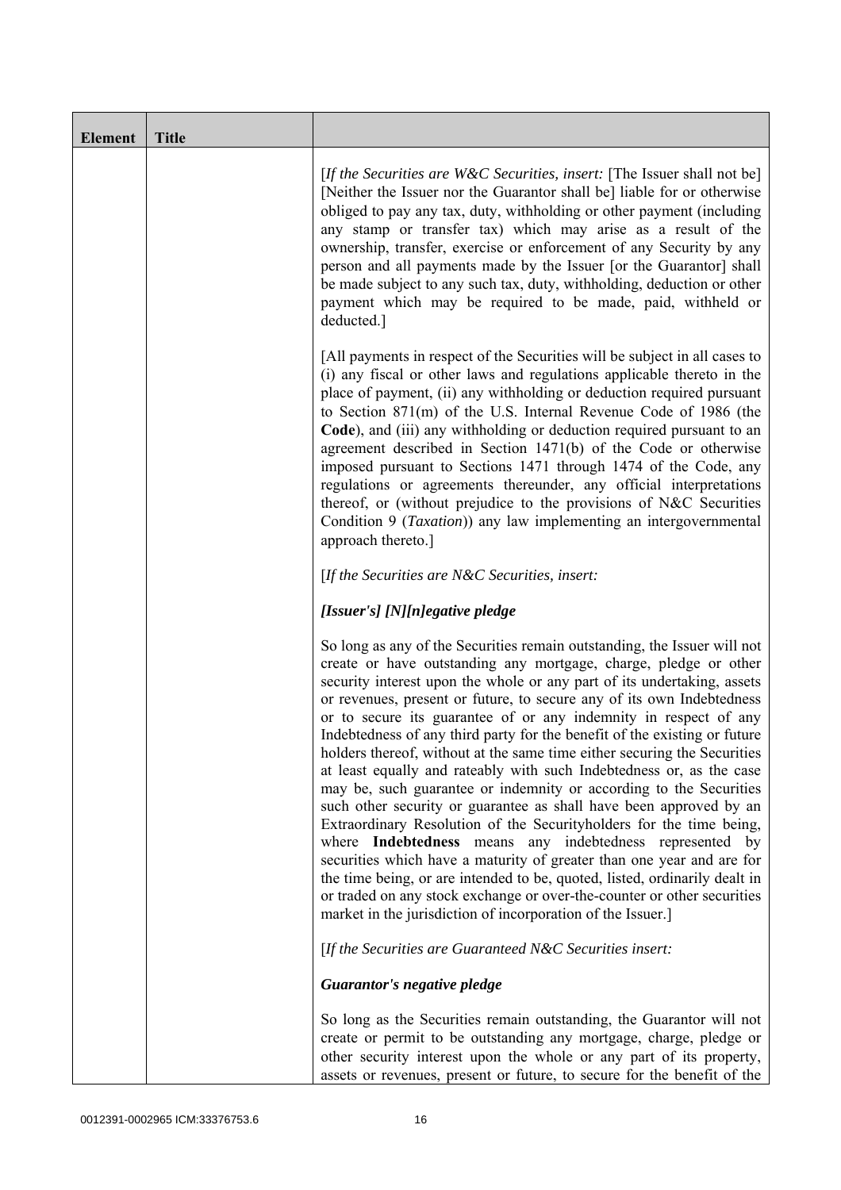| Element | Title | |
| --- | --- | --- |
| | | [*If the Securities are W&C Securities, insert:* [The Issuer shall not be] [Neither the Issuer nor the Guarantor shall be] liable for or otherwise obliged to pay any tax, duty, withholding or other payment (including any stamp or transfer tax) which may arise as a result of the ownership, transfer, exercise or enforcement of any Security by any person and all payments made by the Issuer [or the Guarantor] shall be made subject to any such tax, duty, withholding, deduction or other payment which may be required to be made, paid, withheld or deducted.]<br><br>[All payments in respect of the Securities will be subject in all cases to (i) any fiscal or other laws and regulations applicable thereto in the place of payment, (ii) any withholding or deduction required pursuant to Section 871(m) of the U.S. Internal Revenue Code of 1986 (the **Code**), and (iii) any withholding or deduction required pursuant to an agreement described in Section 1471(b) of the Code or otherwise imposed pursuant to Sections 1471 through 1474 of the Code, any regulations or agreements thereunder, any official interpretations thereof, or (without prejudice to the provisions of N&C Securities Condition 9 (*Taxation*)) any law implementing an intergovernmental approach thereto.]<br><br>[*If the Securities are N&C Securities, insert:*<br><br>***[Issuer's] [N][n]egative pledge***<br><br>So long as any of the Securities remain outstanding, the Issuer will not create or have outstanding any mortgage, charge, pledge or other security interest upon the whole or any part of its undertaking, assets or revenues, present or future, to secure any of its own Indebtedness or to secure its guarantee of or any indemnity in respect of any Indebtedness of any third party for the benefit of the existing or future holders thereof, without at the same time either securing the Securities at least equally and rateably with such Indebtedness or, as the case may be, such guarantee or indemnity or according to the Securities such other security or guarantee as shall have been approved by an Extraordinary Resolution of the Securityholders for the time being, where **Indebtedness** means any indebtedness represented by securities which have a maturity of greater than one year and are for the time being, or are intended to be, quoted, listed, ordinarily dealt in or traded on any stock exchange or over-the-counter or other securities market in the jurisdiction of incorporation of the Issuer.]<br><br>[*If the Securities are Guaranteed N&C Securities insert:*<br><br>***Guarantor's negative pledge***<br><br>So long as the Securities remain outstanding, the Guarantor will not create or permit to be outstanding any mortgage, charge, pledge or other security interest upon the whole or any part of its property, assets or revenues, present or future, to secure for the benefit of the |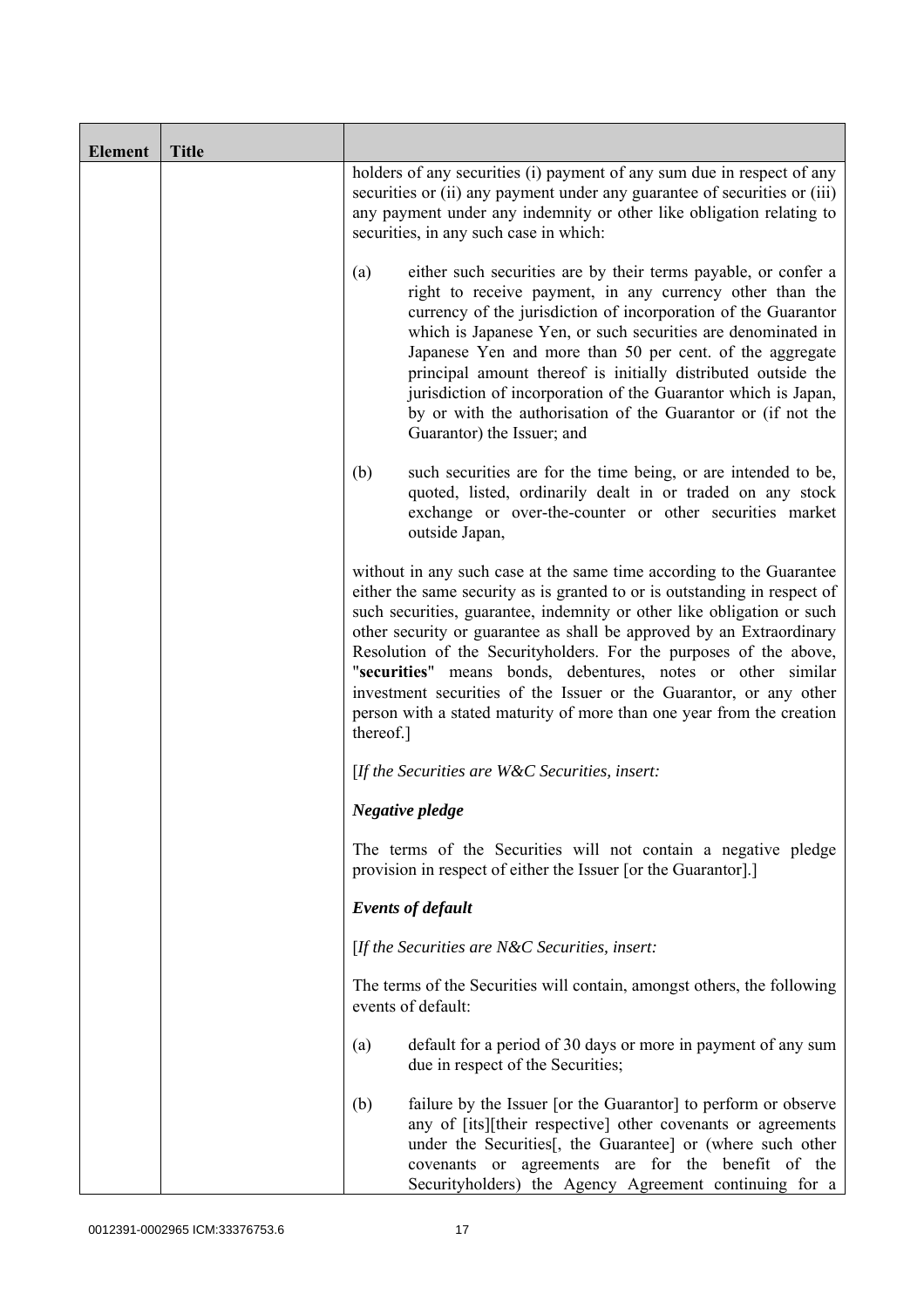| Element | Title |  |
|---|---|---|
| | | holders of any securities (i) payment of any sum due in respect of any securities or (ii) any payment under any guarantee of securities or (iii) any payment under any indemnity or other like obligation relating to securities, in any such case in which:<br><br>(a) either such securities are by their terms payable, or confer a right to receive payment, in any currency other than the currency of the jurisdiction of incorporation of the Guarantor which is Japanese Yen, or such securities are denominated in Japanese Yen and more than 50 per cent. of the aggregate principal amount thereof is initially distributed outside the jurisdiction of incorporation of the Guarantor which is Japan, by or with the authorisation of the Guarantor or (if not the Guarantor) the Issuer; and<br><br>(b) such securities are for the time being, or are intended to be, quoted, listed, ordinarily dealt in or traded on any stock exchange or over-the-counter or other securities market outside Japan,<br><br>without in any such case at the same time according to the Guarantee either the same security as is granted to or is outstanding in respect of such securities, guarantee, indemnity or other like obligation or such other security or guarantee as shall be approved by an Extraordinary Resolution of the Securityholders. For the purposes of the above, "**securities**" means bonds, debentures, notes or other similar investment securities of the Issuer or the Guarantor, or any other person with a stated maturity of more than one year from the creation thereof.]<br><br>[*If the Securities are W&C Securities, insert:*<br><br>***Negative pledge***<br><br>The terms of the Securities will not contain a negative pledge provision in respect of either the Issuer [or the Guarantor].]<br><br>***Events of default***<br><br>[*If the Securities are N&C Securities, insert:*<br><br>The terms of the Securities will contain, amongst others, the following events of default:<br><br>(a) default for a period of 30 days or more in payment of any sum due in respect of the Securities;<br><br>(b) failure by the Issuer [or the Guarantor] to perform or observe any of [its][their respective] other covenants or agreements under the Securities[, the Guarantee] or (where such other covenants or agreements are for the benefit of the Securityholders) the Agency Agreement continuing for a |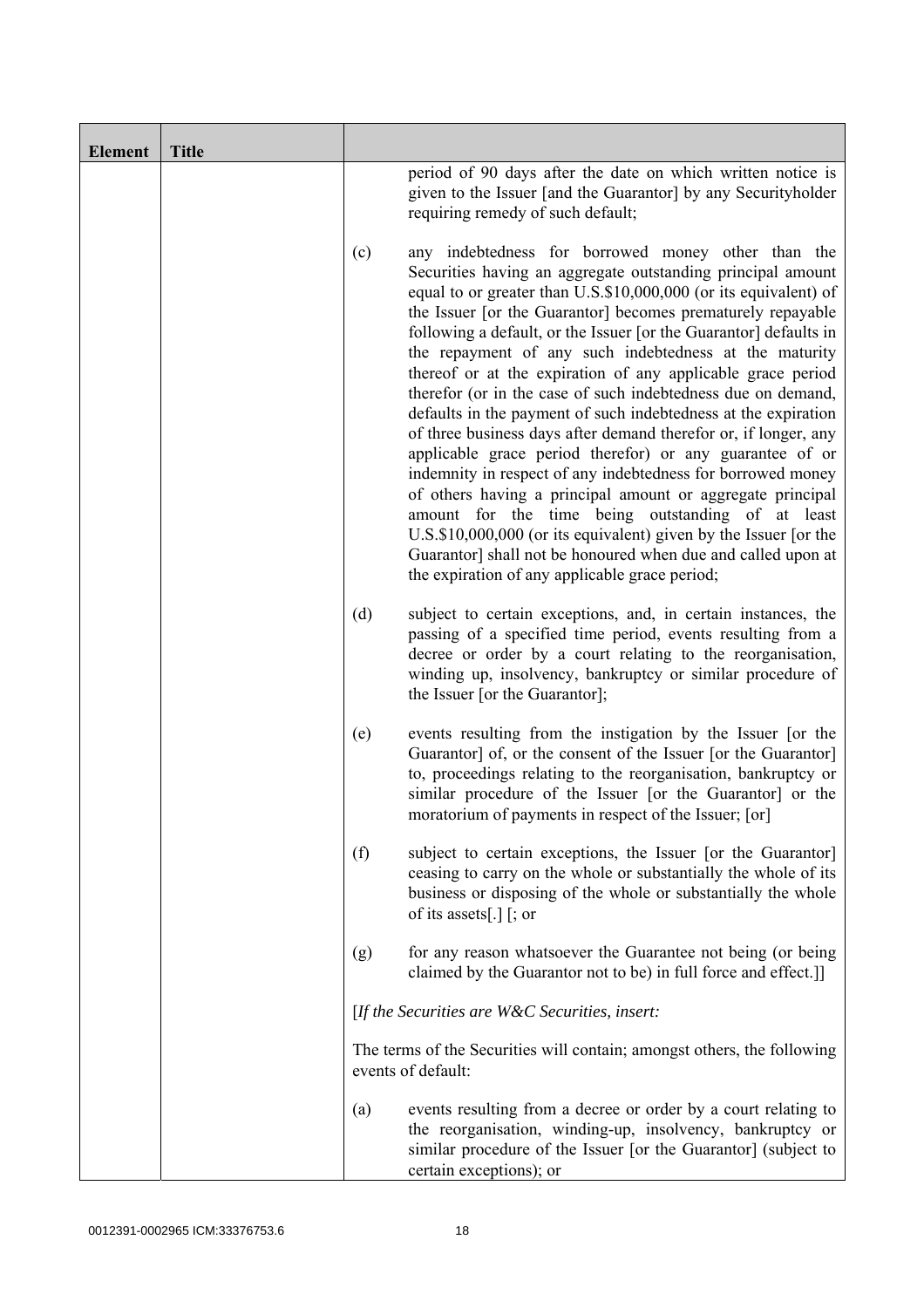| Element | Title | |
|---|---|---|
| | | period of 90 days after the date on which written notice is given to the Issuer [and the Guarantor] by any Securityholder requiring remedy of such default;<br><br>(c) any indebtedness for borrowed money other than the Securities having an aggregate outstanding principal amount equal to or greater than U.S.$10,000,000 (or its equivalent) of the Issuer [or the Guarantor] becomes prematurely repayable following a default, or the Issuer [or the Guarantor] defaults in the repayment of any such indebtedness at the maturity thereof or at the expiration of any applicable grace period therefor (or in the case of such indebtedness due on demand, defaults in the payment of such indebtedness at the expiration of three business days after demand therefor or, if longer, any applicable grace period therefor) or any guarantee of or indemnity in respect of any indebtedness for borrowed money of others having a principal amount or aggregate principal amount for the time being outstanding of at least U.S.$10,000,000 (or its equivalent) given by the Issuer [or the Guarantor] shall not be honoured when due and called upon at the expiration of any applicable grace period;<br><br>(d) subject to certain exceptions, and, in certain instances, the passing of a specified time period, events resulting from a decree or order by a court relating to the reorganisation, winding up, insolvency, bankruptcy or similar procedure of the Issuer [or the Guarantor];<br><br>(e) events resulting from the instigation by the Issuer [or the Guarantor] of, or the consent of the Issuer [or the Guarantor] to, proceedings relating to the reorganisation, bankruptcy or similar procedure of the Issuer [or the Guarantor] or the moratorium of payments in respect of the Issuer; [or]<br><br>(f) subject to certain exceptions, the Issuer [or the Guarantor] ceasing to carry on the whole or substantially the whole of its business or disposing of the whole or substantially the whole of its assets[.] [; or<br><br>(g) for any reason whatsoever the Guarantee not being (or being claimed by the Guarantor not to be) in full force and effect.]]<br><br>[*If the Securities are W&C Securities, insert:*<br><br>The terms of the Securities will contain; amongst others, the following events of default:<br><br>(a) events resulting from a decree or order by a court relating to the reorganisation, winding-up, insolvency, bankruptcy or similar procedure of the Issuer [or the Guarantor] (subject to certain exceptions); or |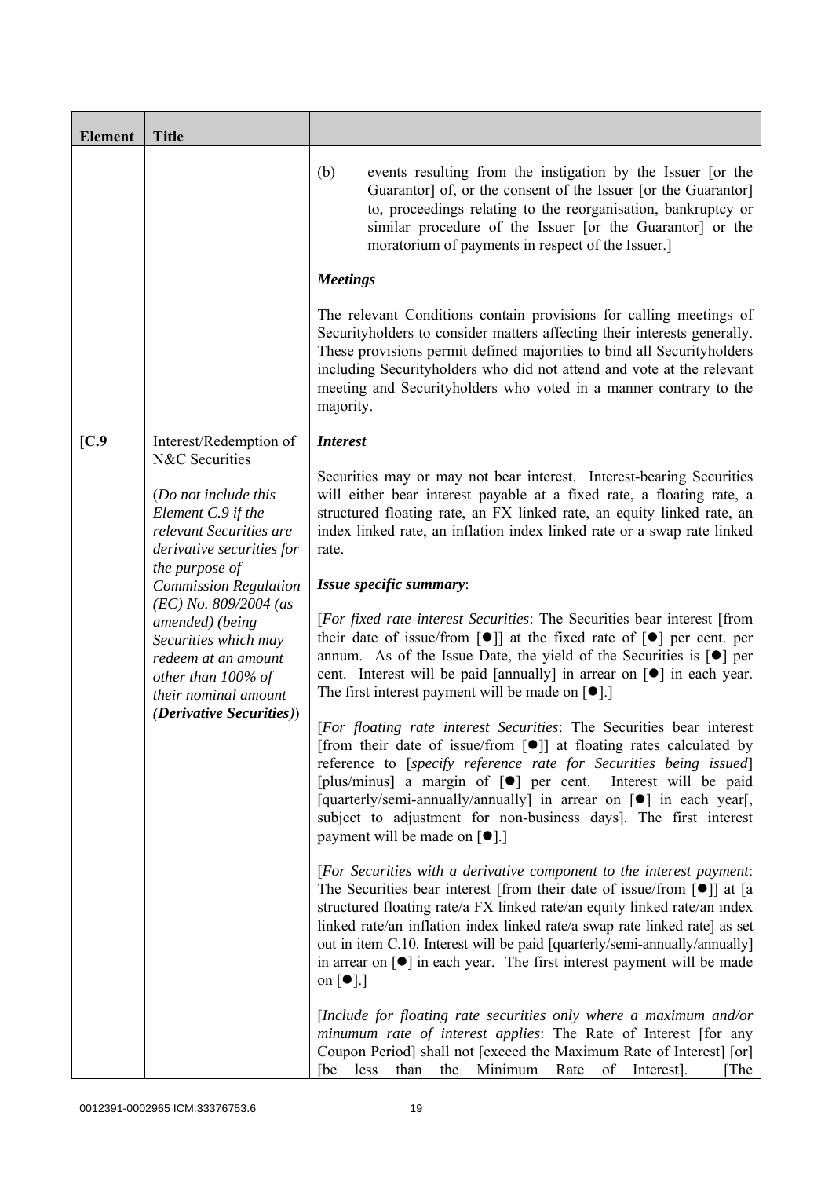| Element | Title | |
|---|---|---|
| | | (b) events resulting from the instigation by the Issuer [or the Guarantor] of, or the consent of the Issuer [or the Guarantor] to, proceedings relating to the reorganisation, bankruptcy or similar procedure of the Issuer [or the Guarantor] or the moratorium of payments in respect of the Issuer.]<br><br>***Meetings***<br><br>The relevant Conditions contain provisions for calling meetings of Securityholders to consider matters affecting their interests generally. These provisions permit defined majorities to bind all Securityholders including Securityholders who did not attend and vote at the relevant meeting and Securityholders who voted in a manner contrary to the majority. |
| [C.9 | Interest/Redemption of N&C Securities<br><br>(*Do not include this Element C.9 if the relevant Securities are derivative securities for the purpose of Commission Regulation (EC) No. 809/2004 (as amended) (being Securities which may redeem at an amount other than 100% of their nominal amount* (***Derivative Securities***)) | ***Interest***<br><br>Securities may or may not bear interest. Interest-bearing Securities will either bear interest payable at a fixed rate, a floating rate, a structured floating rate, an FX linked rate, an equity linked rate, an index linked rate, an inflation index linked rate or a swap rate linked rate.<br><br>***Issue specific summary***:<br><br>[*For fixed rate interest Securities*: The Securities bear interest [from their date of issue/from [●]] at the fixed rate of [●] per cent. per annum. As of the Issue Date, the yield of the Securities is [●] per cent. Interest will be paid [annually] in arrear on [●] in each year. The first interest payment will be made on [●].]<br><br>[*For floating rate interest Securities*: The Securities bear interest [from their date of issue/from [●]] at floating rates calculated by reference to [*specify reference rate for Securities being issued*] [plus/minus] a margin of [●] per cent. Interest will be paid [quarterly/semi-annually/annually] in arrear on [●] in each year[, subject to adjustment for non-business days]. The first interest payment will be made on [●].]<br><br>[*For Securities with a derivative component to the interest payment*: The Securities bear interest [from their date of issue/from [●]] at [a structured floating rate/a FX linked rate/an equity linked rate/an index linked rate/an inflation index linked rate/a swap rate linked rate] as set out in item C.10. Interest will be paid [quarterly/semi-annually/annually] in arrear on [●] in each year. The first interest payment will be made on [●].]<br><br>[*Include for floating rate securities only where a maximum and/or minumum rate of interest applies*: The Rate of Interest [for any Coupon Period] shall not [exceed the Maximum Rate of Interest] [or] [be less than the Minimum Rate of Interest]. [The |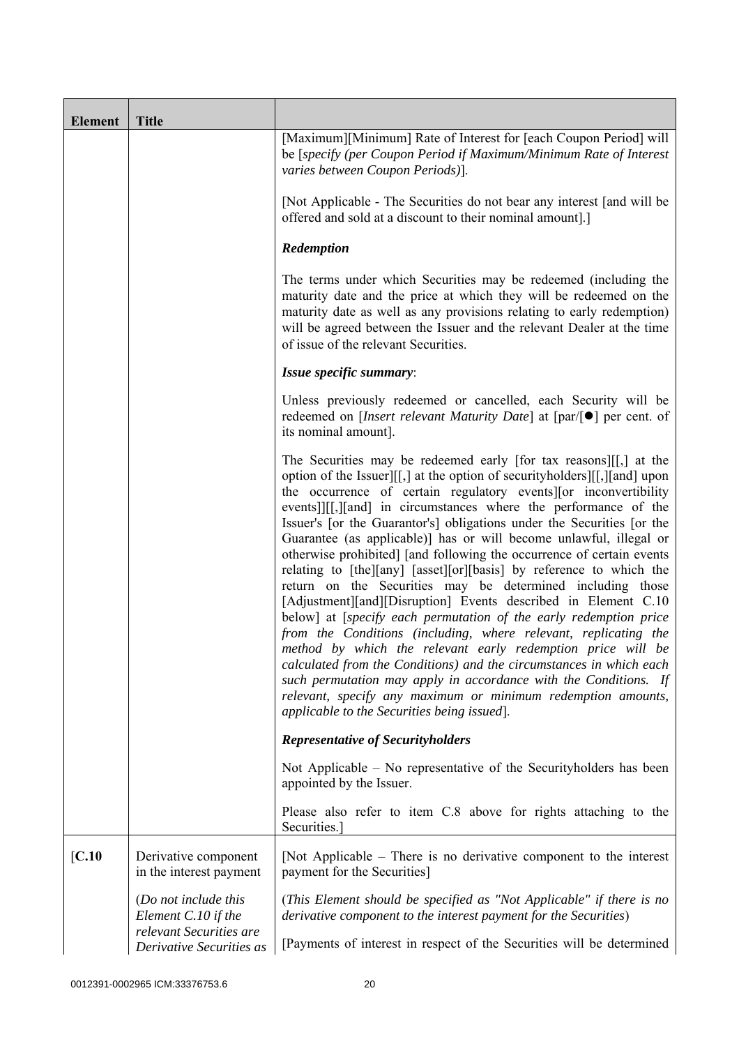| Element | Title | |
|---|---|---|
| | | [Maximum][Minimum] Rate of Interest for [each Coupon Period] will be [*specify (per Coupon Period if Maximum/Minimum Rate of Interest varies between Coupon Periods)*].<br><br>[Not Applicable - The Securities do not bear any interest [and will be offered and sold at a discount to their nominal amount].]<br><br>***Redemption***<br><br>The terms under which Securities may be redeemed (including the maturity date and the price at which they will be redeemed on the maturity date as well as any provisions relating to early redemption) will be agreed between the Issuer and the relevant Dealer at the time of issue of the relevant Securities.<br><br>***Issue specific summary***:<br><br>Unless previously redeemed or cancelled, each Security will be redeemed on [*Insert relevant Maturity Date*] at [par/[●] per cent. of its nominal amount].<br><br>The Securities may be redeemed early [for tax reasons][[,] at the option of the Issuer][[,] at the option of securityholders][[,][and] upon the occurrence of certain regulatory events][or inconvertibility events]][[,][and] in circumstances where the performance of the Issuer's [or the Guarantor's] obligations under the Securities [or the Guarantee (as applicable)] has or will become unlawful, illegal or otherwise prohibited] [and following the occurrence of certain events relating to [the][any] [asset][or][basis] by reference to which the return on the Securities may be determined including those [Adjustment][and][Disruption] Events described in Element C.10 below] at [*specify each permutation of the early redemption price from the Conditions (including, where relevant, replicating the method by which the relevant early redemption price will be calculated from the Conditions) and the circumstances in which each such permutation may apply in accordance with the Conditions. If relevant, specify any maximum or minimum redemption amounts, applicable to the Securities being issued*].<br><br>***Representative of Securityholders***<br><br>Not Applicable – No representative of the Securityholders has been appointed by the Issuer.<br><br>Please also refer to item C.8 above for rights attaching to the Securities.] |
| [C.10 | Derivative component in the interest payment<br><br>(*Do not include this Element C.10 if the relevant Securities are Derivative Securities as* | [Not Applicable – There is no derivative component to the interest payment for the Securities]<br><br>(*This Element should be specified as "Not Applicable" if there is no derivative component to the interest payment for the Securities*)<br><br>[Payments of interest in respect of the Securities will be determined |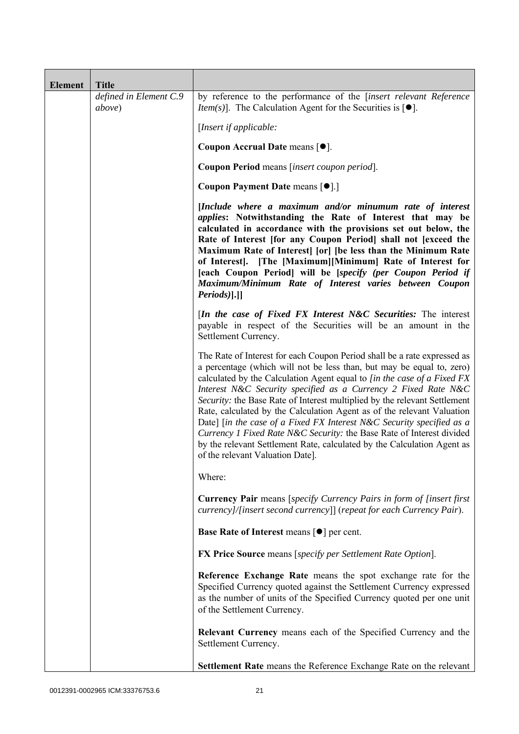| Element | Title | |
|---|---|---|
| | defined in Element C.9 *above*) | by reference to the performance of the [*insert relevant Reference Item(s)*]. The Calculation Agent for the Securities is [●].<br><br>[*Insert if applicable:*<br><br>**Coupon Accrual Date** means [●].<br><br>**Coupon Period** means [*insert coupon period*].<br><br>**Coupon Payment Date** means [●].]<br><br>**[*Include where a maximum and/or minumum rate of interest applies*: Notwithstanding the Rate of Interest that may be calculated in accordance with the provisions set out below, the Rate of Interest [for any Coupon Period] shall not [exceed the Maximum Rate of Interest] [or] [be less than the Minimum Rate of Interest]. [The [Maximum][Minimum] Rate of Interest for [each Coupon Period] will be [*specify (per Coupon Period if Maximum/Minimum Rate of Interest varies between Coupon Periods)*].]]**<br><br>[***In the case of Fixed FX Interest N&C Securities:*** The interest payable in respect of the Securities will be an amount in the Settlement Currency.<br><br>The Rate of Interest for each Coupon Period shall be a rate expressed as a percentage (which will not be less than, but may be equal to, zero) calculated by the Calculation Agent equal to *[in the case of a Fixed FX Interest N&C Security specified as a Currency 2 Fixed Rate N&C Security:* the Base Rate of Interest multiplied by the relevant Settlement Rate, calculated by the Calculation Agent as of the relevant Valuation Date] [*in the case of a Fixed FX Interest N&C Security specified as a Currency 1 Fixed Rate N&C Security:* the Base Rate of Interest divided by the relevant Settlement Rate, calculated by the Calculation Agent as of the relevant Valuation Date].<br><br>Where:<br><br>**Currency Pair** means [*specify Currency Pairs in form of [insert first currency]/[insert second currency*]] (*repeat for each Currency Pair*).<br><br>**Base Rate of Interest** means [●] per cent.<br><br>**FX Price Source** means [*specify per Settlement Rate Option*].<br><br>**Reference Exchange Rate** means the spot exchange rate for the Specified Currency quoted against the Settlement Currency expressed as the number of units of the Specified Currency quoted per one unit of the Settlement Currency.<br><br>**Relevant Currency** means each of the Specified Currency and the Settlement Currency.<br><br>**Settlement Rate** means the Reference Exchange Rate on the relevant |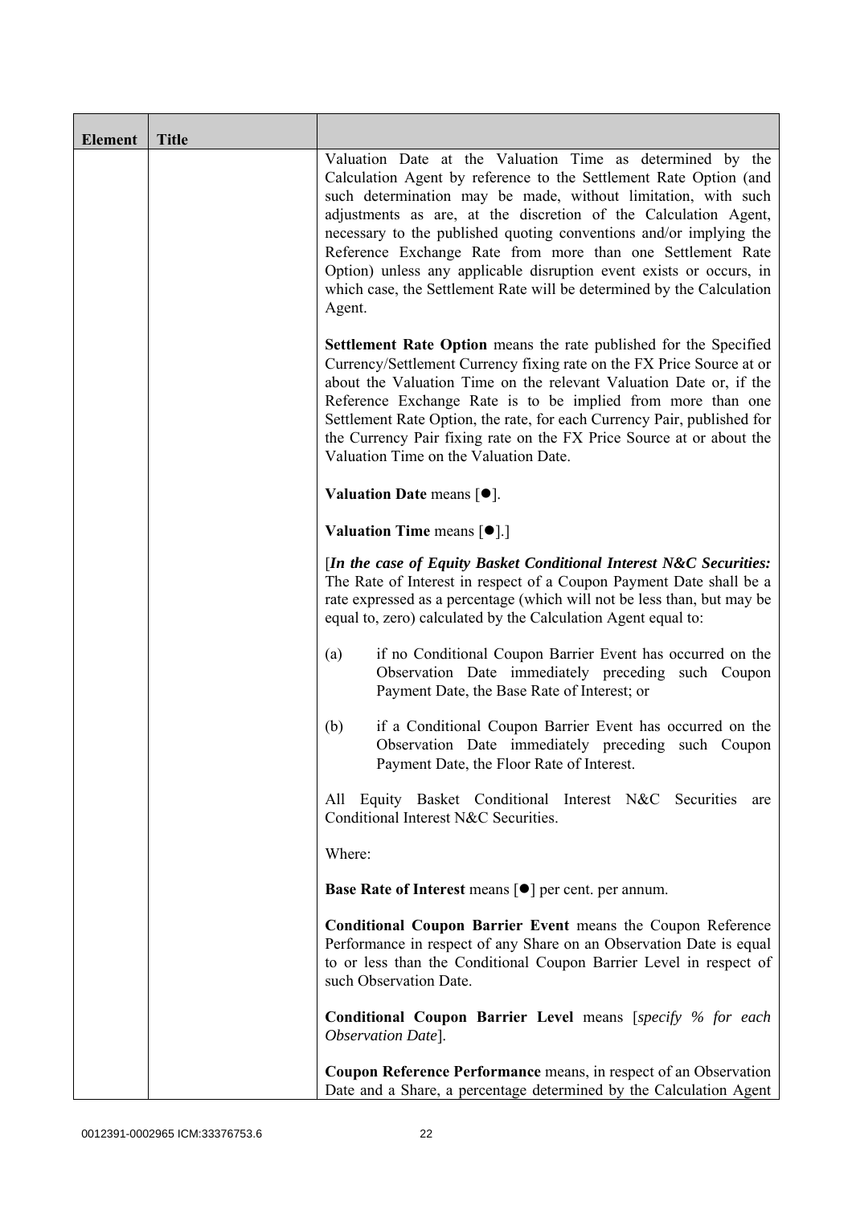| Element | Title | |
|---|---|---|
| | | Valuation Date at the Valuation Time as determined by the Calculation Agent by reference to the Settlement Rate Option (and such determination may be made, without limitation, with such adjustments as are, at the discretion of the Calculation Agent, necessary to the published quoting conventions and/or implying the Reference Exchange Rate from more than one Settlement Rate Option) unless any applicable disruption event exists or occurs, in which case, the Settlement Rate will be determined by the Calculation Agent.<br><br>**Settlement Rate Option** means the rate published for the Specified Currency/Settlement Currency fixing rate on the FX Price Source at or about the Valuation Time on the relevant Valuation Date or, if the Reference Exchange Rate is to be implied from more than one Settlement Rate Option, the rate, for each Currency Pair, published for the Currency Pair fixing rate on the FX Price Source at or about the Valuation Time on the Valuation Date.<br><br>**Valuation Date** means [●].<br><br>**Valuation Time** means [●].]<br><br>[*In the case of Equity Basket Conditional Interest N&C Securities:* The Rate of Interest in respect of a Coupon Payment Date shall be a rate expressed as a percentage (which will not be less than, but may be equal to, zero) calculated by the Calculation Agent equal to:<br><br>(a) if no Conditional Coupon Barrier Event has occurred on the Observation Date immediately preceding such Coupon Payment Date, the Base Rate of Interest; or<br><br>(b) if a Conditional Coupon Barrier Event has occurred on the Observation Date immediately preceding such Coupon Payment Date, the Floor Rate of Interest.<br><br>All Equity Basket Conditional Interest N&C Securities are Conditional Interest N&C Securities.<br><br>Where:<br><br>**Base Rate of Interest** means [●] per cent. per annum.<br><br>**Conditional Coupon Barrier Event** means the Coupon Reference Performance in respect of any Share on an Observation Date is equal to or less than the Conditional Coupon Barrier Level in respect of such Observation Date.<br><br>**Conditional Coupon Barrier Level** means [*specify % for each Observation Date*].<br><br>**Coupon Reference Performance** means, in respect of an Observation Date and a Share, a percentage determined by the Calculation Agent |

0012391-0002965 ICM:33376753.6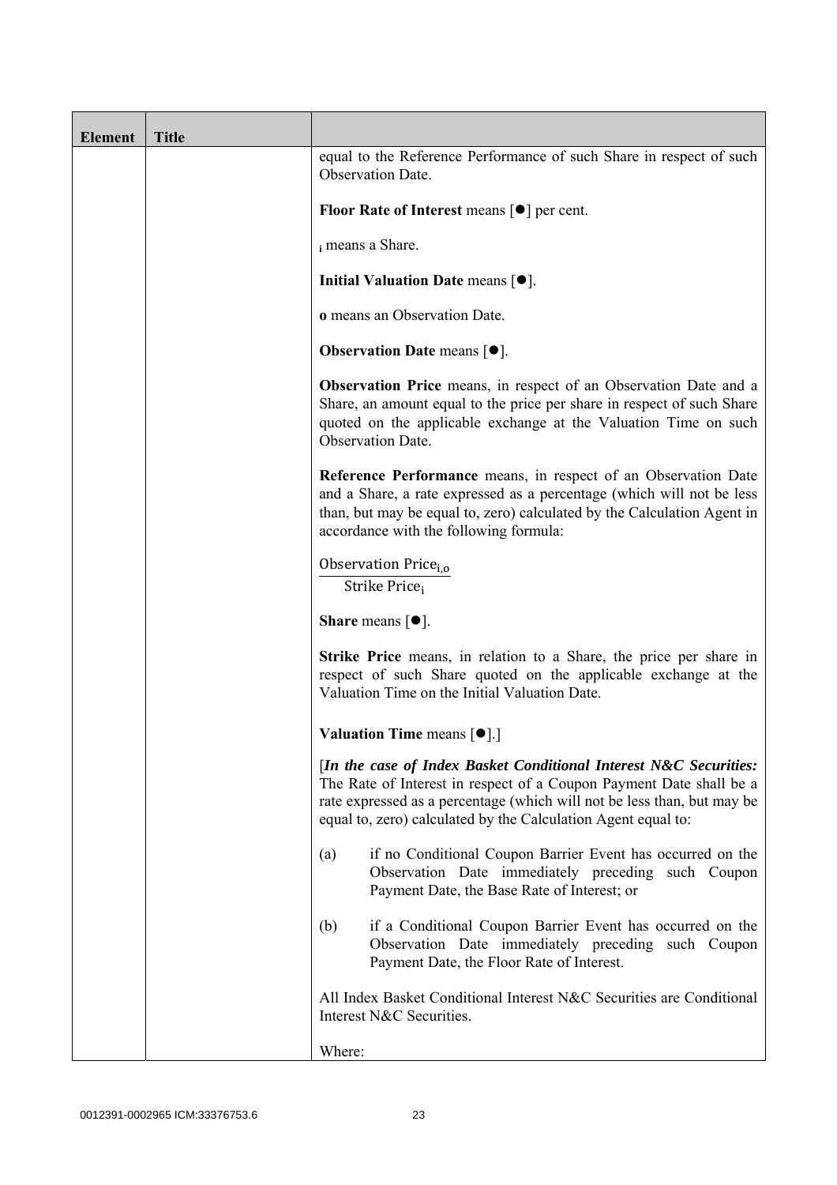| Element | Title | |
|---|---|---|
| | | equal to the Reference Performance of such Share in respect of such Observation Date.<br><br>**Floor Rate of Interest** means [●] per cent.<br><br>$_i$ means a Share.<br><br>**Initial Valuation Date** means [●].<br><br>**o** means an Observation Date.<br><br>**Observation Date** means [●].<br><br>**Observation Price** means, in respect of an Observation Date and a Share, an amount equal to the price per share in respect of such Share quoted on the applicable exchange at the Valuation Time on such Observation Date.<br><br>**Reference Performance** means, in respect of an Observation Date and a Share, a rate expressed as a percentage (which will not be less than, but may be equal to, zero) calculated by the Calculation Agent in accordance with the following formula:<br><br>$\frac{\text{Observation Price}_{i,o}}{\text{Strike Price}_i}$<br><br>**Share** means [●].<br><br>**Strike Price** means, in relation to a Share, the price per share in respect of such Share quoted on the applicable exchange at the Valuation Time on the Initial Valuation Date.<br><br>**Valuation Time** means [●].]<br><br>[***In the case of Index Basket Conditional Interest N&C Securities:*** The Rate of Interest in respect of a Coupon Payment Date shall be a rate expressed as a percentage (which will not be less than, but may be equal to, zero) calculated by the Calculation Agent equal to:<br><br>(a) if no Conditional Coupon Barrier Event has occurred on the Observation Date immediately preceding such Coupon Payment Date, the Base Rate of Interest; or<br><br>(b) if a Conditional Coupon Barrier Event has occurred on the Observation Date immediately preceding such Coupon Payment Date, the Floor Rate of Interest.<br><br>All Index Basket Conditional Interest N&C Securities are Conditional Interest N&C Securities.<br><br>Where: |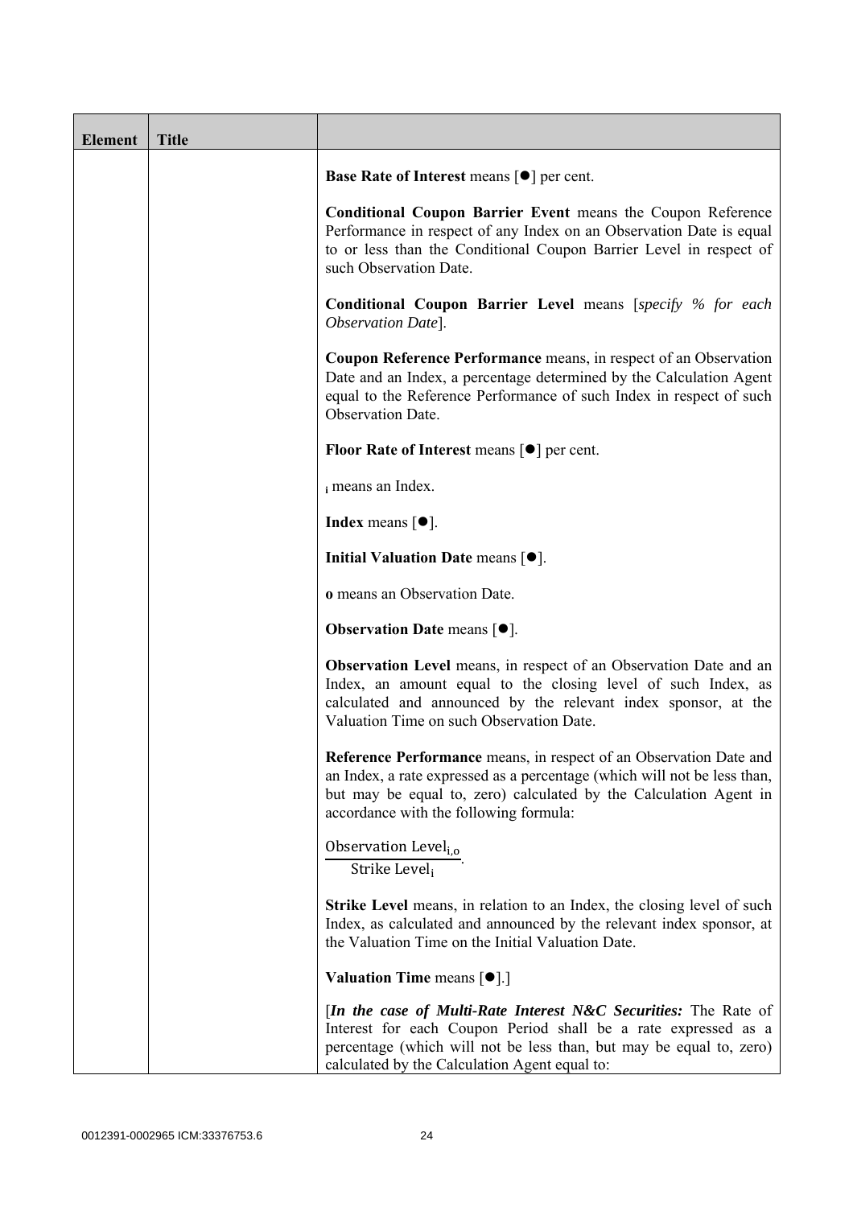| Element | Title | |
|---|---|---|
| | | **Base Rate of Interest** means [●] per cent.<br><br>**Conditional Coupon Barrier Event** means the Coupon Reference Performance in respect of any Index on an Observation Date is equal to or less than the Conditional Coupon Barrier Level in respect of such Observation Date.<br><br>**Conditional Coupon Barrier Level** means [*specify % for each Observation Date*].<br><br>**Coupon Reference Performance** means, in respect of an Observation Date and an Index, a percentage determined by the Calculation Agent equal to the Reference Performance of such Index in respect of such Observation Date.<br><br>**Floor Rate of Interest** means [●] per cent.<br><br>$_i$ means an Index.<br><br>**Index** means [●].<br><br>**Initial Valuation Date** means [●].<br><br>**o** means an Observation Date.<br><br>**Observation Date** means [●].<br><br>**Observation Level** means, in respect of an Observation Date and an Index, an amount equal to the closing level of such Index, as calculated and announced by the relevant index sponsor, at the Valuation Time on such Observation Date.<br><br>**Reference Performance** means, in respect of an Observation Date and an Index, a rate expressed as a percentage (which will not be less than, but may be equal to, zero) calculated by the Calculation Agent in accordance with the following formula:<br><br>$\frac{\text{Observation Level}_{i,o}}{\text{Strike Level}_i}$.<br><br>**Strike Level** means, in relation to an Index, the closing level of such Index, as calculated and announced by the relevant index sponsor, at the Valuation Time on the Initial Valuation Date.<br><br>**Valuation Time** means [●].]<br><br>[***In the case of Multi-Rate Interest N&C Securities:*** The Rate of Interest for each Coupon Period shall be a rate expressed as a percentage (which will not be less than, but may be equal to, zero) calculated by the Calculation Agent equal to: |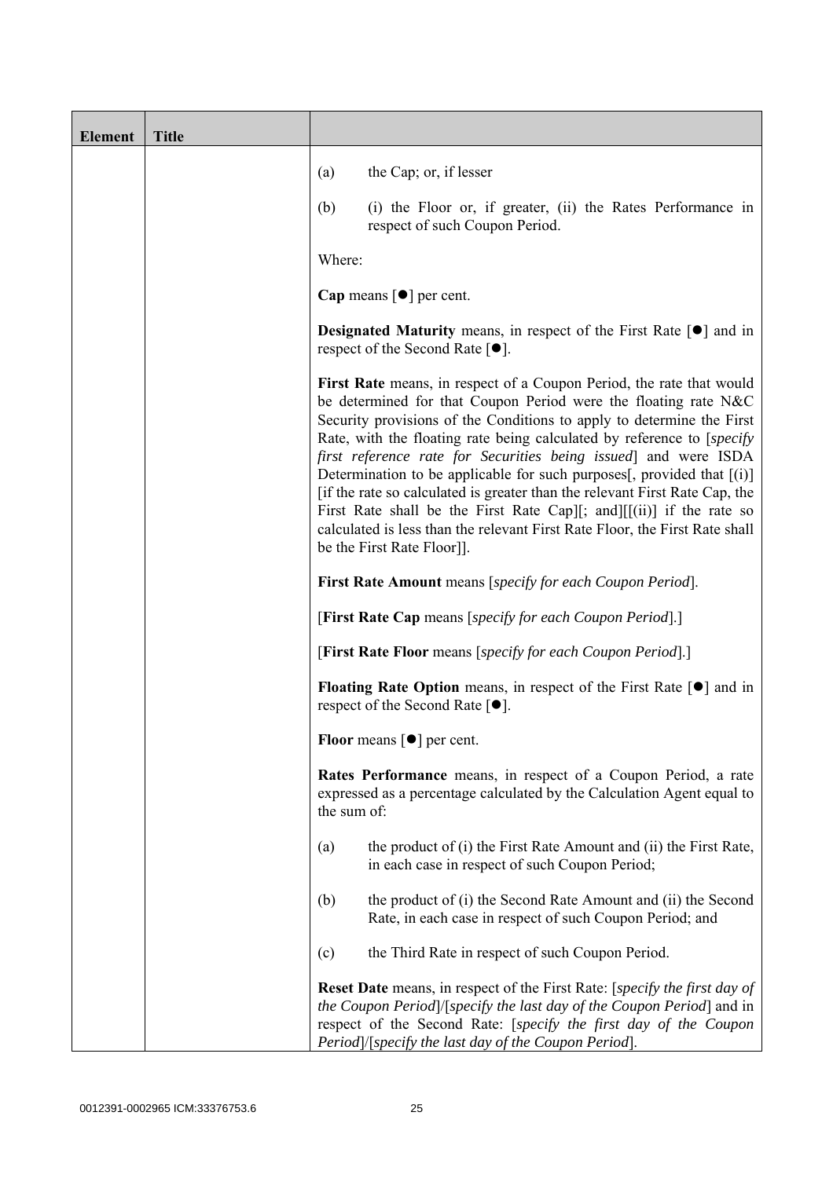| Element | Title | |
|---|---|---|
| | | (a) the Cap; or, if lesser<br><br>(b) (i) the Floor or, if greater, (ii) the Rates Performance in respect of such Coupon Period.<br><br>Where:<br><br>**Cap** means [●] per cent.<br><br>**Designated Maturity** means, in respect of the First Rate [●] and in respect of the Second Rate [●].<br><br>**First Rate** means, in respect of a Coupon Period, the rate that would be determined for that Coupon Period were the floating rate N&C Security provisions of the Conditions to apply to determine the First Rate, with the floating rate being calculated by reference to [*specify first reference rate for Securities being issued*] and were ISDA Determination to be applicable for such purposes[, provided that [(i)] [if the rate so calculated is greater than the relevant First Rate Cap, the First Rate shall be the First Rate Cap][; and][[(ii)] if the rate so calculated is less than the relevant First Rate Floor, the First Rate shall be the First Rate Floor]].<br><br>**First Rate Amount** means [*specify for each Coupon Period*].<br><br>[**First Rate Cap** means [*specify for each Coupon Period*].]<br><br>[**First Rate Floor** means [*specify for each Coupon Period*].]<br><br>**Floating Rate Option** means, in respect of the First Rate [●] and in respect of the Second Rate [●].<br><br>**Floor** means [●] per cent.<br><br>**Rates Performance** means, in respect of a Coupon Period, a rate expressed as a percentage calculated by the Calculation Agent equal to the sum of:<br><br>(a) the product of (i) the First Rate Amount and (ii) the First Rate, in each case in respect of such Coupon Period;<br><br>(b) the product of (i) the Second Rate Amount and (ii) the Second Rate, in each case in respect of such Coupon Period; and<br><br>(c) the Third Rate in respect of such Coupon Period.<br><br>**Reset Date** means, in respect of the First Rate: [*specify the first day of the Coupon Period*]/[*specify the last day of the Coupon Period*] and in respect of the Second Rate: [*specify the first day of the Coupon Period*]/[*specify the last day of the Coupon Period*]. |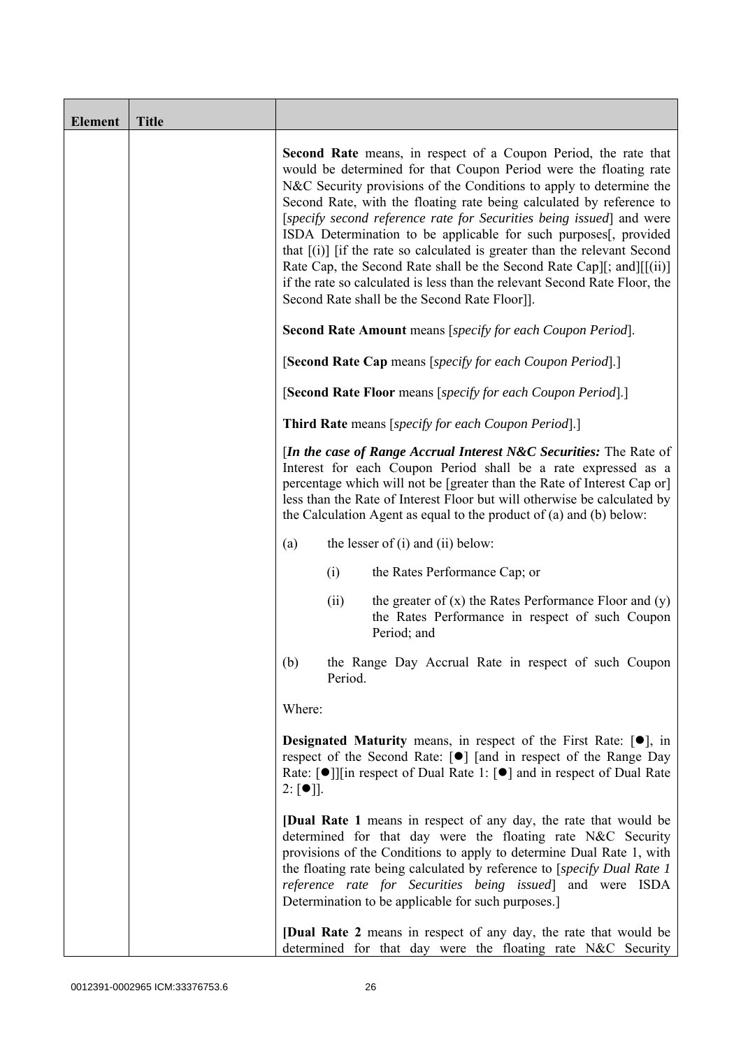| Element | Title | |
|---|---|---|
| | | **Second Rate** means, in respect of a Coupon Period, the rate that would be determined for that Coupon Period were the floating rate N&C Security provisions of the Conditions to apply to determine the Second Rate, with the floating rate being calculated by reference to [*specify second reference rate for Securities being issued*] and were ISDA Determination to be applicable for such purposes[, provided that [(i)] [if the rate so calculated is greater than the relevant Second Rate Cap, the Second Rate shall be the Second Rate Cap][; and][[(ii)] if the rate so calculated is less than the relevant Second Rate Floor, the Second Rate shall be the Second Rate Floor]].<br><br>**Second Rate Amount** means [*specify for each Coupon Period*].<br><br>[**Second Rate Cap** means [*specify for each Coupon Period*].]<br><br>[**Second Rate Floor** means [*specify for each Coupon Period*].]<br><br>**Third Rate** means [*specify for each Coupon Period*].]<br><br>[***In the case of Range Accrual Interest N&C Securities:*** The Rate of Interest for each Coupon Period shall be a rate expressed as a percentage which will not be [greater than the Rate of Interest Cap or] less than the Rate of Interest Floor but will otherwise be calculated by the Calculation Agent as equal to the product of (a) and (b) below:<br><br>(a) the lesser of (i) and (ii) below:<br><br>(i) the Rates Performance Cap; or<br><br>(ii) the greater of (x) the Rates Performance Floor and (y) the Rates Performance in respect of such Coupon Period; and<br><br>(b) the Range Day Accrual Rate in respect of such Coupon Period.<br><br>Where:<br><br>**Designated Maturity** means, in respect of the First Rate: [●], in respect of the Second Rate: [●] [and in respect of the Range Day Rate: [●]][in respect of Dual Rate 1: [●] and in respect of Dual Rate 2: [●]].<br><br>**[Dual Rate 1** means in respect of any day, the rate that would be determined for that day were the floating rate N&C Security provisions of the Conditions to apply to determine Dual Rate 1, with the floating rate being calculated by reference to [*specify Dual Rate 1 reference rate for Securities being issued*] and were ISDA Determination to be applicable for such purposes.]<br><br>**[Dual Rate 2** means in respect of any day, the rate that would be determined for that day were the floating rate N&C Security |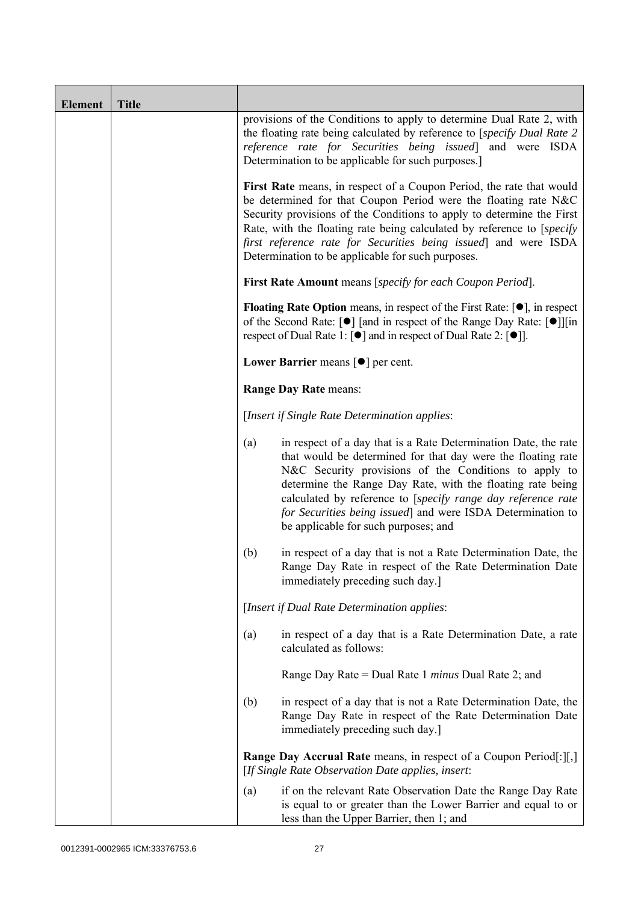| Element | Title | |
|---|---|---|
| | | provisions of the Conditions to apply to determine Dual Rate 2, with the floating rate being calculated by reference to [*specify Dual Rate 2 reference rate for Securities being issued*] and were ISDA Determination to be applicable for such purposes.]<br><br>**First Rate** means, in respect of a Coupon Period, the rate that would be determined for that Coupon Period were the floating rate N&C Security provisions of the Conditions to apply to determine the First Rate, with the floating rate being calculated by reference to [*specify first reference rate for Securities being issued*] and were ISDA Determination to be applicable for such purposes.<br><br>**First Rate Amount** means [*specify for each Coupon Period*].<br><br>**Floating Rate Option** means, in respect of the First Rate: [●], in respect of the Second Rate: [●] [and in respect of the Range Day Rate: [●]][in respect of Dual Rate 1: [●] and in respect of Dual Rate 2: [●]].<br><br>**Lower Barrier** means [●] per cent.<br><br>**Range Day Rate** means:<br><br>[*Insert if Single Rate Determination applies*:<br><br>(a) in respect of a day that is a Rate Determination Date, the rate that would be determined for that day were the floating rate N&C Security provisions of the Conditions to apply to determine the Range Day Rate, with the floating rate being calculated by reference to [*specify range day reference rate for Securities being issued*] and were ISDA Determination to be applicable for such purposes; and<br><br>(b) in respect of a day that is not a Rate Determination Date, the Range Day Rate in respect of the Rate Determination Date immediately preceding such day.]<br><br>[*Insert if Dual Rate Determination applies*:<br><br>(a) in respect of a day that is a Rate Determination Date, a rate calculated as follows:<br><br>Range Day Rate = Dual Rate 1 *minus* Dual Rate 2; and<br><br>(b) in respect of a day that is not a Rate Determination Date, the Range Day Rate in respect of the Rate Determination Date immediately preceding such day.]<br><br>**Range Day Accrual Rate** means, in respect of a Coupon Period[:][,] [*If Single Rate Observation Date applies, insert*:<br><br>(a) if on the relevant Rate Observation Date the Range Day Rate is equal to or greater than the Lower Barrier and equal to or less than the Upper Barrier, then 1; and |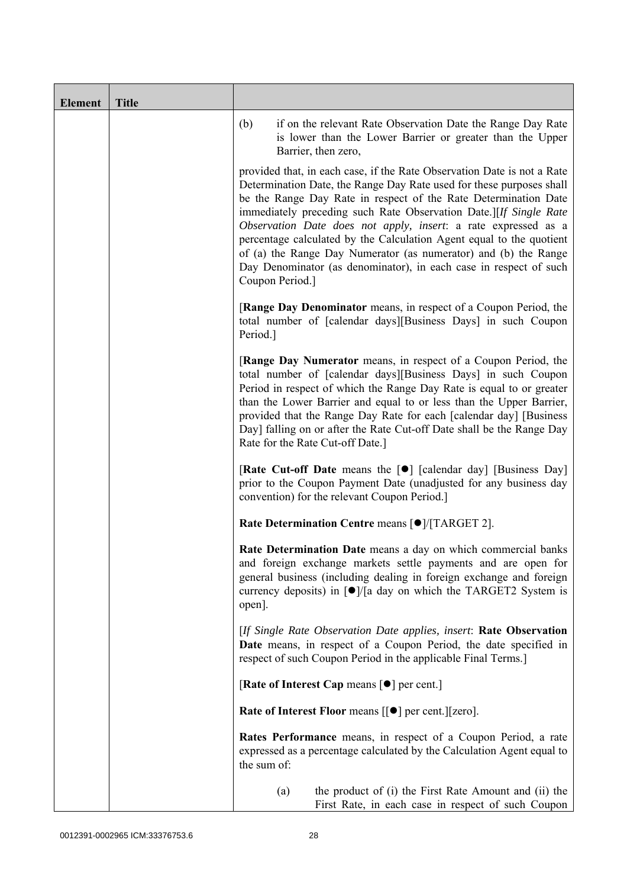| Element | Title | |
|---|---|---|
| | | (b) if on the relevant Rate Observation Date the Range Day Rate is lower than the Lower Barrier or greater than the Upper Barrier, then zero,<br><br>provided that, in each case, if the Rate Observation Date is not a Rate Determination Date, the Range Day Rate used for these purposes shall be the Range Day Rate in respect of the Rate Determination Date immediately preceding such Rate Observation Date.][*If Single Rate Observation Date does not apply, insert*: a rate expressed as a percentage calculated by the Calculation Agent equal to the quotient of (a) the Range Day Numerator (as numerator) and (b) the Range Day Denominator (as denominator), in each case in respect of such Coupon Period.]<br><br>[**Range Day Denominator** means, in respect of a Coupon Period, the total number of [calendar days][Business Days] in such Coupon Period.]<br><br>[**Range Day Numerator** means, in respect of a Coupon Period, the total number of [calendar days][Business Days] in such Coupon Period in respect of which the Range Day Rate is equal to or greater than the Lower Barrier and equal to or less than the Upper Barrier, provided that the Range Day Rate for each [calendar day] [Business Day] falling on or after the Rate Cut-off Date shall be the Range Day Rate for the Rate Cut-off Date.]<br><br>[**Rate Cut-off Date** means the [●] [calendar day] [Business Day] prior to the Coupon Payment Date (unadjusted for any business day convention) for the relevant Coupon Period.]<br><br>**Rate Determination Centre** means [●]/[TARGET 2].<br><br>**Rate Determination Date** means a day on which commercial banks and foreign exchange markets settle payments and are open for general business (including dealing in foreign exchange and foreign currency deposits) in [●]/[a day on which the TARGET2 System is open].<br><br>[*If Single Rate Observation Date applies, insert*: **Rate Observation Date** means, in respect of a Coupon Period, the date specified in respect of such Coupon Period in the applicable Final Terms.]<br><br>[**Rate of Interest Cap** means [●] per cent.]<br><br>**Rate of Interest Floor** means [[●] per cent.][zero].<br><br>**Rates Performance** means, in respect of a Coupon Period, a rate expressed as a percentage calculated by the Calculation Agent equal to the sum of:<br><br>(a) the product of (i) the First Rate Amount and (ii) the First Rate, in each case in respect of such Coupon |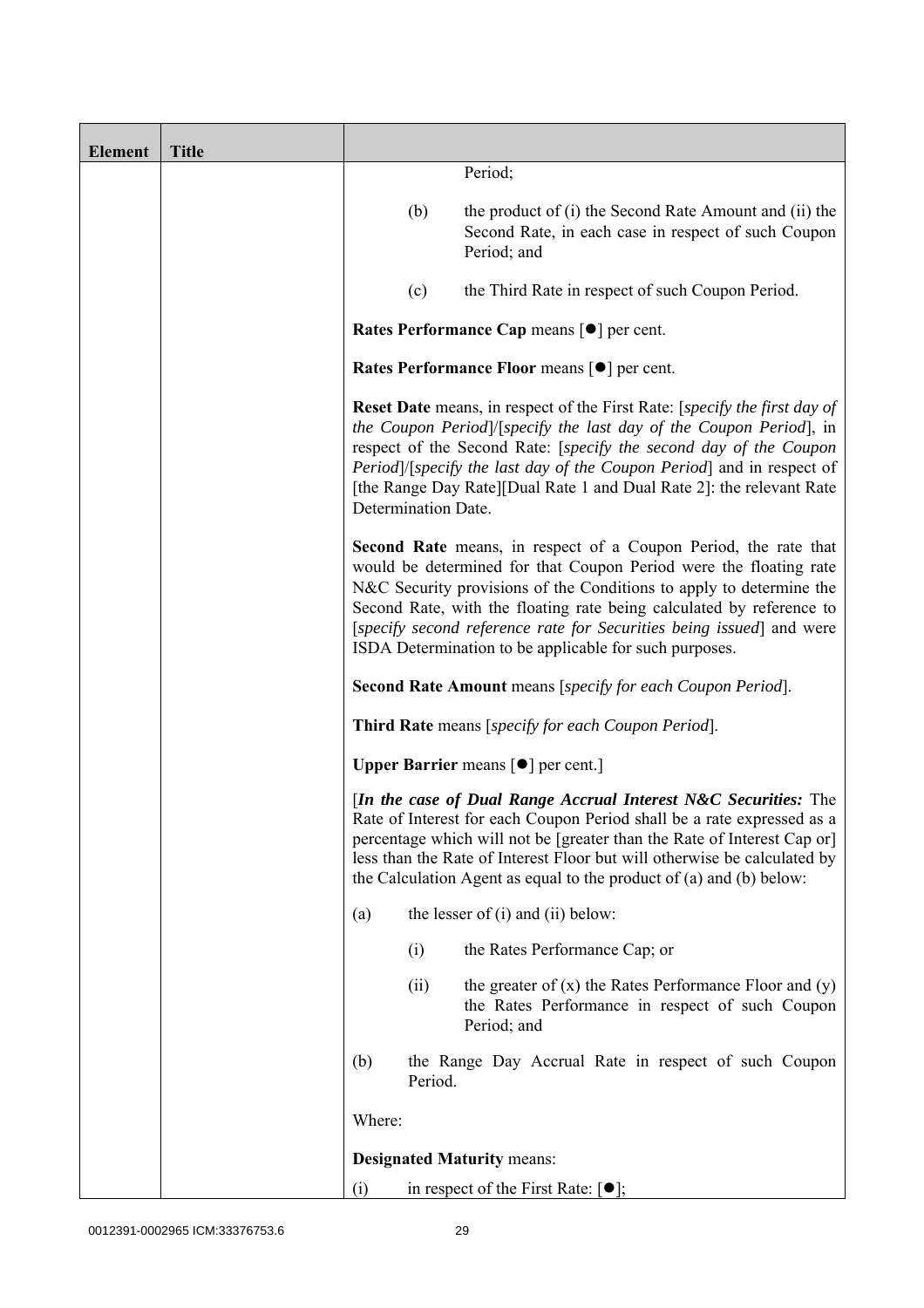| Element | Title | |
|---|---|---|
| | | Period;<br><br>(b) the product of (i) the Second Rate Amount and (ii) the Second Rate, in each case in respect of such Coupon Period; and<br><br>(c) the Third Rate in respect of such Coupon Period.<br><br>**Rates Performance Cap** means [●] per cent.<br><br>**Rates Performance Floor** means [●] per cent.<br><br>**Reset Date** means, in respect of the First Rate: [*specify the first day of the Coupon Period*]/[*specify the last day of the Coupon Period*], in respect of the Second Rate: [*specify the second day of the Coupon Period*]/[*specify the last day of the Coupon Period*] and in respect of [the Range Day Rate][Dual Rate 1 and Dual Rate 2]: the relevant Rate Determination Date.<br><br>**Second Rate** means, in respect of a Coupon Period, the rate that would be determined for that Coupon Period were the floating rate N&C Security provisions of the Conditions to apply to determine the Second Rate, with the floating rate being calculated by reference to [*specify second reference rate for Securities being issued*] and were ISDA Determination to be applicable for such purposes.<br><br>**Second Rate Amount** means [*specify for each Coupon Period*].<br><br>**Third Rate** means [*specify for each Coupon Period*].<br><br>**Upper Barrier** means [●] per cent.]<br><br>[***In the case of Dual Range Accrual Interest N&C Securities:*** The Rate of Interest for each Coupon Period shall be a rate expressed as a percentage which will not be [greater than the Rate of Interest Cap or] less than the Rate of Interest Floor but will otherwise be calculated by the Calculation Agent as equal to the product of (a) and (b) below:<br><br>(a) the lesser of (i) and (ii) below:<br><br>(i) the Rates Performance Cap; or<br><br>(ii) the greater of (x) the Rates Performance Floor and (y) the Rates Performance in respect of such Coupon Period; and<br><br>(b) the Range Day Accrual Rate in respect of such Coupon Period.<br><br>Where:<br><br>**Designated Maturity** means:<br><br>(i) in respect of the First Rate: [●]; |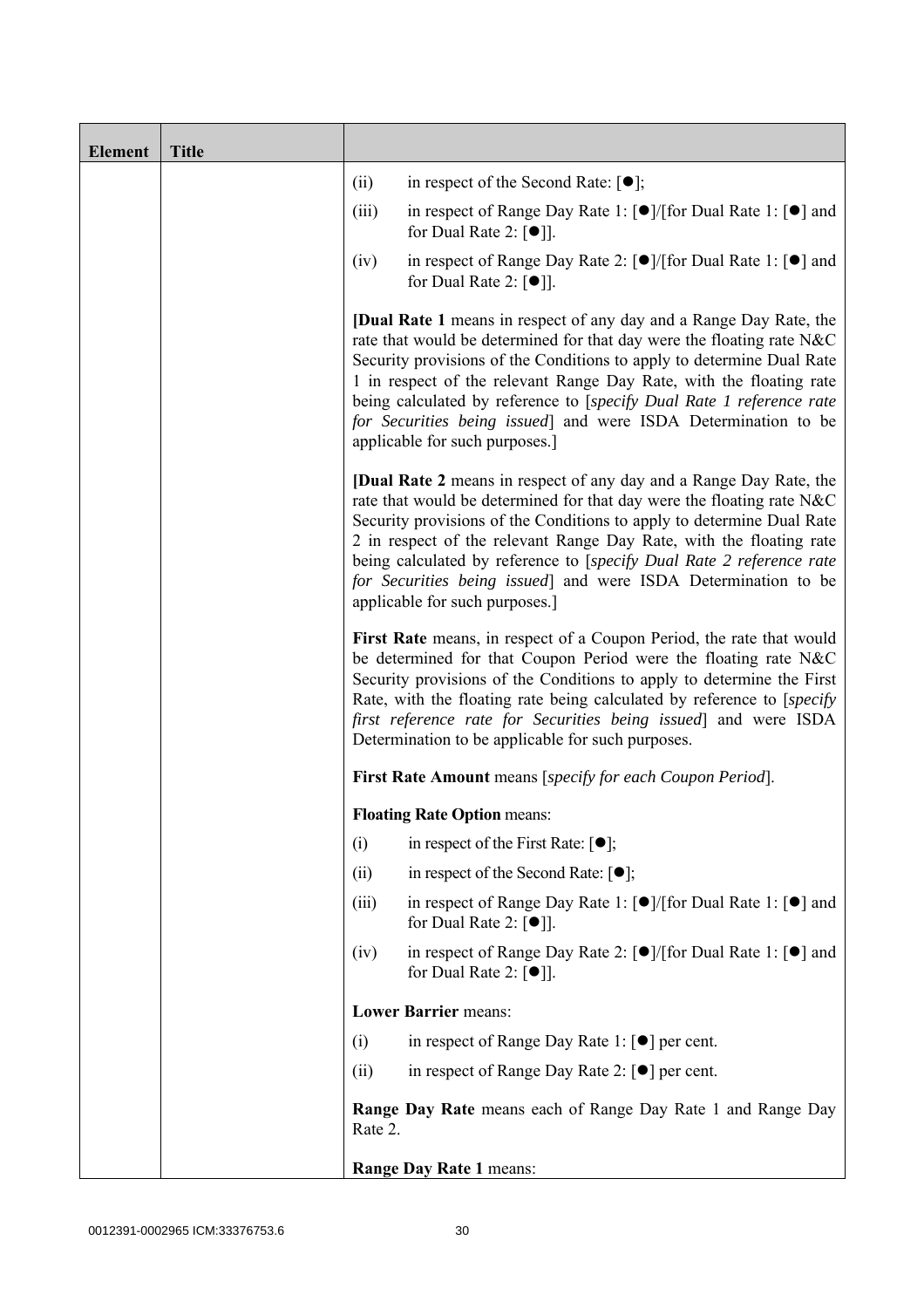| Element | Title | |
|---|---|---|
| | | (ii) in respect of the Second Rate: [●];<br><br>(iii) in respect of Range Day Rate 1: [●]/[for Dual Rate 1: [●] and for Dual Rate 2: [●]].<br><br>(iv) in respect of Range Day Rate 2: [●]/[for Dual Rate 1: [●] and for Dual Rate 2: [●]].<br><br>[**Dual Rate 1** means in respect of any day and a Range Day Rate, the rate that would be determined for that day were the floating rate N&C Security provisions of the Conditions to apply to determine Dual Rate 1 in respect of the relevant Range Day Rate, with the floating rate being calculated by reference to [*specify Dual Rate 1 reference rate for Securities being issued*] and were ISDA Determination to be applicable for such purposes.]<br><br>[**Dual Rate 2** means in respect of any day and a Range Day Rate, the rate that would be determined for that day were the floating rate N&C Security provisions of the Conditions to apply to determine Dual Rate 2 in respect of the relevant Range Day Rate, with the floating rate being calculated by reference to [*specify Dual Rate 2 reference rate for Securities being issued*] and were ISDA Determination to be applicable for such purposes.]<br><br>**First Rate** means, in respect of a Coupon Period, the rate that would be determined for that Coupon Period were the floating rate N&C Security provisions of the Conditions to apply to determine the First Rate, with the floating rate being calculated by reference to [*specify first reference rate for Securities being issued*] and were ISDA Determination to be applicable for such purposes.<br><br>**First Rate Amount** means [*specify for each Coupon Period*].<br><br>**Floating Rate Option** means:<br><br>(i) in respect of the First Rate: [●];<br><br>(ii) in respect of the Second Rate: [●];<br><br>(iii) in respect of Range Day Rate 1: [●]/[for Dual Rate 1: [●] and for Dual Rate 2: [●]].<br><br>(iv) in respect of Range Day Rate 2: [●]/[for Dual Rate 1: [●] and for Dual Rate 2: [●]].<br><br>**Lower Barrier** means:<br><br>(i) in respect of Range Day Rate 1: [●] per cent.<br><br>(ii) in respect of Range Day Rate 2: [●] per cent.<br><br>**Range Day Rate** means each of Range Day Rate 1 and Range Day Rate 2.<br><br>**Range Day Rate 1** means: |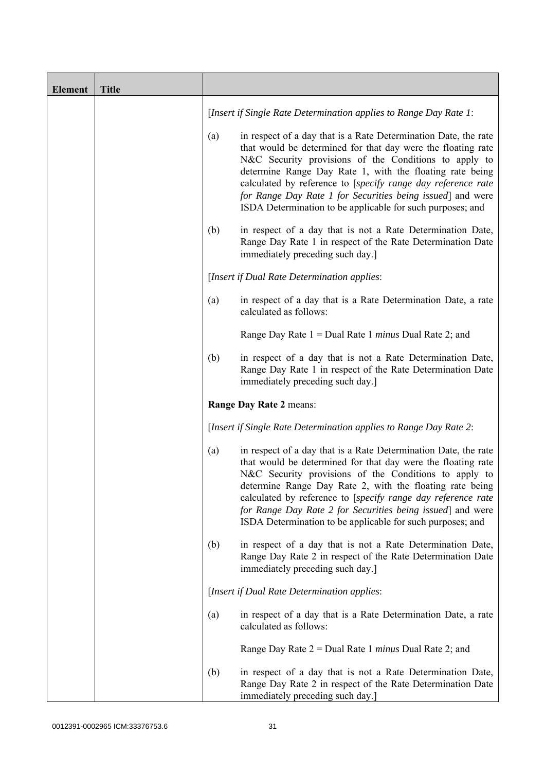| Element | Title | |
|---|---|---|
| | | [*Insert if Single Rate Determination applies to Range Day Rate 1*:<br><br>(a) in respect of a day that is a Rate Determination Date, the rate that would be determined for that day were the floating rate N&C Security provisions of the Conditions to apply to determine Range Day Rate 1, with the floating rate being calculated by reference to [*specify range day reference rate for Range Day Rate 1 for Securities being issued*] and were ISDA Determination to be applicable for such purposes; and<br><br>(b) in respect of a day that is not a Rate Determination Date, Range Day Rate 1 in respect of the Rate Determination Date immediately preceding such day.]<br><br>[*Insert if Dual Rate Determination applies*:<br><br>(a) in respect of a day that is a Rate Determination Date, a rate calculated as follows:<br><br>Range Day Rate 1 = Dual Rate 1 *minus* Dual Rate 2; and<br><br>(b) in respect of a day that is not a Rate Determination Date, Range Day Rate 1 in respect of the Rate Determination Date immediately preceding such day.]<br><br>**Range Day Rate 2** means:<br><br>[*Insert if Single Rate Determination applies to Range Day Rate 2*:<br><br>(a) in respect of a day that is a Rate Determination Date, the rate that would be determined for that day were the floating rate N&C Security provisions of the Conditions to apply to determine Range Day Rate 2, with the floating rate being calculated by reference to [*specify range day reference rate for Range Day Rate 2 for Securities being issued*] and were ISDA Determination to be applicable for such purposes; and<br><br>(b) in respect of a day that is not a Rate Determination Date, Range Day Rate 2 in respect of the Rate Determination Date immediately preceding such day.]<br><br>[*Insert if Dual Rate Determination applies*:<br><br>(a) in respect of a day that is a Rate Determination Date, a rate calculated as follows:<br><br>Range Day Rate 2 = Dual Rate 1 *minus* Dual Rate 2; and<br><br>(b) in respect of a day that is not a Rate Determination Date, Range Day Rate 2 in respect of the Rate Determination Date immediately preceding such day.] |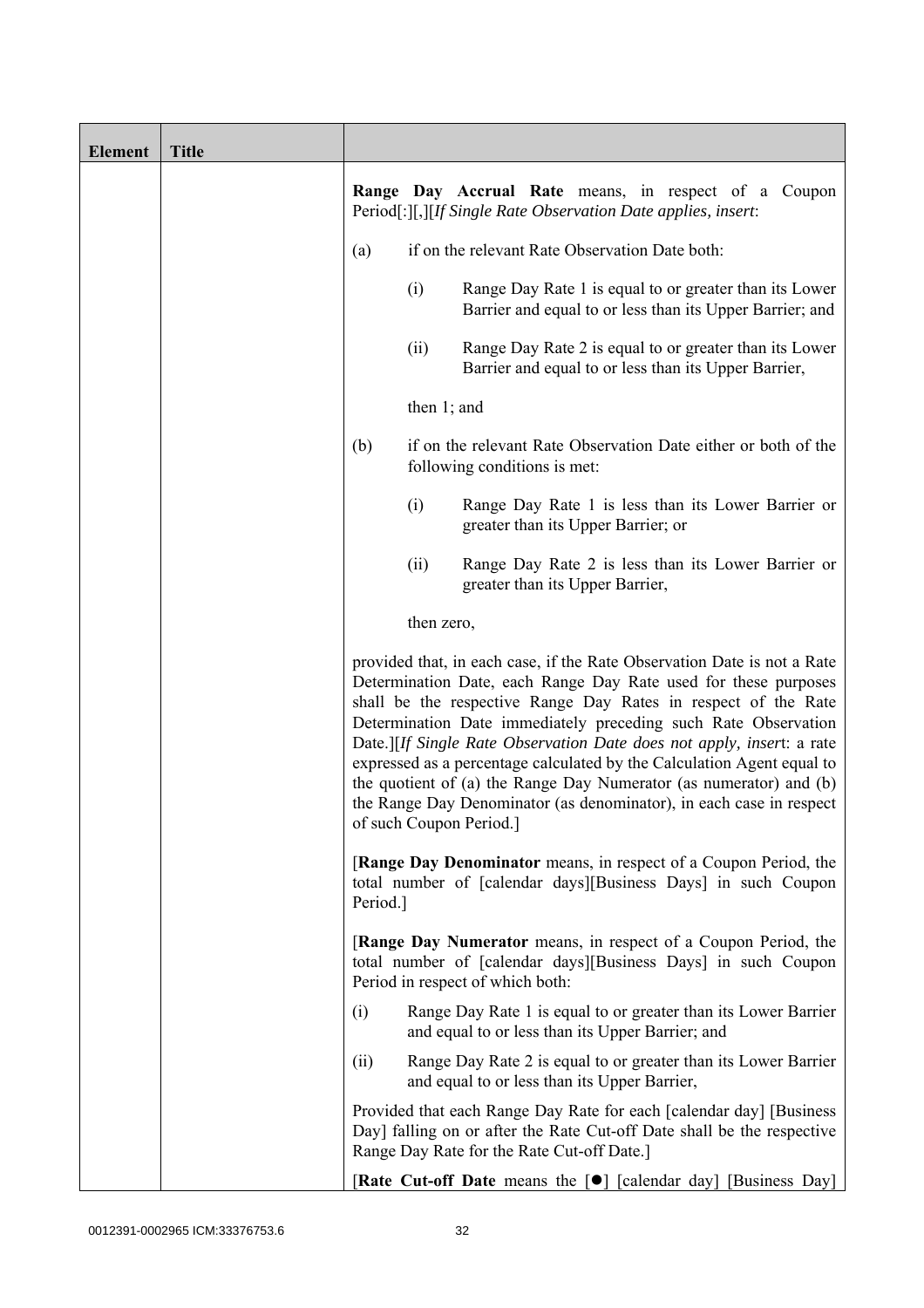| Element | Title | |
|---|---|---|
| | | **Range Day Accrual Rate** means, in respect of a Coupon Period[:][,][*If Single Rate Observation Date applies, insert*:<br><br>(a) if on the relevant Rate Observation Date both:<br><br>(i) Range Day Rate 1 is equal to or greater than its Lower Barrier and equal to or less than its Upper Barrier; and<br><br>(ii) Range Day Rate 2 is equal to or greater than its Lower Barrier and equal to or less than its Upper Barrier,<br><br>then 1; and<br><br>(b) if on the relevant Rate Observation Date either or both of the following conditions is met:<br><br>(i) Range Day Rate 1 is less than its Lower Barrier or greater than its Upper Barrier; or<br><br>(ii) Range Day Rate 2 is less than its Lower Barrier or greater than its Upper Barrier,<br><br>then zero,<br><br>provided that, in each case, if the Rate Observation Date is not a Rate Determination Date, each Range Day Rate used for these purposes shall be the respective Range Day Rates in respect of the Rate Determination Date immediately preceding such Rate Observation Date.][*If Single Rate Observation Date does not apply, insert*: a rate expressed as a percentage calculated by the Calculation Agent equal to the quotient of (a) the Range Day Numerator (as numerator) and (b) the Range Day Denominator (as denominator), in each case in respect of such Coupon Period.]<br><br>[**Range Day Denominator** means, in respect of a Coupon Period, the total number of [calendar days][Business Days] in such Coupon Period.]<br><br>[**Range Day Numerator** means, in respect of a Coupon Period, the total number of [calendar days][Business Days] in such Coupon Period in respect of which both:<br><br>(i) Range Day Rate 1 is equal to or greater than its Lower Barrier and equal to or less than its Upper Barrier; and<br><br>(ii) Range Day Rate 2 is equal to or greater than its Lower Barrier and equal to or less than its Upper Barrier,<br><br>Provided that each Range Day Rate for each [calendar day] [Business Day] falling on or after the Rate Cut-off Date shall be the respective Range Day Rate for the Rate Cut-off Date.]<br><br>[**Rate Cut-off Date** means the [●] [calendar day] [Business Day] |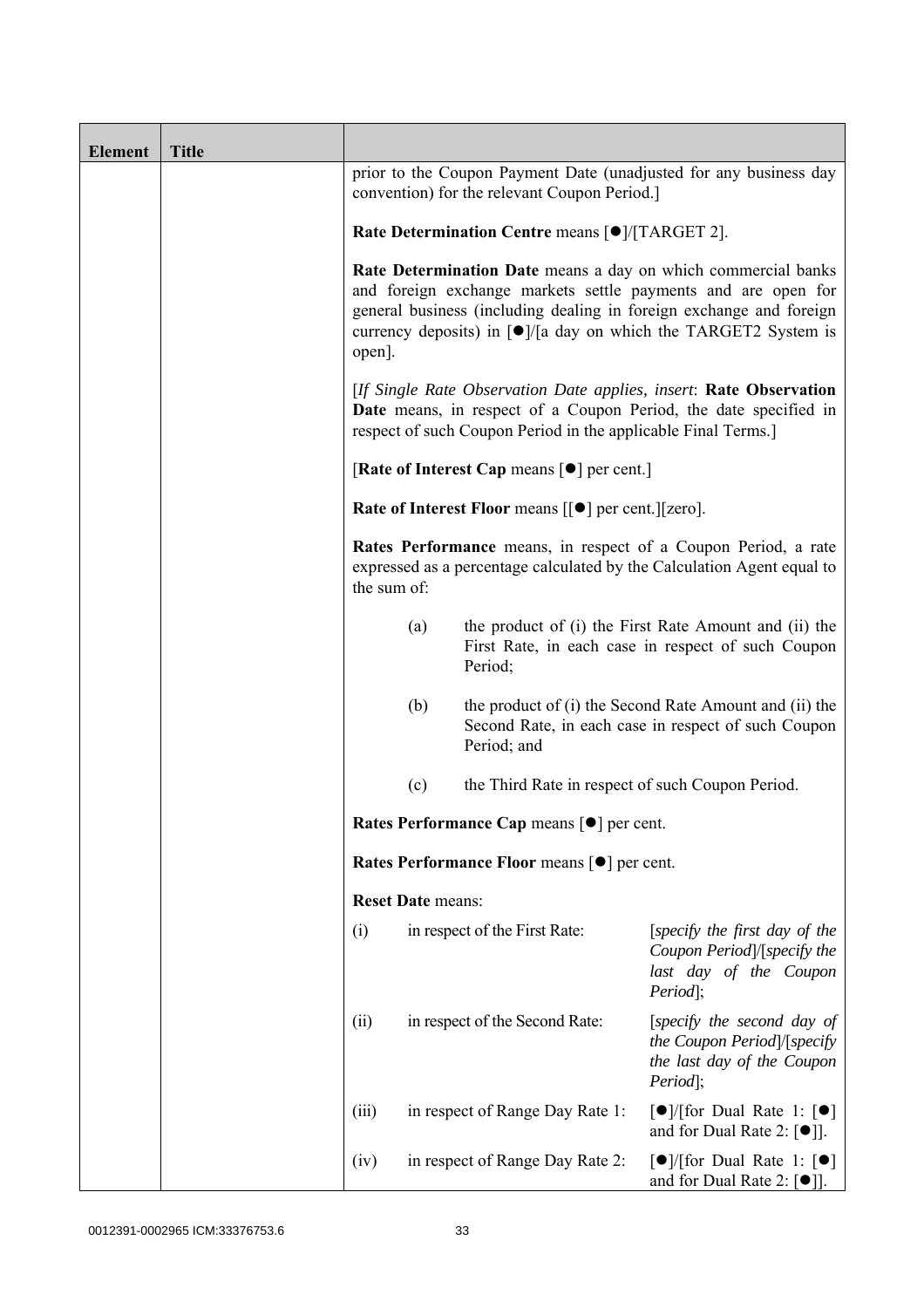| Element | Title | |
|---|---|---|
| | | prior to the Coupon Payment Date (unadjusted for any business day convention) for the relevant Coupon Period.]<br><br>**Rate Determination Centre** means [●]/[TARGET 2].<br><br>**Rate Determination Date** means a day on which commercial banks and foreign exchange markets settle payments and are open for general business (including dealing in foreign exchange and foreign currency deposits) in [●]/[a day on which the TARGET2 System is open].<br><br>[*If Single Rate Observation Date applies, insert*: **Rate Observation Date** means, in respect of a Coupon Period, the date specified in respect of such Coupon Period in the applicable Final Terms.]<br><br>[**Rate of Interest Cap** means [●] per cent.]<br><br>**Rate of Interest Floor** means [[●] per cent.][zero].<br><br>**Rates Performance** means, in respect of a Coupon Period, a rate expressed as a percentage calculated by the Calculation Agent equal to the sum of:<br><br>(a) the product of (i) the First Rate Amount and (ii) the First Rate, in each case in respect of such Coupon Period;<br><br>(b) the product of (i) the Second Rate Amount and (ii) the Second Rate, in each case in respect of such Coupon Period; and<br><br>(c) the Third Rate in respect of such Coupon Period.<br><br>**Rates Performance Cap** means [●] per cent.<br><br>**Rates Performance Floor** means [●] per cent.<br><br>**Reset Date** means:<br><br>(i) in respect of the First Rate: [*specify the first day of the Coupon Period*]/[*specify the last day of the Coupon Period*];<br><br>(ii) in respect of the Second Rate: [*specify the second day of the Coupon Period*]/[*specify the last day of the Coupon Period*];<br><br>(iii) in respect of Range Day Rate 1: [●]/[for Dual Rate 1: [●] and for Dual Rate 2: [●]].<br><br>(iv) in respect of Range Day Rate 2: [●]/[for Dual Rate 1: [●] and for Dual Rate 2: [●]]. |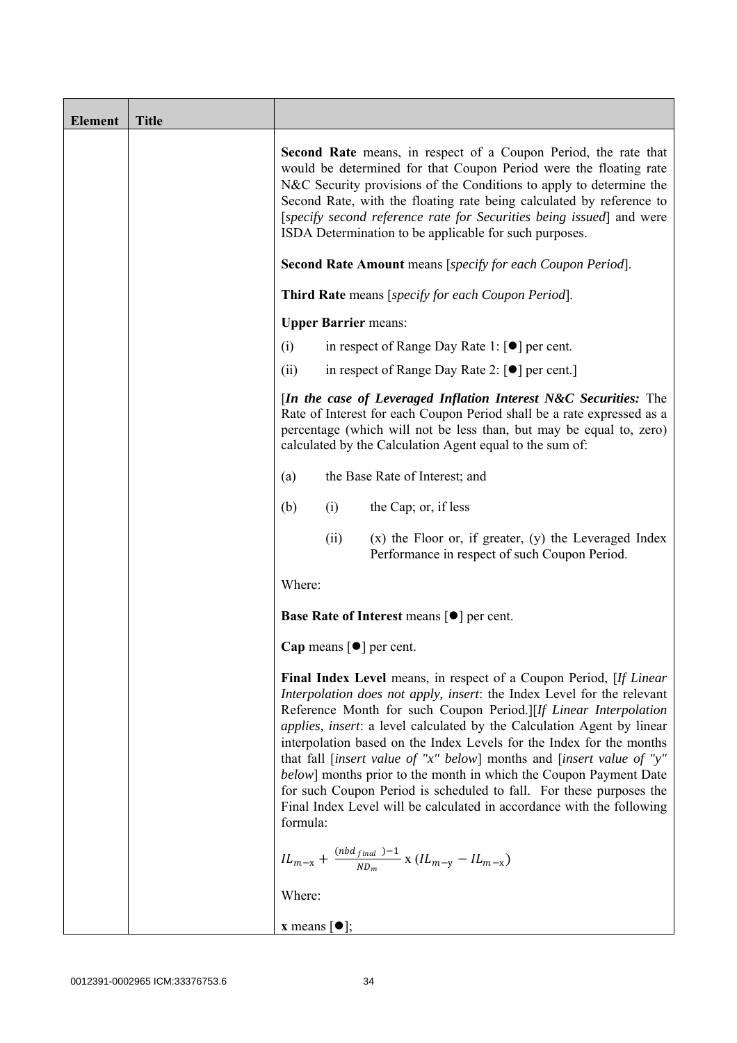| Element | Title | |
|---|---|---|
| | | **Second Rate** means, in respect of a Coupon Period, the rate that would be determined for that Coupon Period were the floating rate N&C Security provisions of the Conditions to apply to determine the Second Rate, with the floating rate being calculated by reference to [*specify second reference rate for Securities being issued*] and were ISDA Determination to be applicable for such purposes.<br><br>**Second Rate Amount** means [*specify for each Coupon Period*].<br><br>**Third Rate** means [*specify for each Coupon Period*].<br><br>**Upper Barrier** means:<br><br>(i) in respect of Range Day Rate 1: [●] per cent.<br><br>(ii) in respect of Range Day Rate 2: [●] per cent.]<br><br>[***In the case of Leveraged Inflation Interest N&C Securities:*** The Rate of Interest for each Coupon Period shall be a rate expressed as a percentage (which will not be less than, but may be equal to, zero) calculated by the Calculation Agent equal to the sum of:<br><br>(a) the Base Rate of Interest; and<br><br>(b) (i) the Cap; or, if less<br><br>(ii) (x) the Floor or, if greater, (y) the Leveraged Index Performance in respect of such Coupon Period.<br><br>Where:<br><br>**Base Rate of Interest** means [●] per cent.<br><br>**Cap** means [●] per cent.<br><br>**Final Index Level** means, in respect of a Coupon Period, [*If Linear Interpolation does not apply, insert*: the Index Level for the relevant Reference Month for such Coupon Period.][*If Linear Interpolation applies, insert*: a level calculated by the Calculation Agent by linear interpolation based on the Index Levels for the Index for the months that fall [*insert value of "x" below*] months and [*insert value of "y" below*] months prior to the month in which the Coupon Payment Date for such Coupon Period is scheduled to fall. For these purposes the Final Index Level will be calculated in accordance with the following formula:<br><br>$IL_{m-x} + \frac{(nbd_{final}\ )-1}{ND_m} \text{ x } (IL_{m-y} - IL_{m-x})$<br><br>Where:<br><br>**x** means [●]; |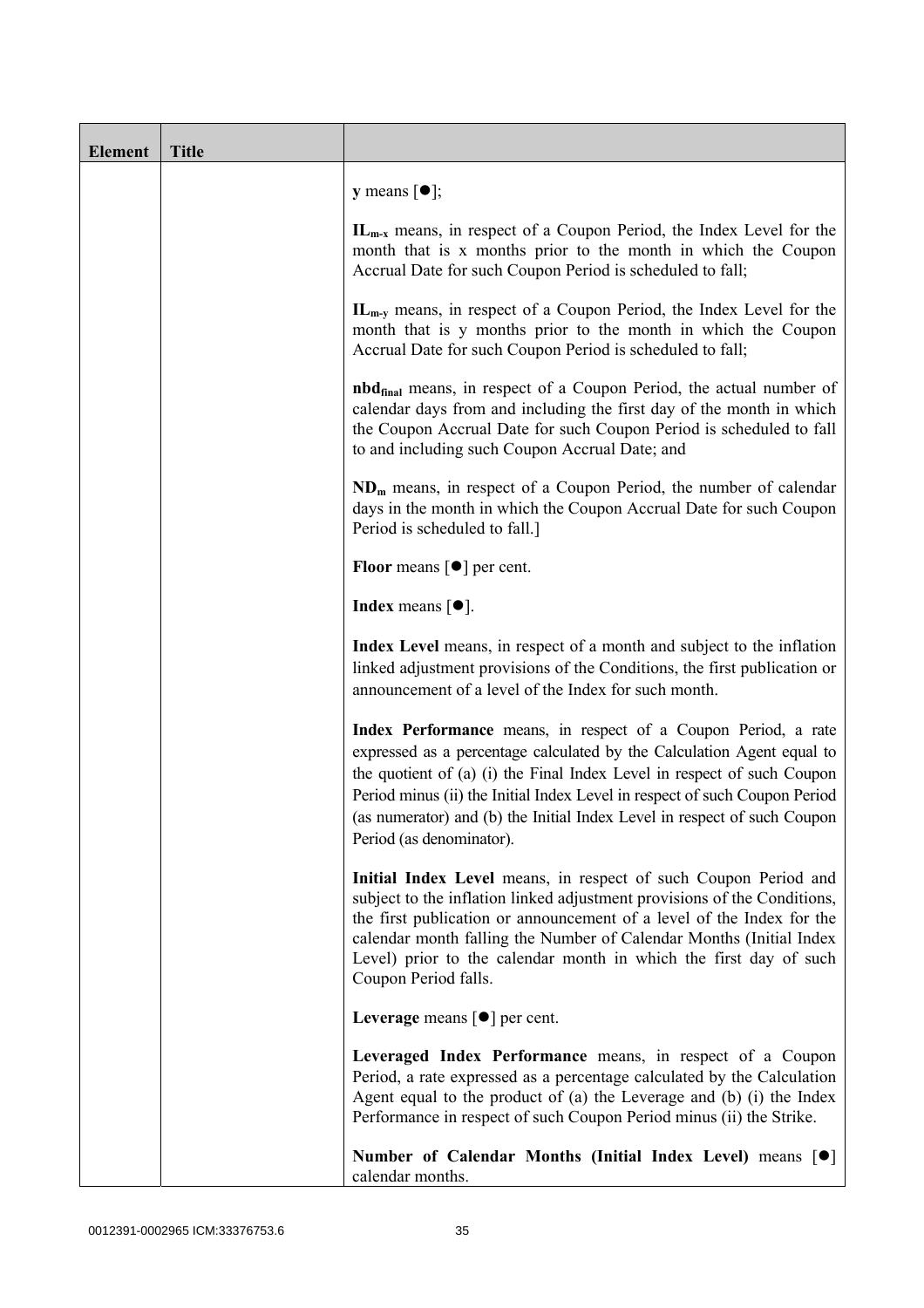| Element | Title | |
|---|---|---|
| | | **y** means [●]; |
| | | $\mathbf{IL_{m-x}}$ means, in respect of a Coupon Period, the Index Level for the month that is x months prior to the month in which the Coupon Accrual Date for such Coupon Period is scheduled to fall; |
| | | $\mathbf{IL_{m-y}}$ means, in respect of a Coupon Period, the Index Level for the month that is y months prior to the month in which the Coupon Accrual Date for such Coupon Period is scheduled to fall; |
| | | $\mathbf{nbd_{final}}$ means, in respect of a Coupon Period, the actual number of calendar days from and including the first day of the month in which the Coupon Accrual Date for such Coupon Period is scheduled to fall to and including such Coupon Accrual Date; and |
| | | $\mathbf{ND_m}$ means, in respect of a Coupon Period, the number of calendar days in the month in which the Coupon Accrual Date for such Coupon Period is scheduled to fall.] |
| | | **Floor** means [●] per cent. |
| | | **Index** means [●]. |
| | | **Index Level** means, in respect of a month and subject to the inflation linked adjustment provisions of the Conditions, the first publication or announcement of a level of the Index for such month. |
| | | **Index Performance** means, in respect of a Coupon Period, a rate expressed as a percentage calculated by the Calculation Agent equal to the quotient of (a) (i) the Final Index Level in respect of such Coupon Period minus (ii) the Initial Index Level in respect of such Coupon Period (as numerator) and (b) the Initial Index Level in respect of such Coupon Period (as denominator). |
| | | **Initial Index Level** means, in respect of such Coupon Period and subject to the inflation linked adjustment provisions of the Conditions, the first publication or announcement of a level of the Index for the calendar month falling the Number of Calendar Months (Initial Index Level) prior to the calendar month in which the first day of such Coupon Period falls. |
| | | **Leverage** means [●] per cent. |
| | | **Leveraged Index Performance** means, in respect of a Coupon Period, a rate expressed as a percentage calculated by the Calculation Agent equal to the product of (a) the Leverage and (b) (i) the Index Performance in respect of such Coupon Period minus (ii) the Strike. |
| | | **Number of Calendar Months (Initial Index Level)** means [●] calendar months. |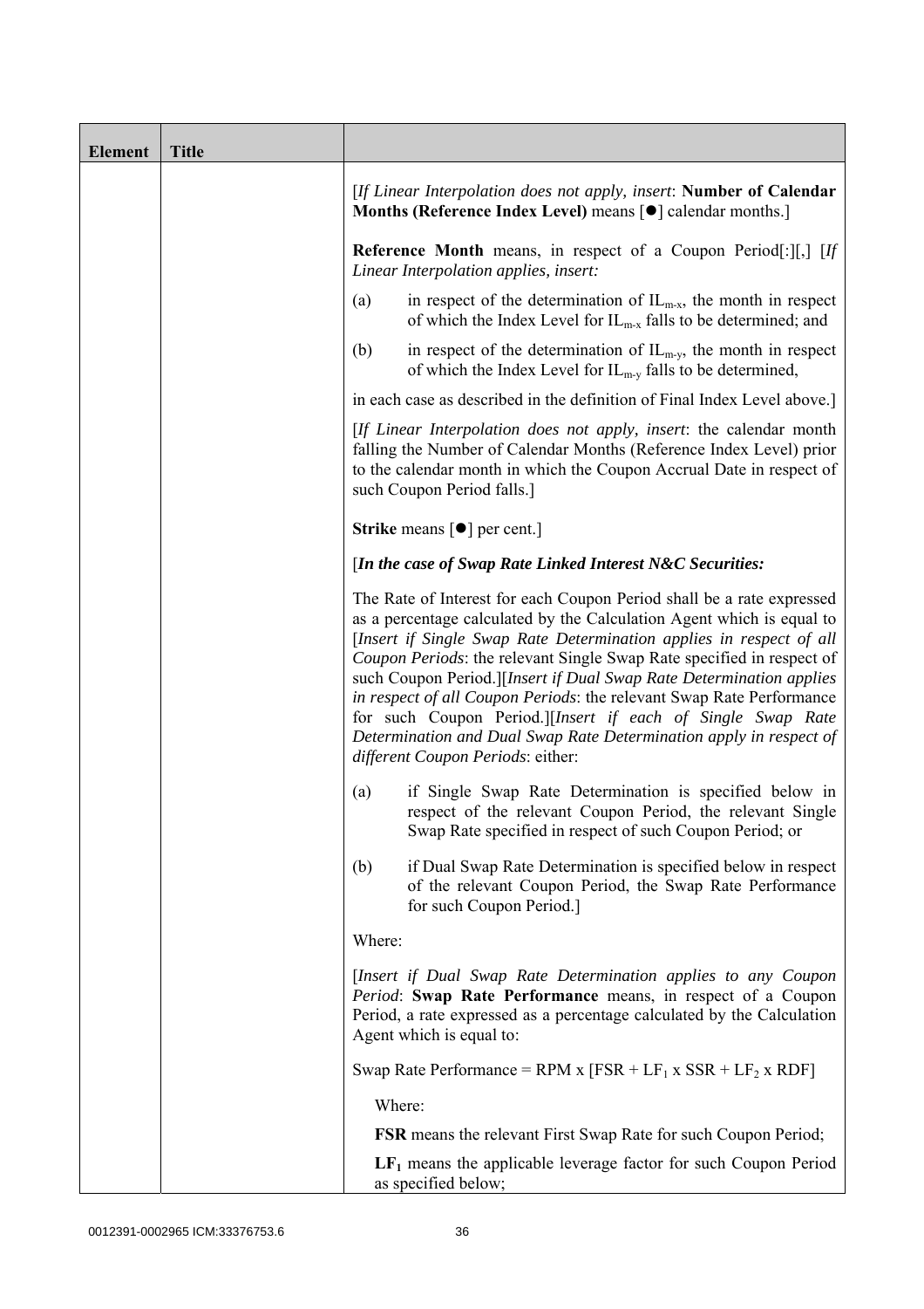| Element | Title | |
|---|---|---|
| | | [*If Linear Interpolation does not apply, insert*: **Number of Calendar Months (Reference Index Level)** means [●] calendar months.]<br><br>**Reference Month** means, in respect of a Coupon Period[:][,] [*If Linear Interpolation applies, insert:*<br><br>(a) in respect of the determination of $IL_{m-x}$, the month in respect of which the Index Level for $IL_{m-x}$ falls to be determined; and<br><br>(b) in respect of the determination of $IL_{m-y}$, the month in respect of which the Index Level for $IL_{m-y}$ falls to be determined,<br><br>in each case as described in the definition of Final Index Level above.]<br><br>[*If Linear Interpolation does not apply, insert*: the calendar month falling the Number of Calendar Months (Reference Index Level) prior to the calendar month in which the Coupon Accrual Date in respect of such Coupon Period falls.]<br><br>**Strike** means [●] per cent.]<br><br>[***In the case of Swap Rate Linked Interest N&C Securities:***<br><br>The Rate of Interest for each Coupon Period shall be a rate expressed as a percentage calculated by the Calculation Agent which is equal to [*Insert if Single Swap Rate Determination applies in respect of all Coupon Periods*: the relevant Single Swap Rate specified in respect of such Coupon Period.][*Insert if Dual Swap Rate Determination applies in respect of all Coupon Periods*: the relevant Swap Rate Performance for such Coupon Period.][*Insert if each of Single Swap Rate Determination and Dual Swap Rate Determination apply in respect of different Coupon Periods*: either:<br><br>(a) if Single Swap Rate Determination is specified below in respect of the relevant Coupon Period, the relevant Single Swap Rate specified in respect of such Coupon Period; or<br><br>(b) if Dual Swap Rate Determination is specified below in respect of the relevant Coupon Period, the Swap Rate Performance for such Coupon Period.]<br><br>Where:<br><br>[*Insert if Dual Swap Rate Determination applies to any Coupon Period*: **Swap Rate Performance** means, in respect of a Coupon Period, a rate expressed as a percentage calculated by the Calculation Agent which is equal to:<br><br>Swap Rate Performance = RPM x [FSR + $LF_1$ x SSR + $LF_2$ x RDF]<br><br>Where:<br><br>**FSR** means the relevant First Swap Rate for such Coupon Period;<br><br>**$LF_1$** means the applicable leverage factor for such Coupon Period as specified below; |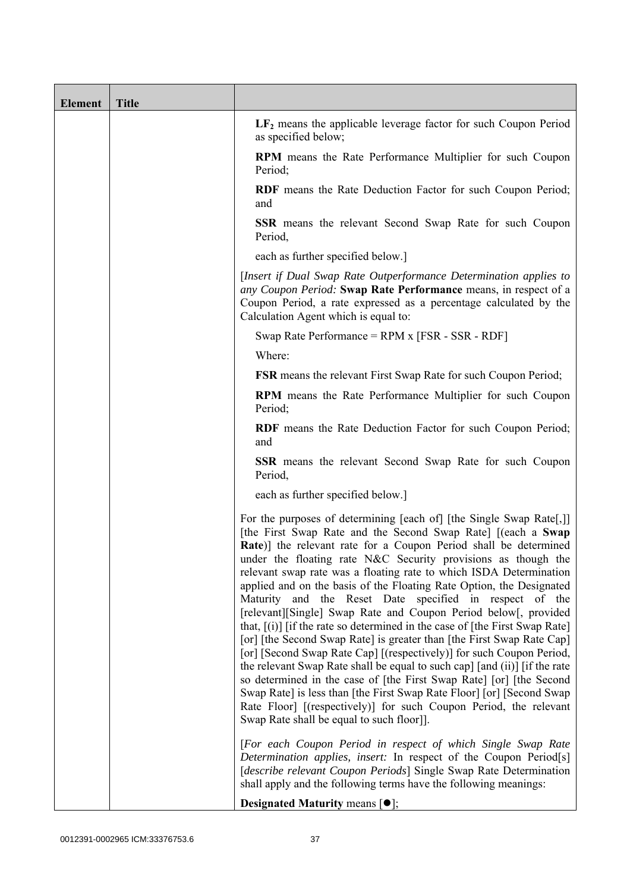| Element | Title | |
|---|---|---|
| | | $LF_2$ means the applicable leverage factor for such Coupon Period as specified below;<br><br>**RPM** means the Rate Performance Multiplier for such Coupon Period;<br><br>**RDF** means the Rate Deduction Factor for such Coupon Period; and<br><br>**SSR** means the relevant Second Swap Rate for such Coupon Period,<br><br>each as further specified below.]<br><br>[*Insert if Dual Swap Rate Outperformance Determination applies to any Coupon Period:* **Swap Rate Performance** means, in respect of a Coupon Period, a rate expressed as a percentage calculated by the Calculation Agent which is equal to:<br><br>Swap Rate Performance = RPM x [FSR - SSR - RDF]<br><br>Where:<br><br>**FSR** means the relevant First Swap Rate for such Coupon Period;<br><br>**RPM** means the Rate Performance Multiplier for such Coupon Period;<br><br>**RDF** means the Rate Deduction Factor for such Coupon Period; and<br><br>**SSR** means the relevant Second Swap Rate for such Coupon Period,<br><br>each as further specified below.]<br><br>For the purposes of determining [each of] [the Single Swap Rate[,]] [the First Swap Rate and the Second Swap Rate] [(each a **Swap Rate**)] the relevant rate for a Coupon Period shall be determined under the floating rate N&C Security provisions as though the relevant swap rate was a floating rate to which ISDA Determination applied and on the basis of the Floating Rate Option, the Designated Maturity and the Reset Date specified in respect of the [relevant][Single] Swap Rate and Coupon Period below[, provided that, [(i)] [if the rate so determined in the case of [the First Swap Rate] [or] [the Second Swap Rate] is greater than [the First Swap Rate Cap] [or] [Second Swap Rate Cap] [(respectively)] for such Coupon Period, the relevant Swap Rate shall be equal to such cap] [and (ii)] [if the rate so determined in the case of [the First Swap Rate] [or] [the Second Swap Rate] is less than [the First Swap Rate Floor] [or] [Second Swap Rate Floor] [(respectively)] for such Coupon Period, the relevant Swap Rate shall be equal to such floor]].<br><br>[*For each Coupon Period in respect of which Single Swap Rate Determination applies, insert:* In respect of the Coupon Period[s] [*describe relevant Coupon Periods*] Single Swap Rate Determination shall apply and the following terms have the following meanings:<br><br>**Designated Maturity** means [●]; |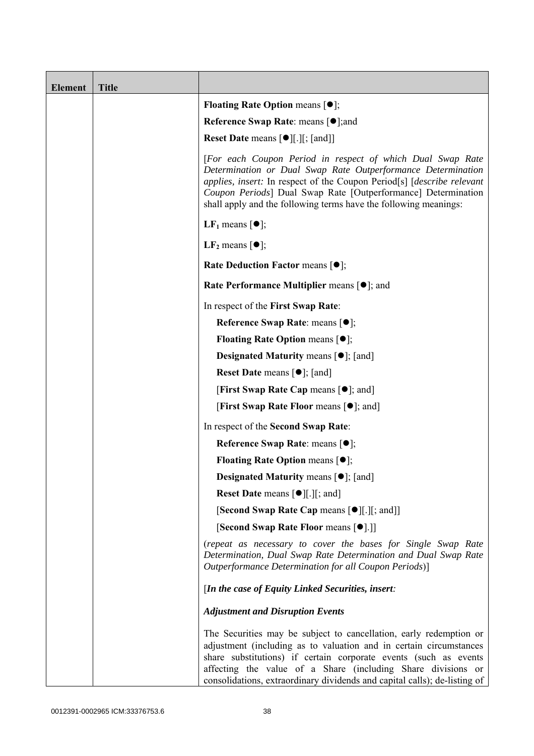| Element | Title |  |
|---|---|---|
| | | **Floating Rate Option** means [●];<br>**Reference Swap Rate**: means [●];and<br>**Reset Date** means [●][.][; [and]]<br><br>[*For each Coupon Period in respect of which Dual Swap Rate Determination or Dual Swap Rate Outperformance Determination applies, insert:* In respect of the Coupon Period[s] [*describe relevant Coupon Periods*] Dual Swap Rate [Outperformance] Determination shall apply and the following terms have the following meanings:<br><br>**$LF_1$** means [●];<br><br>**$LF_2$** means [●];<br><br>**Rate Deduction Factor** means [●];<br><br>**Rate Performance Multiplier** means [●]; and<br><br>In respect of the **First Swap Rate**:<br>**Reference Swap Rate**: means [●];<br>**Floating Rate Option** means [●];<br>**Designated Maturity** means [●]; [and]<br>**Reset Date** means [●]; [and]<br>[**First Swap Rate Cap** means [●]; and]<br>[**First Swap Rate Floor** means [●]; and]<br><br>In respect of the **Second Swap Rate**:<br>**Reference Swap Rate**: means [●];<br>**Floating Rate Option** means [●];<br>**Designated Maturity** means [●]; [and]<br>**Reset Date** means [●][.][; and]<br>[**Second Swap Rate Cap** means [●][.][; and]]<br>[**Second Swap Rate Floor** means [●].]]<br><br>(*repeat as necessary to cover the bases for Single Swap Rate Determination, Dual Swap Rate Determination and Dual Swap Rate Outperformance Determination for all Coupon Periods*)]<br><br>[***In the case of Equity Linked Securities, insert:***<br><br>***Adjustment and Disruption Events***<br><br>The Securities may be subject to cancellation, early redemption or adjustment (including as to valuation and in certain circumstances share substitutions) if certain corporate events (such as events affecting the value of a Share (including Share divisions or consolidations, extraordinary dividends and capital calls); de-listing of |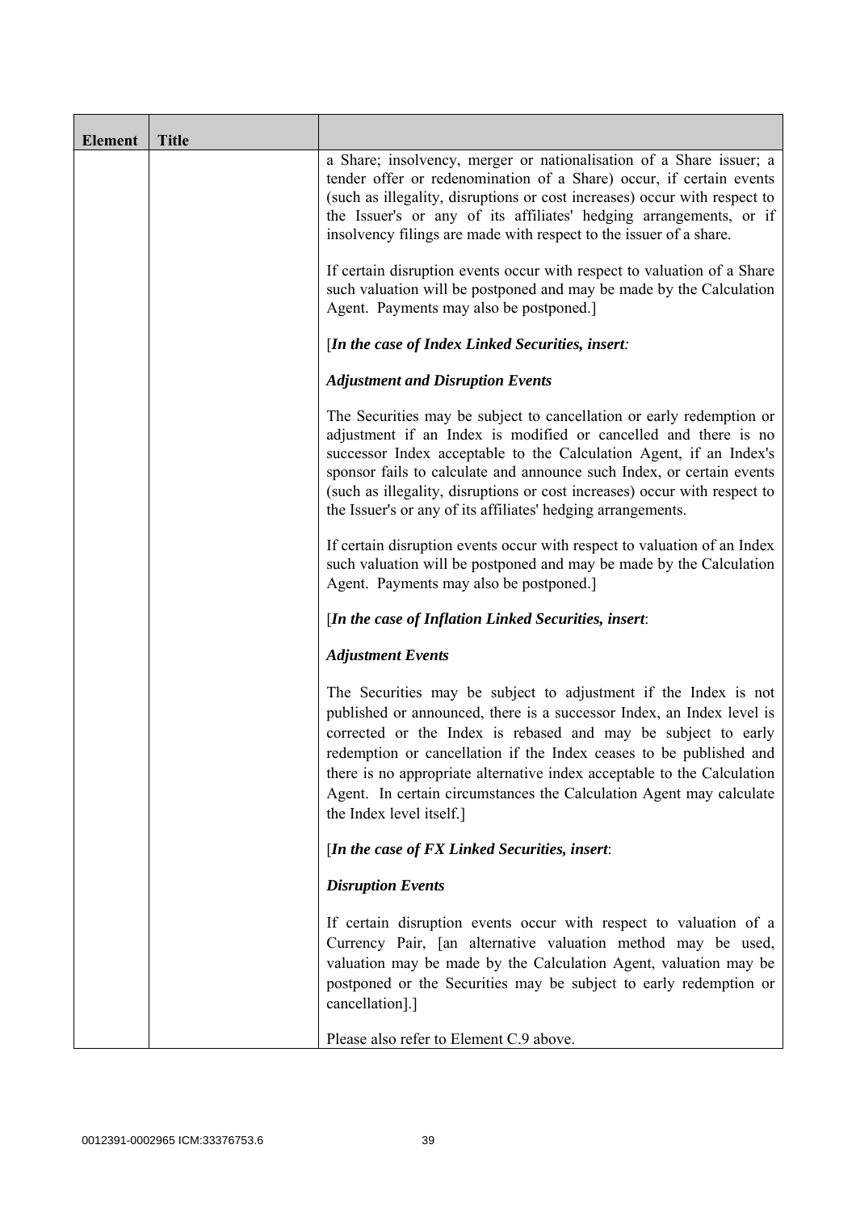| Element | Title | |
|---|---|---|
| | | a Share; insolvency, merger or nationalisation of a Share issuer; a tender offer or redenomination of a Share) occur, if certain events (such as illegality, disruptions or cost increases) occur with respect to the Issuer's or any of its affiliates' hedging arrangements, or if insolvency filings are made with respect to the issuer of a share.<br><br>If certain disruption events occur with respect to valuation of a Share such valuation will be postponed and may be made by the Calculation Agent. Payments may also be postponed.]<br><br>[*In the case of Index Linked Securities, insert:*<br><br>***Adjustment and Disruption Events***<br><br>The Securities may be subject to cancellation or early redemption or adjustment if an Index is modified or cancelled and there is no successor Index acceptable to the Calculation Agent, if an Index's sponsor fails to calculate and announce such Index, or certain events (such as illegality, disruptions or cost increases) occur with respect to the Issuer's or any of its affiliates' hedging arrangements.<br><br>If certain disruption events occur with respect to valuation of an Index such valuation will be postponed and may be made by the Calculation Agent. Payments may also be postponed.]<br><br>[*In the case of Inflation Linked Securities, insert*:<br><br>***Adjustment Events***<br><br>The Securities may be subject to adjustment if the Index is not published or announced, there is a successor Index, an Index level is corrected or the Index is rebased and may be subject to early redemption or cancellation if the Index ceases to be published and there is no appropriate alternative index acceptable to the Calculation Agent. In certain circumstances the Calculation Agent may calculate the Index level itself.]<br><br>[*In the case of FX Linked Securities, insert*:<br><br>***Disruption Events***<br><br>If certain disruption events occur with respect to valuation of a Currency Pair, [an alternative valuation method may be used, valuation may be made by the Calculation Agent, valuation may be postponed or the Securities may be subject to early redemption or cancellation].]<br><br>Please also refer to Element C.9 above. |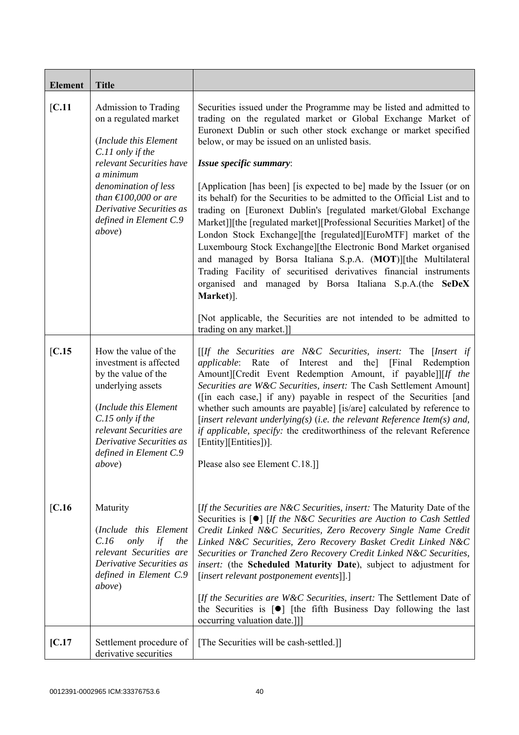| Element | Title | |
|---|---|---|
| [C.11 | Admission to Trading on a regulated market<br><br>(*Include this Element C.11 only if the relevant Securities have a minimum denomination of less than €100,000 or are Derivative Securities as defined in Element C.9 above*) | Securities issued under the Programme may be listed and admitted to trading on the regulated market or Global Exchange Market of Euronext Dublin or such other stock exchange or market specified below, or may be issued on an unlisted basis.<br><br>***Issue specific summary***:<br><br>[Application [has been] [is expected to be] made by the Issuer (or on its behalf) for the Securities to be admitted to the Official List and to trading on [Euronext Dublin's [regulated market/Global Exchange Market]][the [regulated market][Professional Securities Market] of the London Stock Exchange][the [regulated][EuroMTF] market of the Luxembourg Stock Exchange][the Electronic Bond Market organised and managed by Borsa Italiana S.p.A. (**MOT**)][the Multilateral Trading Facility of securitised derivatives financial instruments organised and managed by Borsa Italiana S.p.A.(the **SeDeX Market**)].<br><br>[Not applicable, the Securities are not intended to be admitted to trading on any market.]] |
| [C.15 | How the value of the investment is affected by the value of the underlying assets<br><br>(*Include this Element C.15 only if the relevant Securities are Derivative Securities as defined in Element C.9 above*) | [[*If the Securities are N&C Securities, insert:* The [*Insert if applicable*: Rate of Interest and the] [Final Redemption Amount][Credit Event Redemption Amount, if payable]][*If the Securities are W&C Securities, insert:* The Cash Settlement Amount] ([in each case,] if any) payable in respect of the Securities [and whether such amounts are payable] [is/are] calculated by reference to [*insert relevant underlying(s)* (*i.e. the relevant Reference Item(s) and, if applicable, specify:* the creditworthiness of the relevant Reference [Entity][Entities])].<br><br>Please also see Element C.18.]] |
| [C.16 | Maturity<br><br>(*Include this Element C.16 only if the relevant Securities are Derivative Securities as defined in Element C.9 above*) | [*If the Securities are N&C Securities, insert:* The Maturity Date of the Securities is [●] [*If the N&C Securities are Auction to Cash Settled Credit Linked N&C Securities, Zero Recovery Single Name Credit Linked N&C Securities, Zero Recovery Basket Credit Linked N&C Securities or Tranched Zero Recovery Credit Linked N&C Securities, insert:* (the **Scheduled Maturity Date**), subject to adjustment for [*insert relevant postponement events*]].]<br><br>[*If the Securities are W&C Securities, insert:* The Settlement Date of the Securities is [●] [the fifth Business Day following the last occurring valuation date.]]] |
| **[C.17** | Settlement procedure of derivative securities | [The Securities will be cash-settled.]] |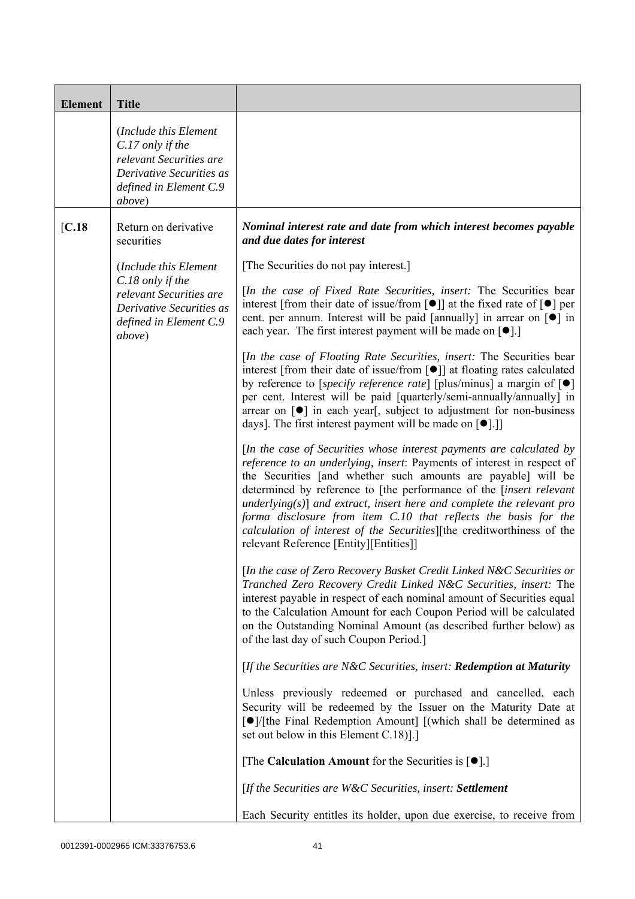| Element | Title | |
|---|---|---|
| | (*Include this Element C.17 only if the relevant Securities are Derivative Securities as defined in Element C.9 above*) | |
| [C.18 | Return on derivative securities<br><br>(*Include this Element C.18 only if the relevant Securities are Derivative Securities as defined in Element C.9 above*) | ***Nominal interest rate and date from which interest becomes payable and due dates for interest***<br><br>[The Securities do not pay interest.]<br><br>[*In the case of Fixed Rate Securities, insert:* The Securities bear interest [from their date of issue/from [●]] at the fixed rate of [●] per cent. per annum. Interest will be paid [annually] in arrear on [●] in each year. The first interest payment will be made on [●].]<br><br>[*In the case of Floating Rate Securities, insert:* The Securities bear interest [from their date of issue/from [●]] at floating rates calculated by reference to [*specify reference rate*] [plus/minus] a margin of [●] per cent. Interest will be paid [quarterly/semi-annually/annually] in arrear on [●] in each year[, subject to adjustment for non-business days]. The first interest payment will be made on [●].]]<br><br>[*In the case of Securities whose interest payments are calculated by reference to an underlying, insert*: Payments of interest in respect of the Securities [and whether such amounts are payable] will be determined by reference to [the performance of the [*insert relevant underlying(s)*] *and extract, insert here and complete the relevant pro forma disclosure from item C.10 that reflects the basis for the calculation of interest of the Securities*][the creditworthiness of the relevant Reference [Entity][Entities]]<br><br>[*In the case of Zero Recovery Basket Credit Linked N&C Securities or Tranched Zero Recovery Credit Linked N&C Securities, insert:* The interest payable in respect of each nominal amount of Securities equal to the Calculation Amount for each Coupon Period will be calculated on the Outstanding Nominal Amount (as described further below) as of the last day of such Coupon Period.]<br><br>[*If the Securities are N&C Securities, insert:* ***Redemption at Maturity***<br><br>Unless previously redeemed or purchased and cancelled, each Security will be redeemed by the Issuer on the Maturity Date at [●]/[the Final Redemption Amount] [(which shall be determined as set out below in this Element C.18)].]<br><br>[The **Calculation Amount** for the Securities is [●].]<br><br>[*If the Securities are W&C Securities, insert:* ***Settlement***<br><br>Each Security entitles its holder, upon due exercise, to receive from |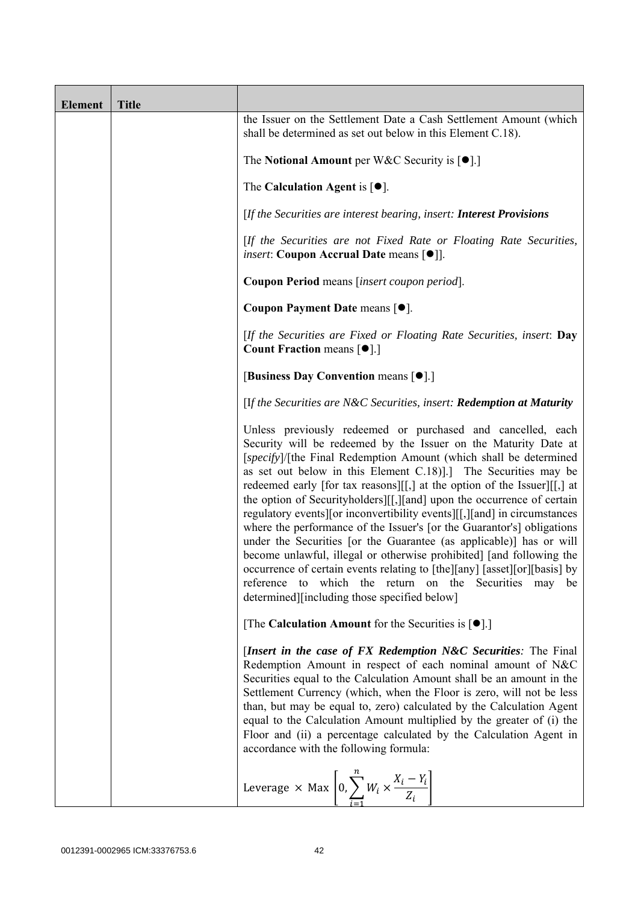| Element | Title | |
|---|---|---|
| | | the Issuer on the Settlement Date a Cash Settlement Amount (which shall be determined as set out below in this Element C.18).<br><br>The **Notional Amount** per W&C Security is [●].]<br><br>The **Calculation Agent** is [●].<br><br>[*If the Securities are interest bearing, insert: **Interest Provisions***<br><br>[*If the Securities are not Fixed Rate or Floating Rate Securities, insert*: **Coupon Accrual Date** means [●]].<br><br>**Coupon Period** means [*insert coupon period*].<br><br>**Coupon Payment Date** means [●].<br><br>[*If the Securities are Fixed or Floating Rate Securities, insert*: **Day Count Fraction** means [●].]<br><br>[**Business Day Convention** means [●].]<br><br>[I*f the Securities are N&C Securities, insert: **Redemption at Maturity***<br><br>Unless previously redeemed or purchased and cancelled, each Security will be redeemed by the Issuer on the Maturity Date at [*specify*]/[the Final Redemption Amount (which shall be determined as set out below in this Element C.18)].] The Securities may be redeemed early [for tax reasons][[,] at the option of the Issuer][[,] at the option of Securityholders][[,][and] upon the occurrence of certain regulatory events][or inconvertibility events][[,][and] in circumstances where the performance of the Issuer's [or the Guarantor's] obligations under the Securities [or the Guarantee (as applicable)] has or will become unlawful, illegal or otherwise prohibited] [and following the occurrence of certain events relating to [the][any] [asset][or][basis] by reference to which the return on the Securities may be determined][including those specified below]<br><br>[The **Calculation Amount** for the Securities is [●].]<br><br>[***Insert in the case of FX Redemption N&C Securities****:* The Final Redemption Amount in respect of each nominal amount of N&C Securities equal to the Calculation Amount shall be an amount in the Settlement Currency (which, when the Floor is zero, will not be less than, but may be equal to, zero) calculated by the Calculation Agent equal to the Calculation Amount multiplied by the greater of (i) the Floor and (ii) a percentage calculated by the Calculation Agent in accordance with the following formula:<br><br>$\text{Leverage} \times \text{Max}\left[0, \sum_{i=1}^{n} W_i \times \frac{X_i - Y_i}{Z_i}\right]$ |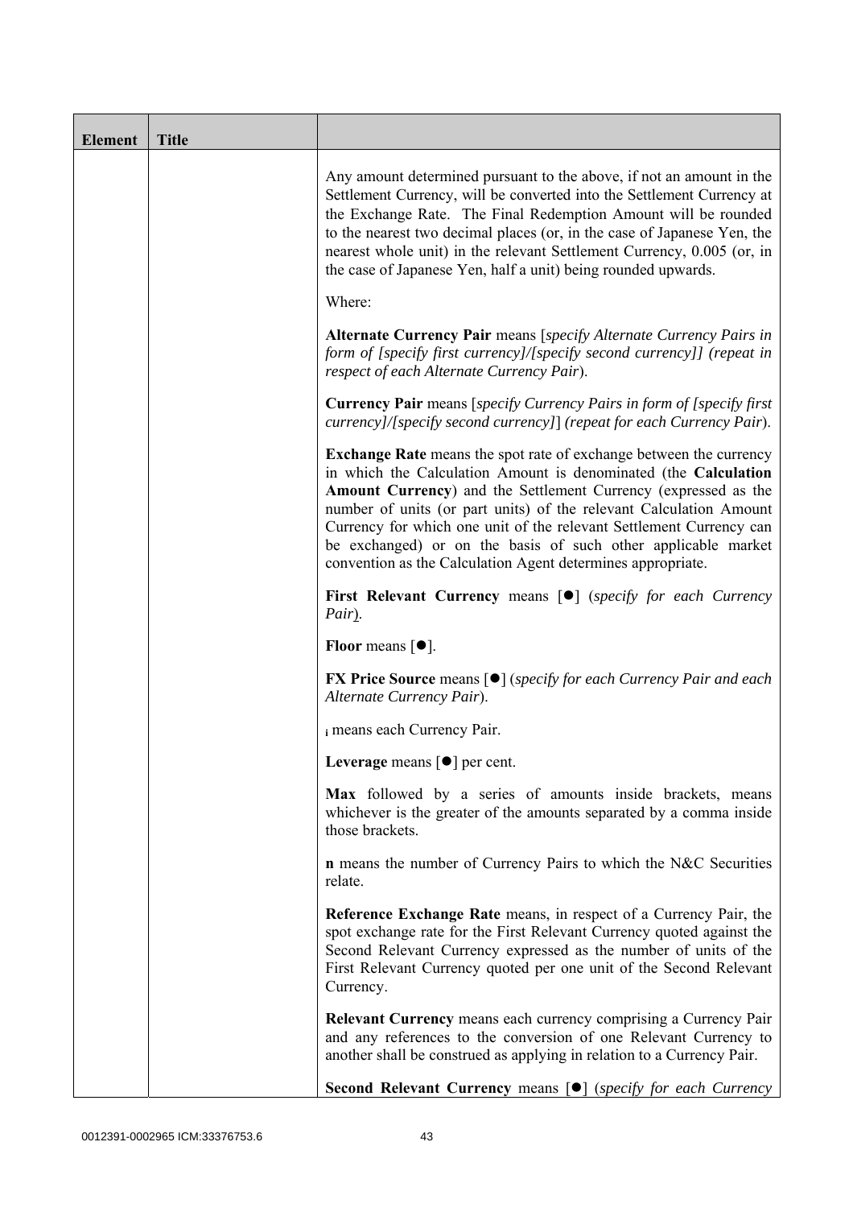| Element | Title | |
|---|---|---|
| | | Any amount determined pursuant to the above, if not an amount in the Settlement Currency, will be converted into the Settlement Currency at the Exchange Rate. The Final Redemption Amount will be rounded to the nearest two decimal places (or, in the case of Japanese Yen, the nearest whole unit) in the relevant Settlement Currency, 0.005 (or, in the case of Japanese Yen, half a unit) being rounded upwards.<br><br>Where:<br><br>**Alternate Currency Pair** means [*specify Alternate Currency Pairs in form of [specify first currency]/[specify second currency]] (repeat in respect of each Alternate Currency Pair*).<br><br>**Currency Pair** means [*specify Currency Pairs in form of [specify first currency]/[specify second currency]*] (*repeat for each Currency Pair*).<br><br>**Exchange Rate** means the spot rate of exchange between the currency in which the Calculation Amount is denominated (the **Calculation Amount Currency**) and the Settlement Currency (expressed as the number of units (or part units) of the relevant Calculation Amount Currency for which one unit of the relevant Settlement Currency can be exchanged) or on the basis of such other applicable market convention as the Calculation Agent determines appropriate.<br><br>**First Relevant Currency** means [●] (*specify for each Currency Pair*).<br><br>**Floor** means [●].<br><br>**FX Price Source** means [●] (*specify for each Currency Pair and each Alternate Currency Pair*).<br><br>$_i$ means each Currency Pair.<br><br>**Leverage** means [●] per cent.<br><br>**Max** followed by a series of amounts inside brackets, means whichever is the greater of the amounts separated by a comma inside those brackets.<br><br>**n** means the number of Currency Pairs to which the N&C Securities relate.<br><br>**Reference Exchange Rate** means, in respect of a Currency Pair, the spot exchange rate for the First Relevant Currency quoted against the Second Relevant Currency expressed as the number of units of the First Relevant Currency quoted per one unit of the Second Relevant Currency.<br><br>**Relevant Currency** means each currency comprising a Currency Pair and any references to the conversion of one Relevant Currency to another shall be construed as applying in relation to a Currency Pair.<br><br>**Second Relevant Currency** means [●] (*specify for each Currency* |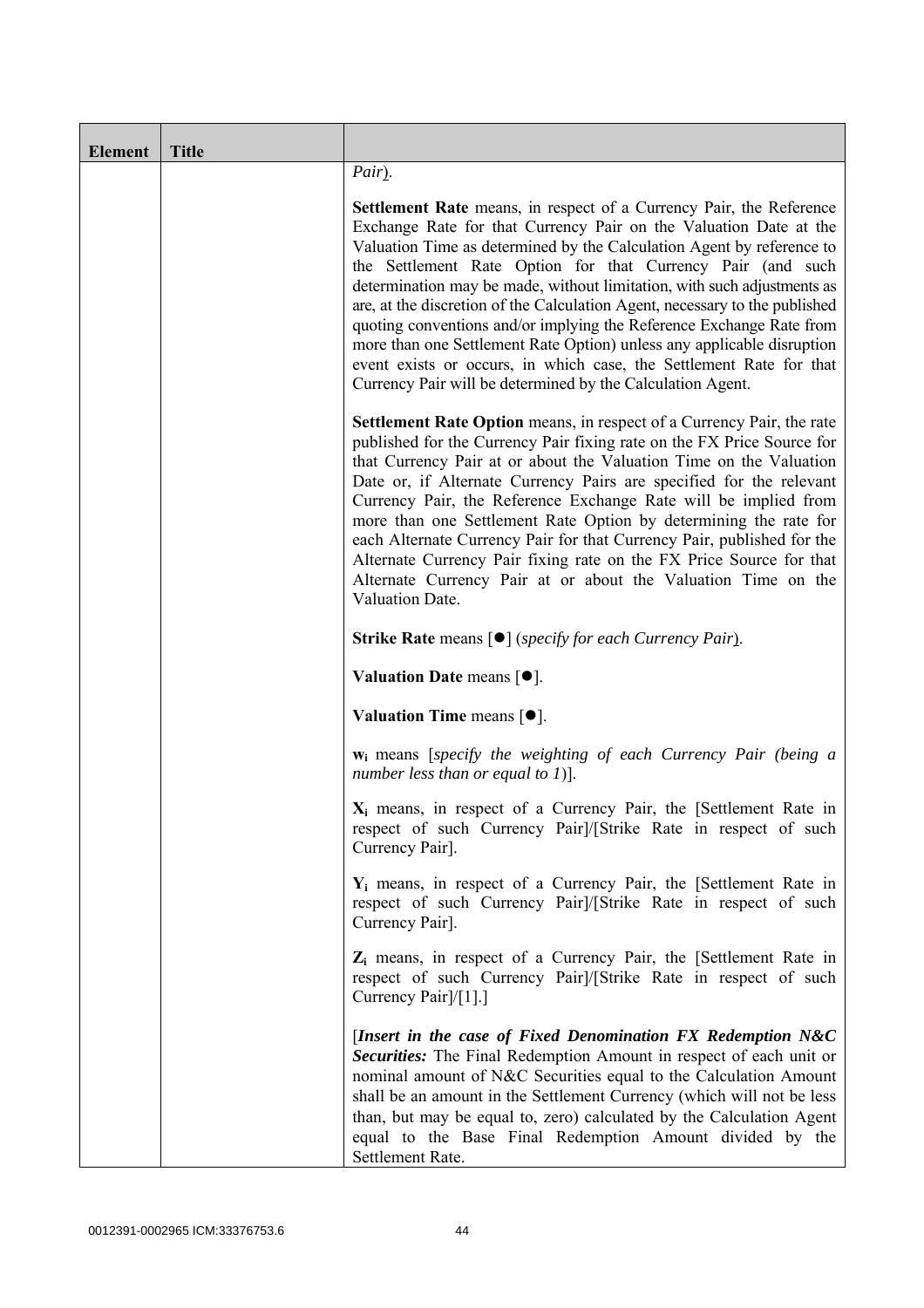| Element | Title | |
|---|---|---|
| | | *Pair*).<br><br>**Settlement Rate** means, in respect of a Currency Pair, the Reference Exchange Rate for that Currency Pair on the Valuation Date at the Valuation Time as determined by the Calculation Agent by reference to the Settlement Rate Option for that Currency Pair (and such determination may be made, without limitation, with such adjustments as are, at the discretion of the Calculation Agent, necessary to the published quoting conventions and/or implying the Reference Exchange Rate from more than one Settlement Rate Option) unless any applicable disruption event exists or occurs, in which case, the Settlement Rate for that Currency Pair will be determined by the Calculation Agent.<br><br>**Settlement Rate Option** means, in respect of a Currency Pair, the rate published for the Currency Pair fixing rate on the FX Price Source for that Currency Pair at or about the Valuation Time on the Valuation Date or, if Alternate Currency Pairs are specified for the relevant Currency Pair, the Reference Exchange Rate will be implied from more than one Settlement Rate Option by determining the rate for each Alternate Currency Pair for that Currency Pair, published for the Alternate Currency Pair fixing rate on the FX Price Source for that Alternate Currency Pair at or about the Valuation Time on the Valuation Date.<br><br>**Strike Rate** means [●] (*specify for each Currency Pair*).<br><br>**Valuation Date** means [●].<br><br>**Valuation Time** means [●].<br><br>$\mathbf{w_i}$ means [*specify the weighting of each Currency Pair (being a number less than or equal to 1)*].<br><br>$\mathbf{X_i}$ means, in respect of a Currency Pair, the [Settlement Rate in respect of such Currency Pair]/[Strike Rate in respect of such Currency Pair].<br><br>$\mathbf{Y_i}$ means, in respect of a Currency Pair, the [Settlement Rate in respect of such Currency Pair]/[Strike Rate in respect of such Currency Pair].<br><br>$\mathbf{Z_i}$ means, in respect of a Currency Pair, the [Settlement Rate in respect of such Currency Pair]/[Strike Rate in respect of such Currency Pair]/[1].]<br><br>[***Insert in the case of Fixed Denomination FX Redemption N&C Securities:*** The Final Redemption Amount in respect of each unit or nominal amount of N&C Securities equal to the Calculation Amount shall be an amount in the Settlement Currency (which will not be less than, but may be equal to, zero) calculated by the Calculation Agent equal to the Base Final Redemption Amount divided by the Settlement Rate. |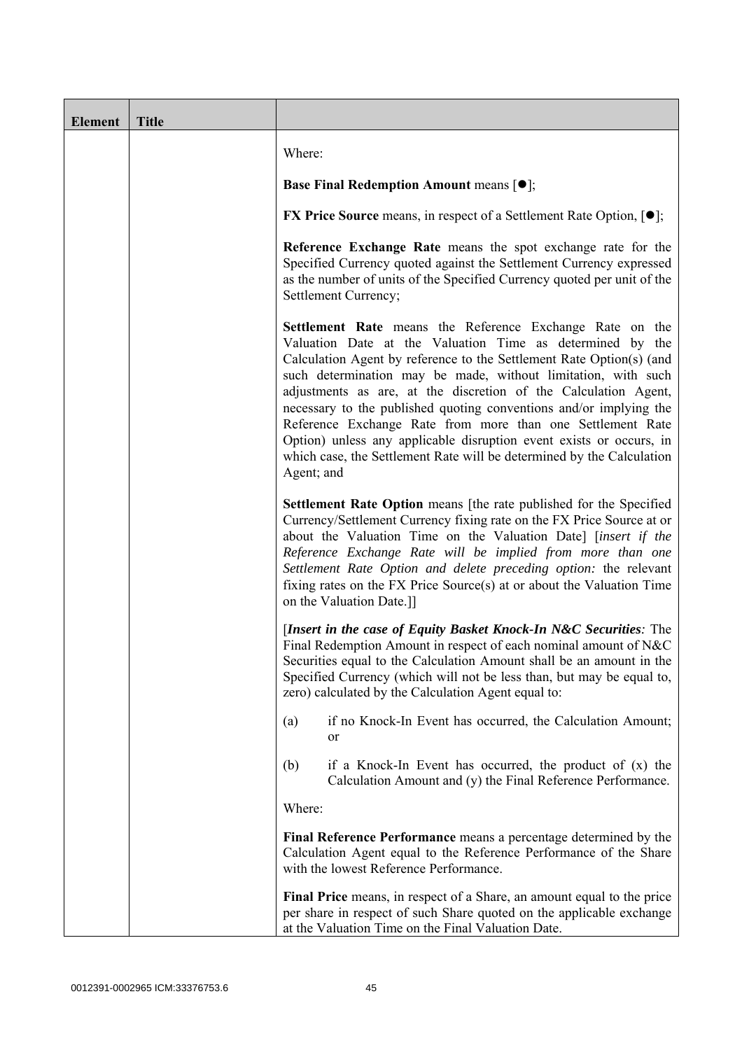| Element | Title | |
|---|---|---|
| | | Where:<br><br>**Base Final Redemption Amount** means [●];<br><br>**FX Price Source** means, in respect of a Settlement Rate Option, [●];<br><br>**Reference Exchange Rate** means the spot exchange rate for the Specified Currency quoted against the Settlement Currency expressed as the number of units of the Specified Currency quoted per unit of the Settlement Currency;<br><br>**Settlement Rate** means the Reference Exchange Rate on the Valuation Date at the Valuation Time as determined by the Calculation Agent by reference to the Settlement Rate Option(s) (and such determination may be made, without limitation, with such adjustments as are, at the discretion of the Calculation Agent, necessary to the published quoting conventions and/or implying the Reference Exchange Rate from more than one Settlement Rate Option) unless any applicable disruption event exists or occurs, in which case, the Settlement Rate will be determined by the Calculation Agent; and<br><br>**Settlement Rate Option** means [the rate published for the Specified Currency/Settlement Currency fixing rate on the FX Price Source at or about the Valuation Time on the Valuation Date] [*insert if the Reference Exchange Rate will be implied from more than one Settlement Rate Option and delete preceding option:* the relevant fixing rates on the FX Price Source(s) at or about the Valuation Time on the Valuation Date.]]<br><br>[***Insert in the case of Equity Basket Knock-In N&C Securities****:* The Final Redemption Amount in respect of each nominal amount of N&C Securities equal to the Calculation Amount shall be an amount in the Specified Currency (which will not be less than, but may be equal to, zero) calculated by the Calculation Agent equal to:<br><br>(a) if no Knock-In Event has occurred, the Calculation Amount; or<br><br>(b) if a Knock-In Event has occurred, the product of (x) the Calculation Amount and (y) the Final Reference Performance.<br><br>Where:<br><br>**Final Reference Performance** means a percentage determined by the Calculation Agent equal to the Reference Performance of the Share with the lowest Reference Performance.<br><br>**Final Price** means, in respect of a Share, an amount equal to the price per share in respect of such Share quoted on the applicable exchange at the Valuation Time on the Final Valuation Date. |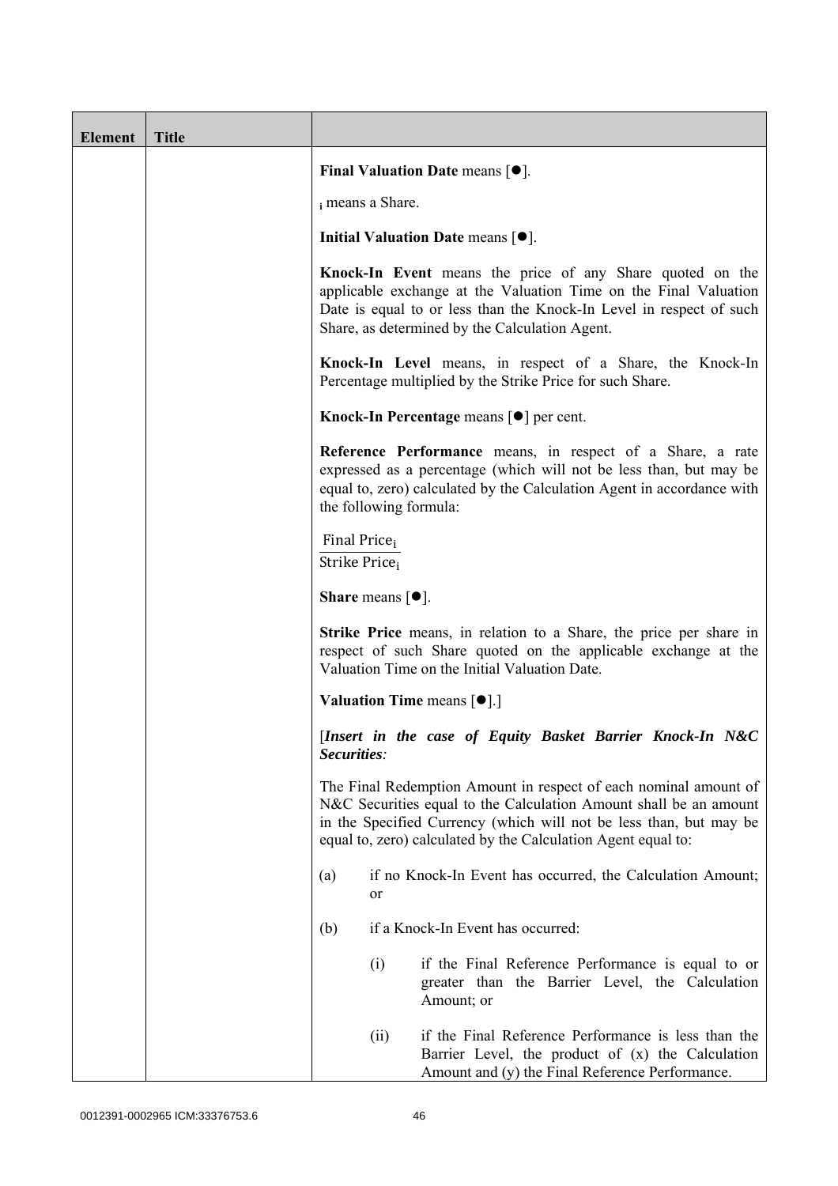| Element | Title | |
|---|---|---|
| | | **Final Valuation Date** means [●].<br><br>$_i$ means a Share.<br><br>**Initial Valuation Date** means [●].<br><br>**Knock-In Event** means the price of any Share quoted on the applicable exchange at the Valuation Time on the Final Valuation Date is equal to or less than the Knock-In Level in respect of such Share, as determined by the Calculation Agent.<br><br>**Knock-In Level** means, in respect of a Share, the Knock-In Percentage multiplied by the Strike Price for such Share.<br><br>**Knock-In Percentage** means [●] per cent.<br><br>**Reference Performance** means, in respect of a Share, a rate expressed as a percentage (which will not be less than, but may be equal to, zero) calculated by the Calculation Agent in accordance with the following formula:<br><br>$\frac{\text{Final Price}_i}{\text{Strike Price}_i}$<br><br>**Share** means [●].<br><br>**Strike Price** means, in relation to a Share, the price per share in respect of such Share quoted on the applicable exchange at the Valuation Time on the Initial Valuation Date.<br><br>**Valuation Time** means [●].]<br><br>[***Insert in the case of Equity Basket Barrier Knock-In N&C Securities:***<br><br>The Final Redemption Amount in respect of each nominal amount of N&C Securities equal to the Calculation Amount shall be an amount in the Specified Currency (which will not be less than, but may be equal to, zero) calculated by the Calculation Agent equal to:<br><br>(a) if no Knock-In Event has occurred, the Calculation Amount; or<br><br>(b) if a Knock-In Event has occurred:<br><br>(i) if the Final Reference Performance is equal to or greater than the Barrier Level, the Calculation Amount; or<br><br>(ii) if the Final Reference Performance is less than the Barrier Level, the product of (x) the Calculation Amount and (y) the Final Reference Performance. |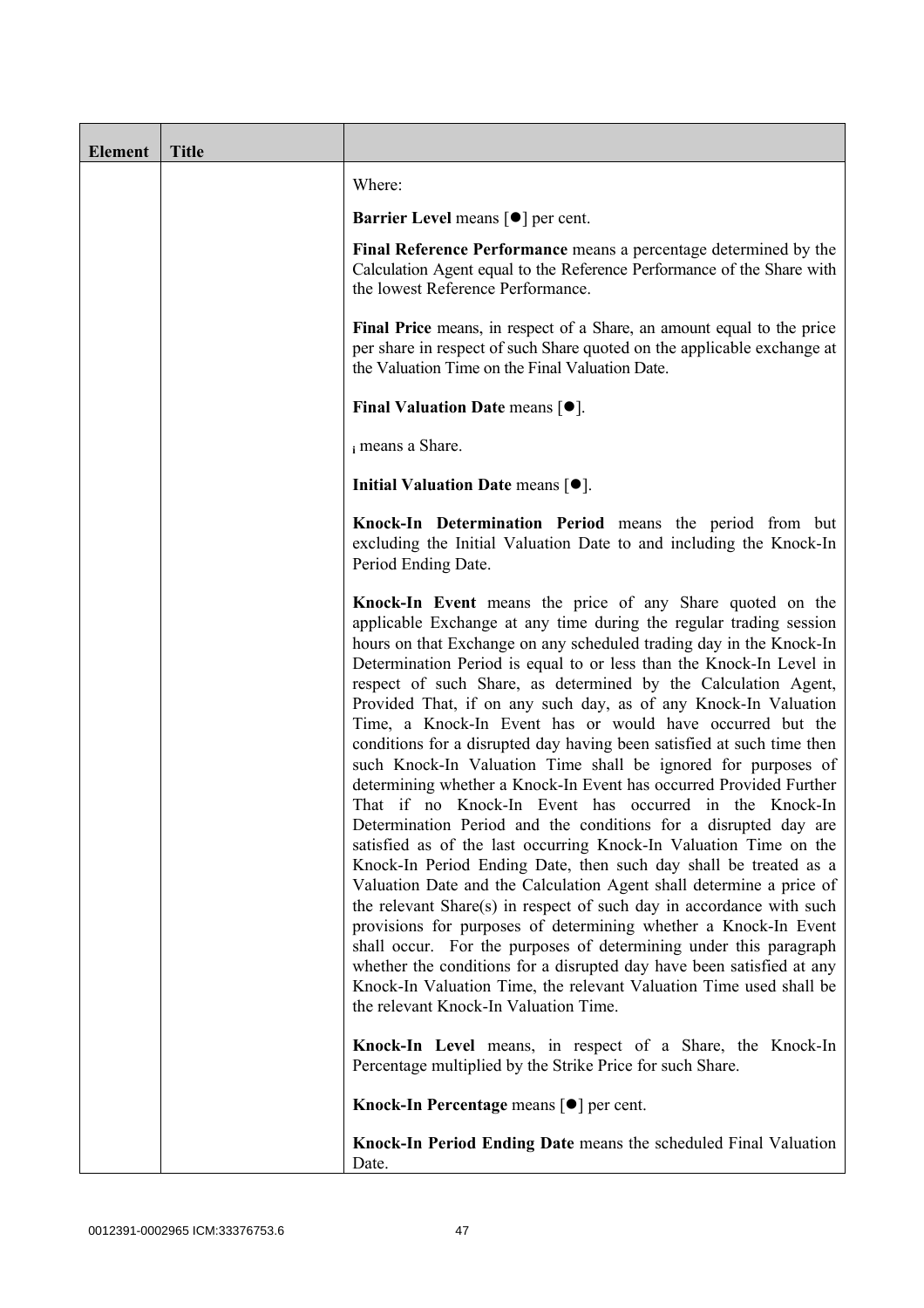| Element | Title | |
|---|---|---|
| | | Where:<br><br>**Barrier Level** means [●] per cent.<br><br>**Final Reference Performance** means a percentage determined by the Calculation Agent equal to the Reference Performance of the Share with the lowest Reference Performance.<br><br>**Final Price** means, in respect of a Share, an amount equal to the price per share in respect of such Share quoted on the applicable exchange at the Valuation Time on the Final Valuation Date.<br><br>**Final Valuation Date** means [●].<br><br>$_i$ means a Share.<br><br>**Initial Valuation Date** means [●].<br><br>**Knock-In Determination Period** means the period from but excluding the Initial Valuation Date to and including the Knock-In Period Ending Date.<br><br>**Knock-In Event** means the price of any Share quoted on the applicable Exchange at any time during the regular trading session hours on that Exchange on any scheduled trading day in the Knock-In Determination Period is equal to or less than the Knock-In Level in respect of such Share, as determined by the Calculation Agent, Provided That, if on any such day, as of any Knock-In Valuation Time, a Knock-In Event has or would have occurred but the conditions for a disrupted day having been satisfied at such time then such Knock-In Valuation Time shall be ignored for purposes of determining whether a Knock-In Event has occurred Provided Further That if no Knock-In Event has occurred in the Knock-In Determination Period and the conditions for a disrupted day are satisfied as of the last occurring Knock-In Valuation Time on the Knock-In Period Ending Date, then such day shall be treated as a Valuation Date and the Calculation Agent shall determine a price of the relevant Share(s) in respect of such day in accordance with such provisions for purposes of determining whether a Knock-In Event shall occur. For the purposes of determining under this paragraph whether the conditions for a disrupted day have been satisfied at any Knock-In Valuation Time, the relevant Valuation Time used shall be the relevant Knock-In Valuation Time.<br><br>**Knock-In Level** means, in respect of a Share, the Knock-In Percentage multiplied by the Strike Price for such Share.<br><br>**Knock-In Percentage** means [●] per cent.<br><br>**Knock-In Period Ending Date** means the scheduled Final Valuation Date. |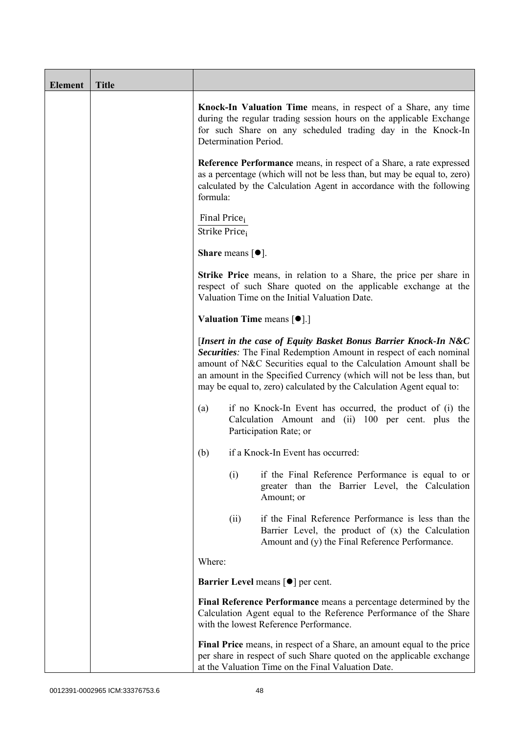| Element | Title | |
|---|---|---|
| | | **Knock-In Valuation Time** means, in respect of a Share, any time during the regular trading session hours on the applicable Exchange for such Share on any scheduled trading day in the Knock-In Determination Period.<br><br>**Reference Performance** means, in respect of a Share, a rate expressed as a percentage (which will not be less than, but may be equal to, zero) calculated by the Calculation Agent in accordance with the following formula:<br><br>$\frac{\text{Final Price}_i}{\text{Strike Price}_i}$<br><br>**Share** means [●].<br><br>**Strike Price** means, in relation to a Share, the price per share in respect of such Share quoted on the applicable exchange at the Valuation Time on the Initial Valuation Date.<br><br>**Valuation Time** means [●].]<br><br>[***Insert in the case of Equity Basket Bonus Barrier Knock-In N&C Securities**:* The Final Redemption Amount in respect of each nominal amount of N&C Securities equal to the Calculation Amount shall be an amount in the Specified Currency (which will not be less than, but may be equal to, zero) calculated by the Calculation Agent equal to:<br><br>(a) if no Knock-In Event has occurred, the product of (i) the Calculation Amount and (ii) 100 per cent. plus the Participation Rate; or<br><br>(b) if a Knock-In Event has occurred:<br><br>(i) if the Final Reference Performance is equal to or greater than the Barrier Level, the Calculation Amount; or<br><br>(ii) if the Final Reference Performance is less than the Barrier Level, the product of (x) the Calculation Amount and (y) the Final Reference Performance.<br><br>Where:<br><br>**Barrier Level** means [●] per cent.<br><br>**Final Reference Performance** means a percentage determined by the Calculation Agent equal to the Reference Performance of the Share with the lowest Reference Performance.<br><br>**Final Price** means, in respect of a Share, an amount equal to the price per share in respect of such Share quoted on the applicable exchange at the Valuation Time on the Final Valuation Date. |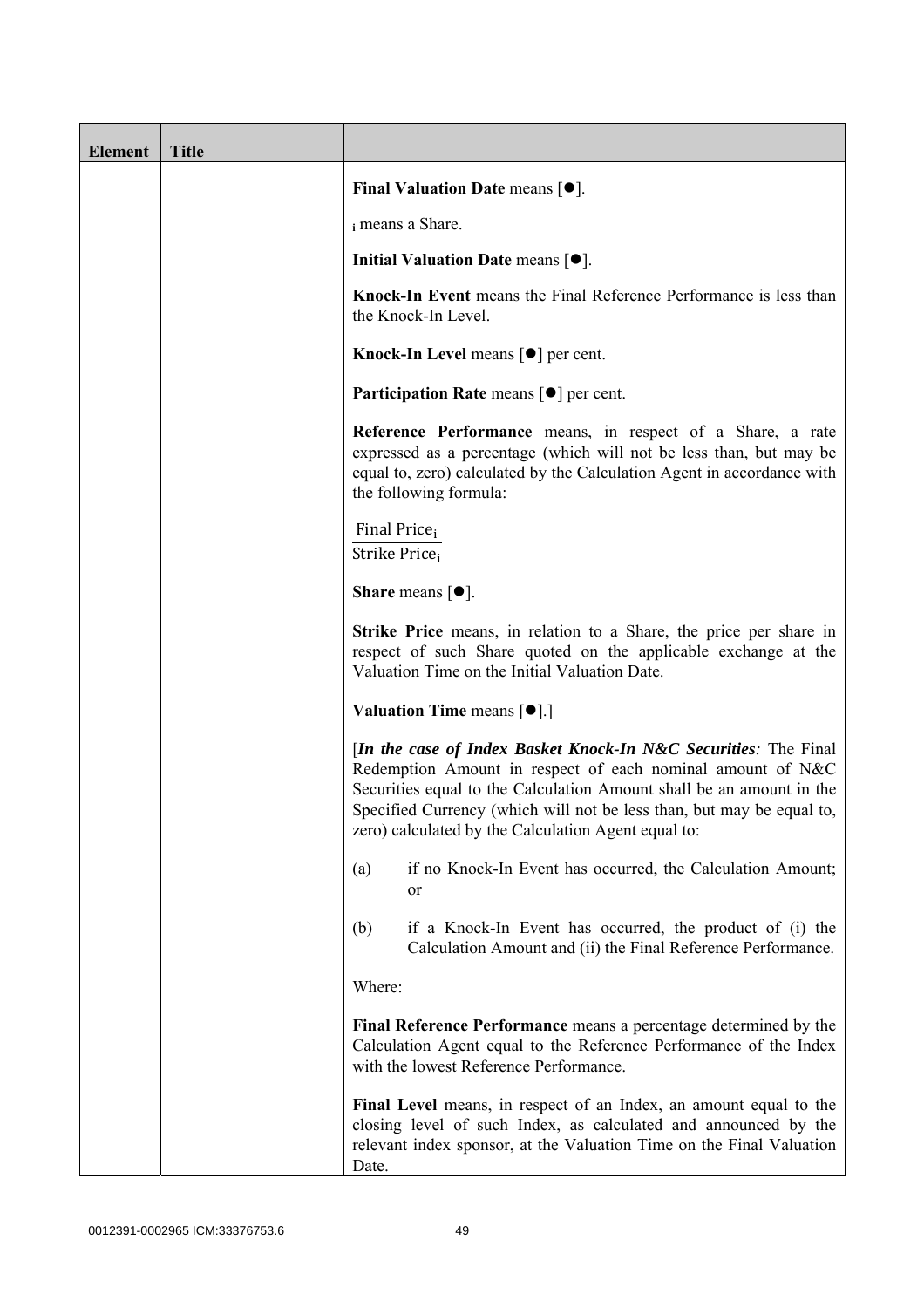| Element | Title | |
|---|---|---|
| | | **Final Valuation Date** means [●].<br><br>$_i$ means a Share.<br><br>**Initial Valuation Date** means [●].<br><br>**Knock-In Event** means the Final Reference Performance is less than the Knock-In Level.<br><br>**Knock-In Level** means [●] per cent.<br><br>**Participation Rate** means [●] per cent.<br><br>**Reference Performance** means, in respect of a Share, a rate expressed as a percentage (which will not be less than, but may be equal to, zero) calculated by the Calculation Agent in accordance with the following formula:<br><br>$\frac{\text{Final Price}_i}{\text{Strike Price}_i}$<br><br>**Share** means [●].<br><br>**Strike Price** means, in relation to a Share, the price per share in respect of such Share quoted on the applicable exchange at the Valuation Time on the Initial Valuation Date.<br><br>**Valuation Time** means [●].]<br><br>[***In the case of Index Basket Knock-In N&C Securities**:* The Final Redemption Amount in respect of each nominal amount of N&C Securities equal to the Calculation Amount shall be an amount in the Specified Currency (which will not be less than, but may be equal to, zero) calculated by the Calculation Agent equal to:<br><br>(a) if no Knock-In Event has occurred, the Calculation Amount; or<br><br>(b) if a Knock-In Event has occurred, the product of (i) the Calculation Amount and (ii) the Final Reference Performance.<br><br>Where:<br><br>**Final Reference Performance** means a percentage determined by the Calculation Agent equal to the Reference Performance of the Index with the lowest Reference Performance.<br><br>**Final Level** means, in respect of an Index, an amount equal to the closing level of such Index, as calculated and announced by the relevant index sponsor, at the Valuation Time on the Final Valuation Date. |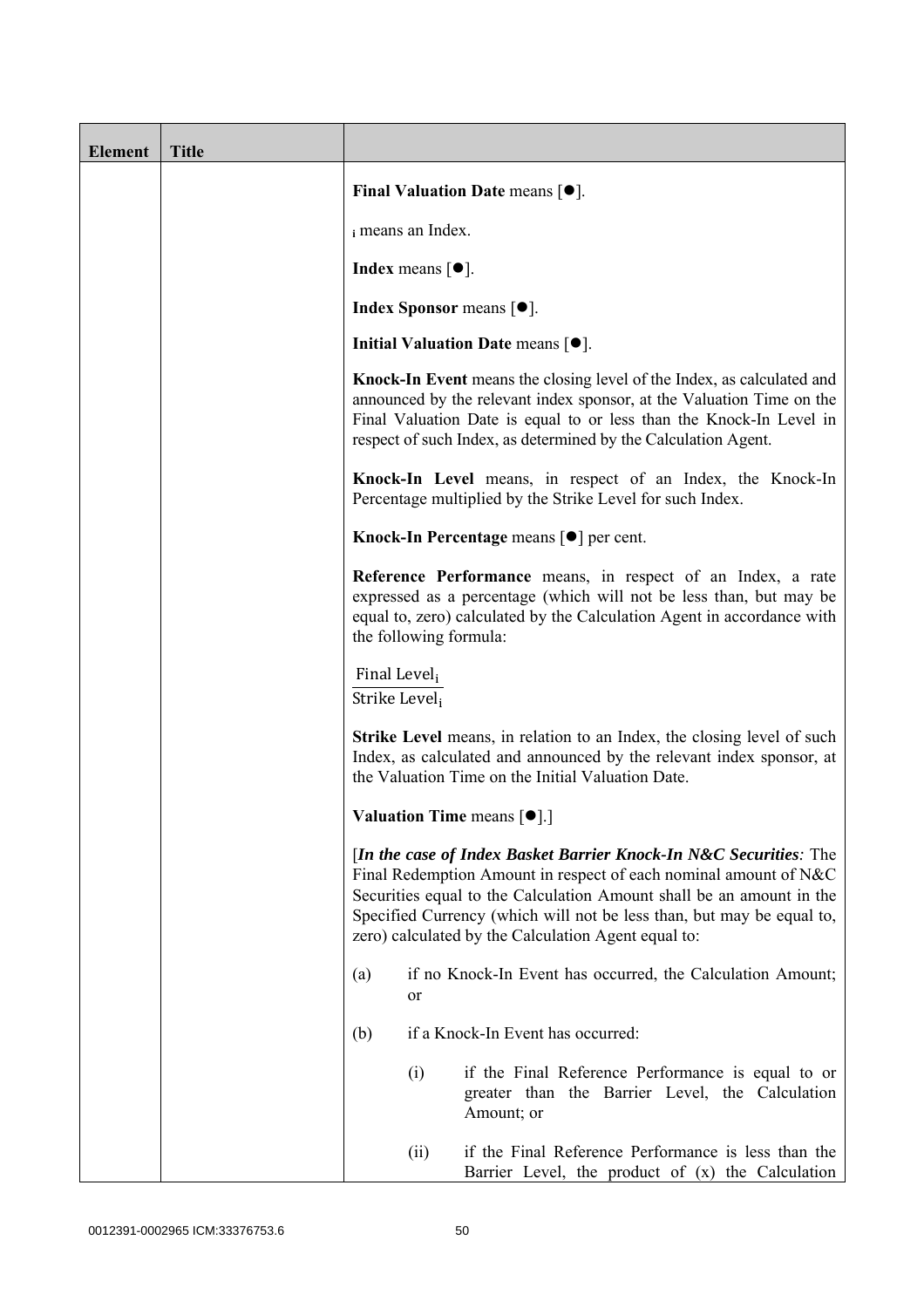| Element | Title | |
|---|---|---|
| | | **Final Valuation Date** means [●].<br><br>$_i$ means an Index.<br><br>**Index** means [●].<br><br>**Index Sponsor** means [●].<br><br>**Initial Valuation Date** means [●].<br><br>**Knock-In Event** means the closing level of the Index, as calculated and announced by the relevant index sponsor, at the Valuation Time on the Final Valuation Date is equal to or less than the Knock-In Level in respect of such Index, as determined by the Calculation Agent.<br><br>**Knock-In Level** means, in respect of an Index, the Knock-In Percentage multiplied by the Strike Level for such Index.<br><br>**Knock-In Percentage** means [●] per cent.<br><br>**Reference Performance** means, in respect of an Index, a rate expressed as a percentage (which will not be less than, but may be equal to, zero) calculated by the Calculation Agent in accordance with the following formula:<br><br>$\frac{\text{Final Level}_i}{\text{Strike Level}_i}$<br><br>**Strike Level** means, in relation to an Index, the closing level of such Index, as calculated and announced by the relevant index sponsor, at the Valuation Time on the Initial Valuation Date.<br><br>**Valuation Time** means [●].]<br><br>[***In the case of Index Basket Barrier Knock-In N&C Securities**:* The Final Redemption Amount in respect of each nominal amount of N&C Securities equal to the Calculation Amount shall be an amount in the Specified Currency (which will not be less than, but may be equal to, zero) calculated by the Calculation Agent equal to:<br><br>(a) if no Knock-In Event has occurred, the Calculation Amount; or<br><br>(b) if a Knock-In Event has occurred:<br><br>(i) if the Final Reference Performance is equal to or greater than the Barrier Level, the Calculation Amount; or<br><br>(ii) if the Final Reference Performance is less than the Barrier Level, the product of (x) the Calculation |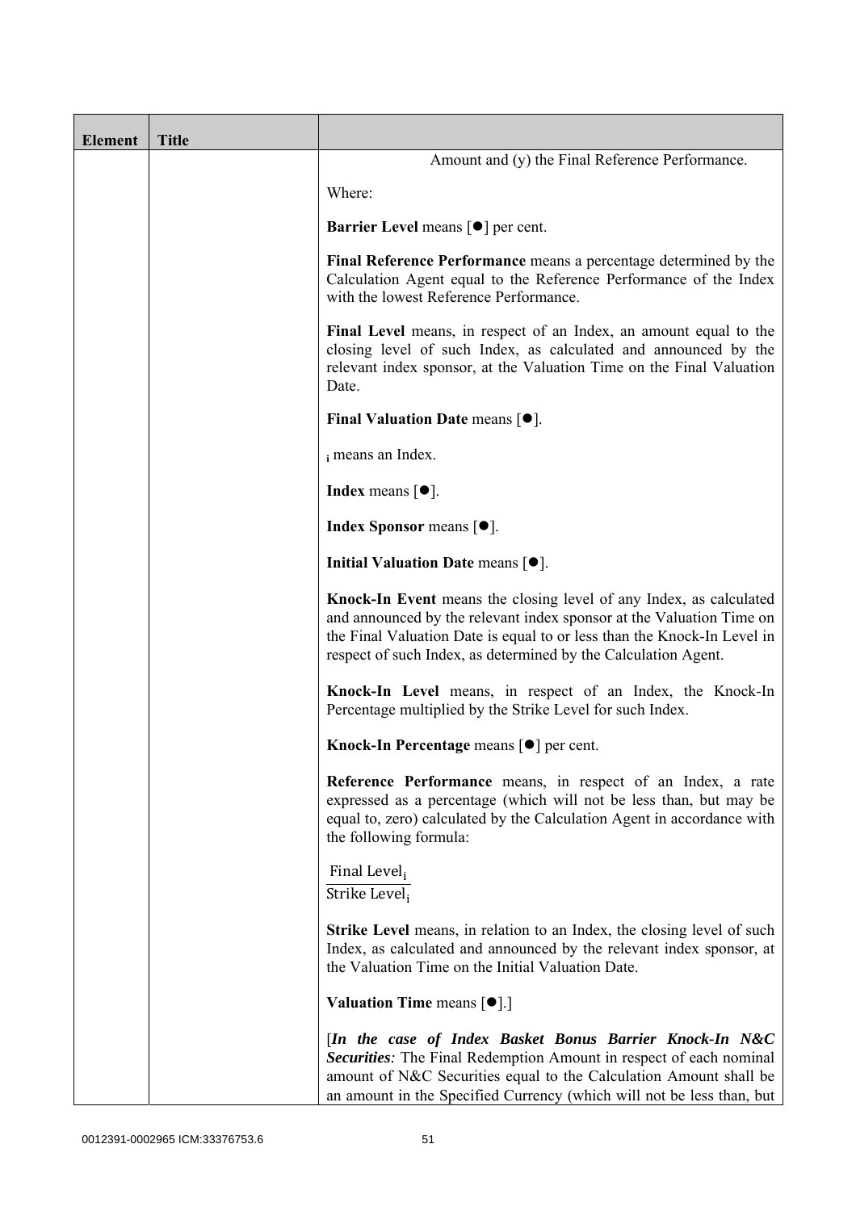| Element | Title | |
|---|---|---|
| | | Amount and (y) the Final Reference Performance.<br><br>Where:<br><br>**Barrier Level** means [●] per cent.<br><br>**Final Reference Performance** means a percentage determined by the Calculation Agent equal to the Reference Performance of the Index with the lowest Reference Performance.<br><br>**Final Level** means, in respect of an Index, an amount equal to the closing level of such Index, as calculated and announced by the relevant index sponsor, at the Valuation Time on the Final Valuation Date.<br><br>**Final Valuation Date** means [●].<br><br>$_i$ means an Index.<br><br>**Index** means [●].<br><br>**Index Sponsor** means [●].<br><br>**Initial Valuation Date** means [●].<br><br>**Knock-In Event** means the closing level of any Index, as calculated and announced by the relevant index sponsor at the Valuation Time on the Final Valuation Date is equal to or less than the Knock-In Level in respect of such Index, as determined by the Calculation Agent.<br><br>**Knock-In Level** means, in respect of an Index, the Knock-In Percentage multiplied by the Strike Level for such Index.<br><br>**Knock-In Percentage** means [●] per cent.<br><br>**Reference Performance** means, in respect of an Index, a rate expressed as a percentage (which will not be less than, but may be equal to, zero) calculated by the Calculation Agent in accordance with the following formula:<br><br>$\frac{\text{Final Level}_i}{\text{Strike Level}_i}$<br><br>**Strike Level** means, in relation to an Index, the closing level of such Index, as calculated and announced by the relevant index sponsor, at the Valuation Time on the Initial Valuation Date.<br><br>**Valuation Time** means [●].]<br><br>[***In the case of Index Basket Bonus Barrier Knock-In N&C Securities**:* The Final Redemption Amount in respect of each nominal amount of N&C Securities equal to the Calculation Amount shall be an amount in the Specified Currency (which will not be less than, but |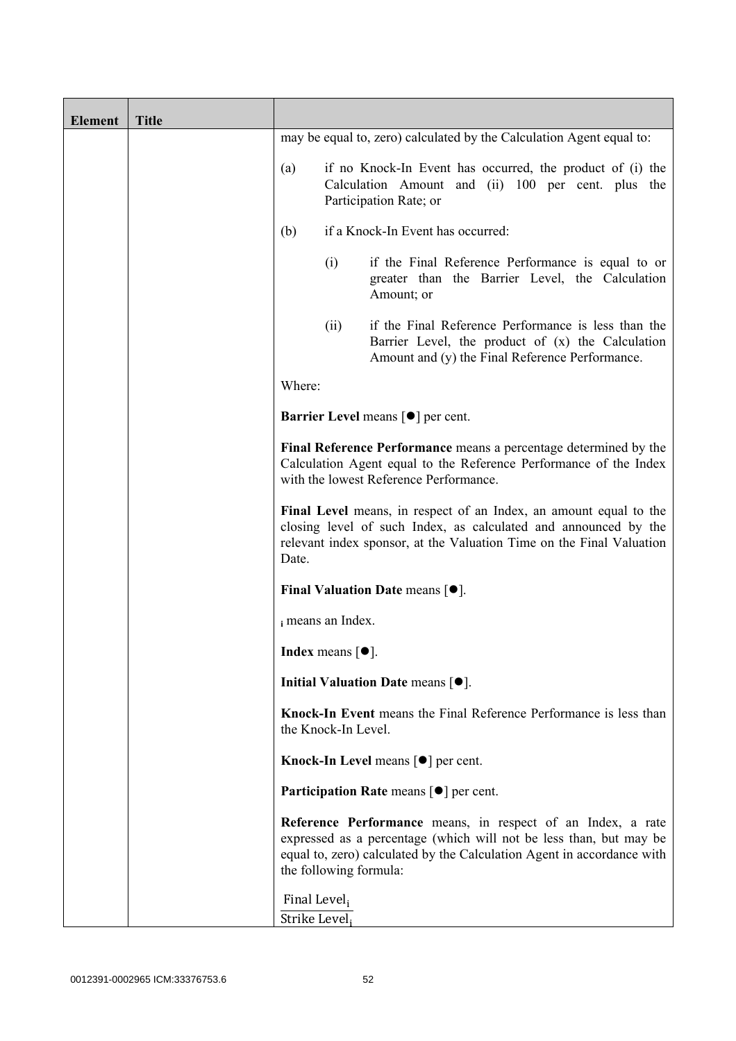| Element | Title | |
|---|---|---|
| | | may be equal to, zero) calculated by the Calculation Agent equal to:<br><br>(a) if no Knock-In Event has occurred, the product of (i) the Calculation Amount and (ii) 100 per cent. plus the Participation Rate; or<br><br>(b) if a Knock-In Event has occurred:<br><br>(i) if the Final Reference Performance is equal to or greater than the Barrier Level, the Calculation Amount; or<br><br>(ii) if the Final Reference Performance is less than the Barrier Level, the product of (x) the Calculation Amount and (y) the Final Reference Performance.<br><br>Where:<br><br>**Barrier Level** means [●] per cent.<br><br>**Final Reference Performance** means a percentage determined by the Calculation Agent equal to the Reference Performance of the Index with the lowest Reference Performance.<br><br>**Final Level** means, in respect of an Index, an amount equal to the closing level of such Index, as calculated and announced by the relevant index sponsor, at the Valuation Time on the Final Valuation Date.<br><br>**Final Valuation Date** means [●].<br><br>$_i$ means an Index.<br><br>**Index** means [●].<br><br>**Initial Valuation Date** means [●].<br><br>**Knock-In Event** means the Final Reference Performance is less than the Knock-In Level.<br><br>**Knock-In Level** means [●] per cent.<br><br>**Participation Rate** means [●] per cent.<br><br>**Reference Performance** means, in respect of an Index, a rate expressed as a percentage (which will not be less than, but may be equal to, zero) calculated by the Calculation Agent in accordance with the following formula:<br><br>$\frac{\text{Final Level}_i}{\text{Strike Level}_i}$ |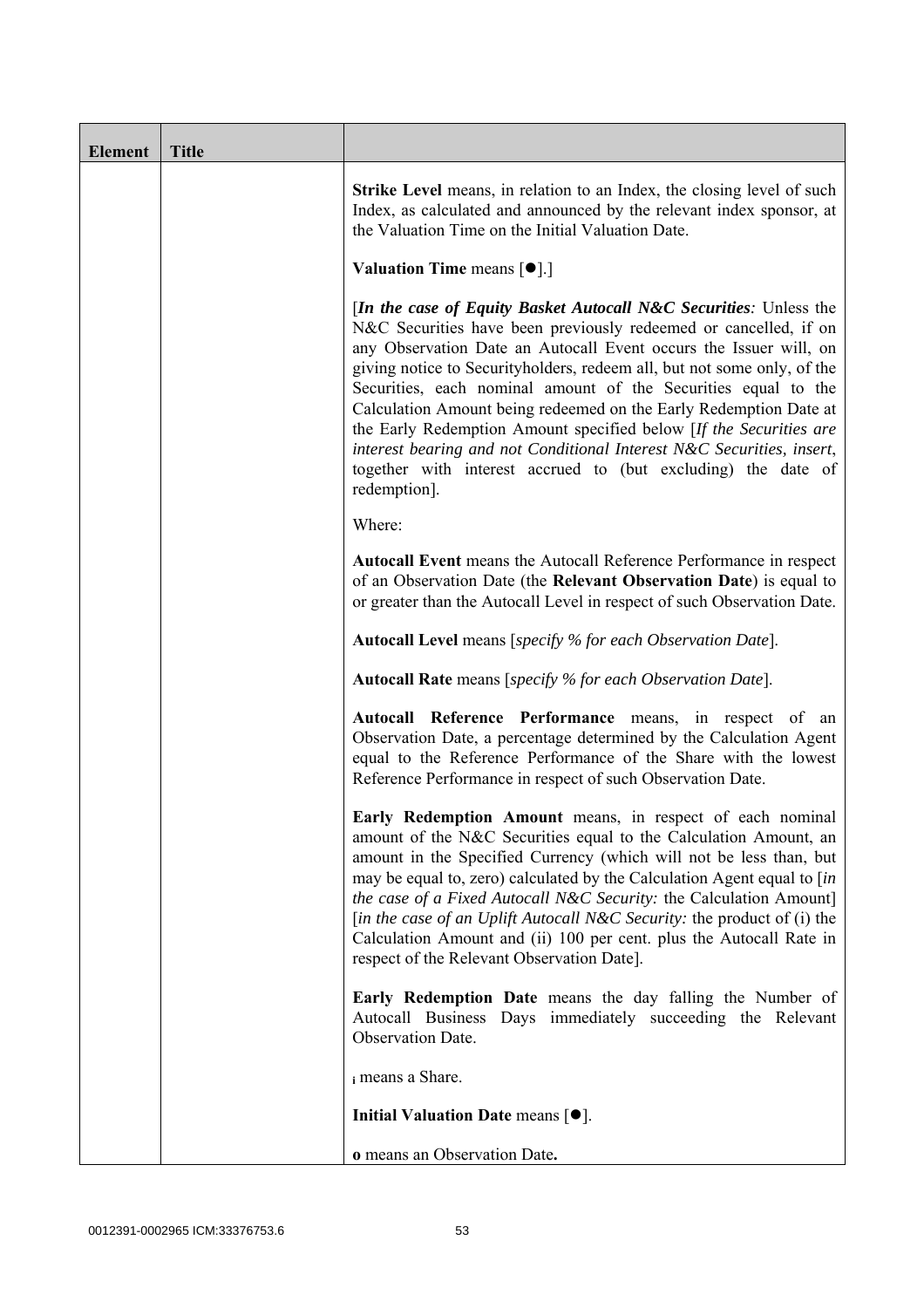| Element | Title | |
|---|---|---|
| | | **Strike Level** means, in relation to an Index, the closing level of such Index, as calculated and announced by the relevant index sponsor, at the Valuation Time on the Initial Valuation Date.<br><br>**Valuation Time** means [●].]<br><br>[***In the case of Equity Basket Autocall N&C Securities****:* Unless the N&C Securities have been previously redeemed or cancelled, if on any Observation Date an Autocall Event occurs the Issuer will, on giving notice to Securityholders, redeem all, but not some only, of the Securities, each nominal amount of the Securities equal to the Calculation Amount being redeemed on the Early Redemption Date at the Early Redemption Amount specified below [*If the Securities are interest bearing and not Conditional Interest N&C Securities, insert*, together with interest accrued to (but excluding) the date of redemption].<br><br>Where:<br><br>**Autocall Event** means the Autocall Reference Performance in respect of an Observation Date (the **Relevant Observation Date**) is equal to or greater than the Autocall Level in respect of such Observation Date.<br><br>**Autocall Level** means [*specify % for each Observation Date*].<br><br>**Autocall Rate** means [*specify % for each Observation Date*].<br><br>**Autocall Reference Performance** means, in respect of an Observation Date, a percentage determined by the Calculation Agent equal to the Reference Performance of the Share with the lowest Reference Performance in respect of such Observation Date.<br><br>**Early Redemption Amount** means, in respect of each nominal amount of the N&C Securities equal to the Calculation Amount, an amount in the Specified Currency (which will not be less than, but may be equal to, zero) calculated by the Calculation Agent equal to [*in the case of a Fixed Autocall N&C Security:* the Calculation Amount] [*in the case of an Uplift Autocall N&C Security:* the product of (i) the Calculation Amount and (ii) 100 per cent. plus the Autocall Rate in respect of the Relevant Observation Date].<br><br>**Early Redemption Date** means the day falling the Number of Autocall Business Days immediately succeeding the Relevant Observation Date.<br><br>$_{i}$ means a Share.<br><br>**Initial Valuation Date** means [●].<br><br>**o** means an Observation Date**.** |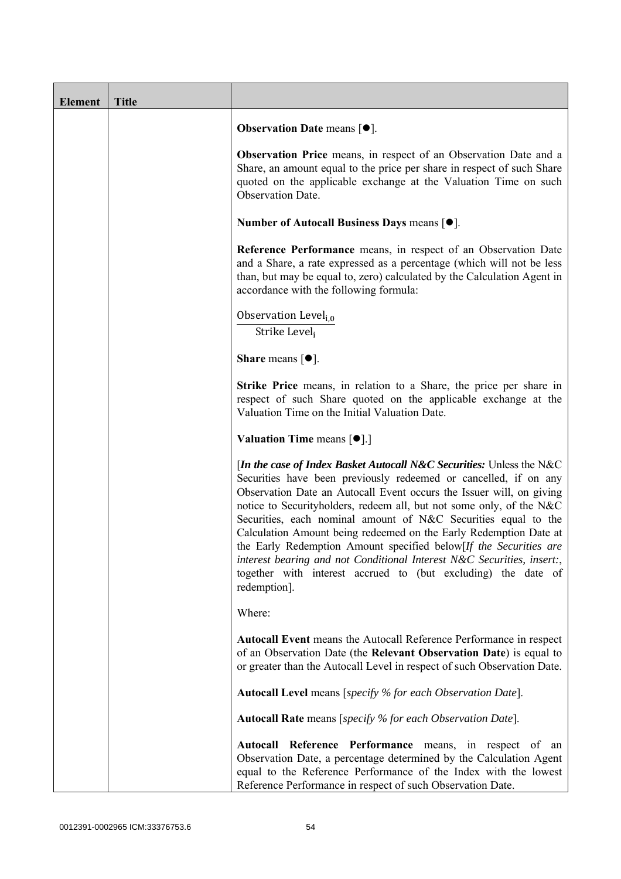| Element | Title | |
|---|---|---|
| | | **Observation Date** means [●].<br><br>**Observation Price** means, in respect of an Observation Date and a Share, an amount equal to the price per share in respect of such Share quoted on the applicable exchange at the Valuation Time on such Observation Date.<br><br>**Number of Autocall Business Days** means [●].<br><br>**Reference Performance** means, in respect of an Observation Date and a Share, a rate expressed as a percentage (which will not be less than, but may be equal to, zero) calculated by the Calculation Agent in accordance with the following formula:<br><br>$\frac{\text{Observation Level}_{i,0}}{\text{Strike Level}_{i}}$<br><br>**Share** means [●].<br><br>**Strike Price** means, in relation to a Share, the price per share in respect of such Share quoted on the applicable exchange at the Valuation Time on the Initial Valuation Date.<br><br>**Valuation Time** means [●].]<br><br>[***In the case of Index Basket Autocall N&C Securities:*** Unless the N&C Securities have been previously redeemed or cancelled, if on any Observation Date an Autocall Event occurs the Issuer will, on giving notice to Securityholders, redeem all, but not some only, of the N&C Securities, each nominal amount of N&C Securities equal to the Calculation Amount being redeemed on the Early Redemption Date at the Early Redemption Amount specified below[*If the Securities are interest bearing and not Conditional Interest N&C Securities, insert:*, together with interest accrued to (but excluding) the date of redemption].<br><br>Where:<br><br>**Autocall Event** means the Autocall Reference Performance in respect of an Observation Date (the **Relevant Observation Date**) is equal to or greater than the Autocall Level in respect of such Observation Date.<br><br>**Autocall Level** means [*specify % for each Observation Date*].<br><br>**Autocall Rate** means [*specify % for each Observation Date*].<br><br>**Autocall Reference Performance** means, in respect of an Observation Date, a percentage determined by the Calculation Agent equal to the Reference Performance of the Index with the lowest Reference Performance in respect of such Observation Date. |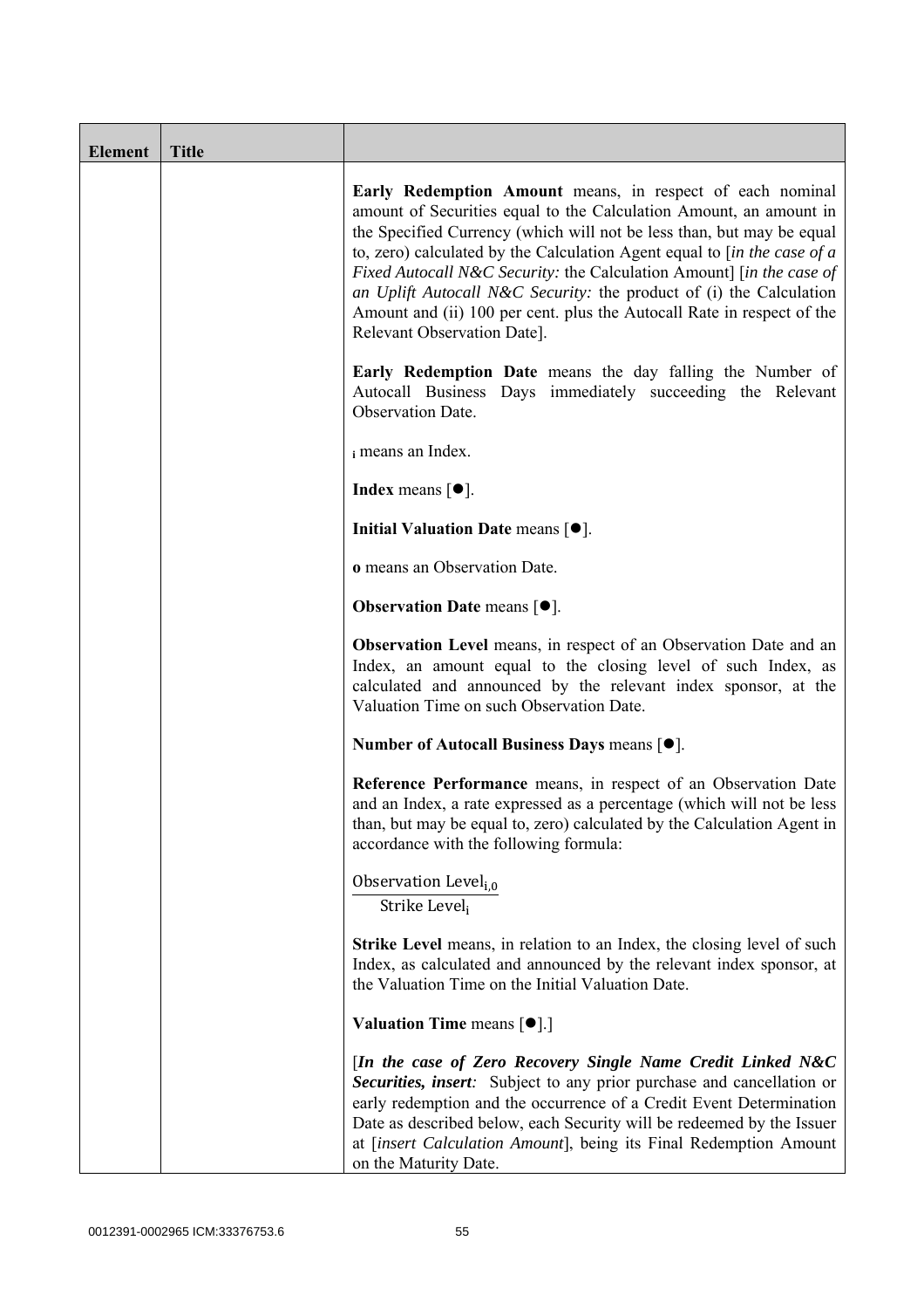| Element | Title | |
|---|---|---|
| | | **Early Redemption Amount** means, in respect of each nominal amount of Securities equal to the Calculation Amount, an amount in the Specified Currency (which will not be less than, but may be equal to, zero) calculated by the Calculation Agent equal to [*in the case of a Fixed Autocall N&C Security:* the Calculation Amount] [*in the case of an Uplift Autocall N&C Security:* the product of (i) the Calculation Amount and (ii) 100 per cent. plus the Autocall Rate in respect of the Relevant Observation Date].<br><br>**Early Redemption Date** means the day falling the Number of Autocall Business Days immediately succeeding the Relevant Observation Date.<br><br>$_i$ means an Index.<br><br>**Index** means [●].<br><br>**Initial Valuation Date** means [●].<br><br>**o** means an Observation Date.<br><br>**Observation Date** means [●].<br><br>**Observation Level** means, in respect of an Observation Date and an Index, an amount equal to the closing level of such Index, as calculated and announced by the relevant index sponsor, at the Valuation Time on such Observation Date.<br><br>**Number of Autocall Business Days** means [●].<br><br>**Reference Performance** means, in respect of an Observation Date and an Index, a rate expressed as a percentage (which will not be less than, but may be equal to, zero) calculated by the Calculation Agent in accordance with the following formula:<br><br>$\frac{\text{Observation Level}_{i,0}}{\text{Strike Level}_{i}}$<br><br>**Strike Level** means, in relation to an Index, the closing level of such Index, as calculated and announced by the relevant index sponsor, at the Valuation Time on the Initial Valuation Date.<br><br>**Valuation Time** means [●].]<br><br>[***In the case of Zero Recovery Single Name Credit Linked N&C Securities, insert:*** Subject to any prior purchase and cancellation or early redemption and the occurrence of a Credit Event Determination Date as described below, each Security will be redeemed by the Issuer at [*insert Calculation Amount*], being its Final Redemption Amount on the Maturity Date. |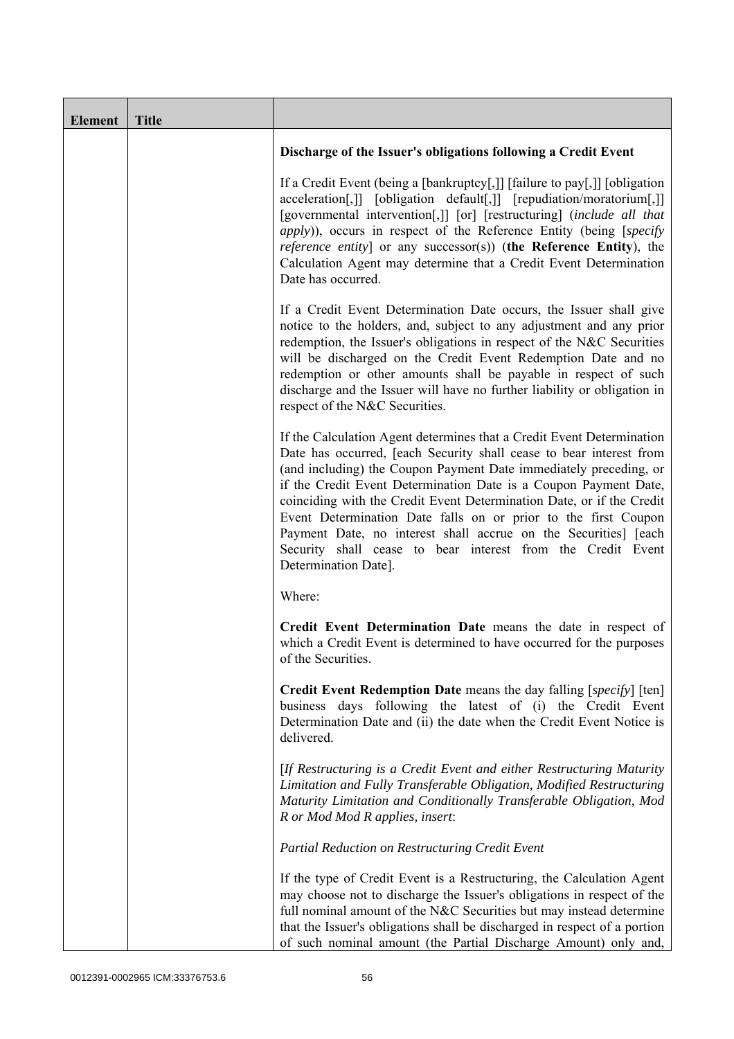| Element | Title | |
|---|---|---|
| | | **Discharge of the Issuer's obligations following a Credit Event**<br><br>If a Credit Event (being a [bankruptcy[,]] [failure to pay[,]] [obligation acceleration[,]] [obligation default[,]] [repudiation/moratorium[,]] [governmental intervention[,]] [or] [restructuring] (*include all that apply*)), occurs in respect of the Reference Entity (being [*specify reference entity*] or any successor(s)) (**the Reference Entity**), the Calculation Agent may determine that a Credit Event Determination Date has occurred.<br><br>If a Credit Event Determination Date occurs, the Issuer shall give notice to the holders, and, subject to any adjustment and any prior redemption, the Issuer's obligations in respect of the N&C Securities will be discharged on the Credit Event Redemption Date and no redemption or other amounts shall be payable in respect of such discharge and the Issuer will have no further liability or obligation in respect of the N&C Securities.<br><br>If the Calculation Agent determines that a Credit Event Determination Date has occurred, [each Security shall cease to bear interest from (and including) the Coupon Payment Date immediately preceding, or if the Credit Event Determination Date is a Coupon Payment Date, coinciding with the Credit Event Determination Date, or if the Credit Event Determination Date falls on or prior to the first Coupon Payment Date, no interest shall accrue on the Securities] [each Security shall cease to bear interest from the Credit Event Determination Date].<br><br>Where:<br><br>**Credit Event Determination Date** means the date in respect of which a Credit Event is determined to have occurred for the purposes of the Securities.<br><br>**Credit Event Redemption Date** means the day falling [*specify*] [ten] business days following the latest of (i) the Credit Event Determination Date and (ii) the date when the Credit Event Notice is delivered.<br><br>[*If Restructuring is a Credit Event and either Restructuring Maturity Limitation and Fully Transferable Obligation, Modified Restructuring Maturity Limitation and Conditionally Transferable Obligation, Mod R or Mod Mod R applies, insert*:<br><br>*Partial Reduction on Restructuring Credit Event*<br><br>If the type of Credit Event is a Restructuring, the Calculation Agent may choose not to discharge the Issuer's obligations in respect of the full nominal amount of the N&C Securities but may instead determine that the Issuer's obligations shall be discharged in respect of a portion of such nominal amount (the Partial Discharge Amount) only and, |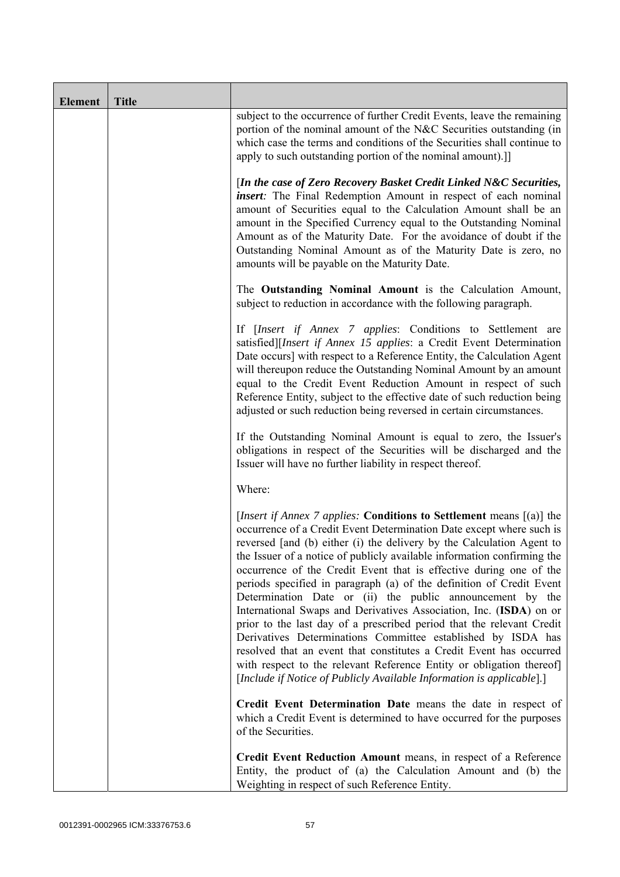| Element | Title | |
|---|---|---|
| | | subject to the occurrence of further Credit Events, leave the remaining portion of the nominal amount of the N&C Securities outstanding (in which case the terms and conditions of the Securities shall continue to apply to such outstanding portion of the nominal amount).]]<br><br>[***In the case of Zero Recovery Basket Credit Linked N&C Securities, insert**:* The Final Redemption Amount in respect of each nominal amount of Securities equal to the Calculation Amount shall be an amount in the Specified Currency equal to the Outstanding Nominal Amount as of the Maturity Date. For the avoidance of doubt if the Outstanding Nominal Amount as of the Maturity Date is zero, no amounts will be payable on the Maturity Date.<br><br>The **Outstanding Nominal Amount** is the Calculation Amount, subject to reduction in accordance with the following paragraph.<br><br>If [*Insert if Annex 7 applies*: Conditions to Settlement are satisfied][*Insert if Annex 15 applies*: a Credit Event Determination Date occurs] with respect to a Reference Entity, the Calculation Agent will thereupon reduce the Outstanding Nominal Amount by an amount equal to the Credit Event Reduction Amount in respect of such Reference Entity, subject to the effective date of such reduction being adjusted or such reduction being reversed in certain circumstances.<br><br>If the Outstanding Nominal Amount is equal to zero, the Issuer's obligations in respect of the Securities will be discharged and the Issuer will have no further liability in respect thereof.<br><br>Where:<br><br>[*Insert if Annex 7 applies:* **Conditions to Settlement** means [(a)] the occurrence of a Credit Event Determination Date except where such is reversed [and (b) either (i) the delivery by the Calculation Agent to the Issuer of a notice of publicly available information confirming the occurrence of the Credit Event that is effective during one of the periods specified in paragraph (a) of the definition of Credit Event Determination Date or (ii) the public announcement by the International Swaps and Derivatives Association, Inc. (**ISDA**) on or prior to the last day of a prescribed period that the relevant Credit Derivatives Determinations Committee established by ISDA has resolved that an event that constitutes a Credit Event has occurred with respect to the relevant Reference Entity or obligation thereof] [*Include if Notice of Publicly Available Information is applicable*].]<br><br>**Credit Event Determination Date** means the date in respect of which a Credit Event is determined to have occurred for the purposes of the Securities.<br><br>**Credit Event Reduction Amount** means, in respect of a Reference Entity, the product of (a) the Calculation Amount and (b) the Weighting in respect of such Reference Entity. |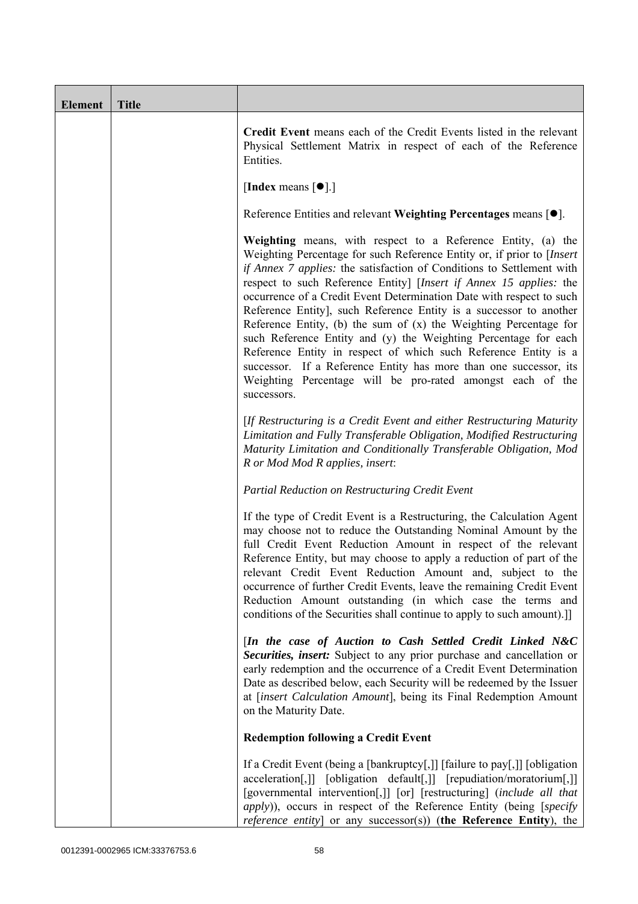| Element | Title |  |
|---|---|---|
| | | **Credit Event** means each of the Credit Events listed in the relevant Physical Settlement Matrix in respect of each of the Reference Entities.<br><br>[**Index** means [●].]<br><br>Reference Entities and relevant **Weighting Percentages** means [●].<br><br>**Weighting** means, with respect to a Reference Entity, (a) the Weighting Percentage for such Reference Entity or, if prior to [*Insert if Annex 7 applies:* the satisfaction of Conditions to Settlement with respect to such Reference Entity] [*Insert if Annex 15 applies:* the occurrence of a Credit Event Determination Date with respect to such Reference Entity], such Reference Entity is a successor to another Reference Entity, (b) the sum of (x) the Weighting Percentage for such Reference Entity and (y) the Weighting Percentage for each Reference Entity in respect of which such Reference Entity is a successor. If a Reference Entity has more than one successor, its Weighting Percentage will be pro-rated amongst each of the successors.<br><br>[*If Restructuring is a Credit Event and either Restructuring Maturity Limitation and Fully Transferable Obligation, Modified Restructuring Maturity Limitation and Conditionally Transferable Obligation, Mod R or Mod Mod R applies, insert*:<br><br>*Partial Reduction on Restructuring Credit Event*<br><br>If the type of Credit Event is a Restructuring, the Calculation Agent may choose not to reduce the Outstanding Nominal Amount by the full Credit Event Reduction Amount in respect of the relevant Reference Entity, but may choose to apply a reduction of part of the relevant Credit Event Reduction Amount and, subject to the occurrence of further Credit Events, leave the remaining Credit Event Reduction Amount outstanding (in which case the terms and conditions of the Securities shall continue to apply to such amount).]]<br><br>[***In the case of Auction to Cash Settled Credit Linked N&C Securities, insert:*** Subject to any prior purchase and cancellation or early redemption and the occurrence of a Credit Event Determination Date as described below, each Security will be redeemed by the Issuer at [*insert Calculation Amount*], being its Final Redemption Amount on the Maturity Date.<br><br>**Redemption following a Credit Event**<br><br>If a Credit Event (being a [bankruptcy[,]] [failure to pay[,]] [obligation acceleration[,]] [obligation default[,]] [repudiation/moratorium[,]] [governmental intervention[,]] [or] [restructuring] (*include all that apply*)), occurs in respect of the Reference Entity (being [*specify reference entity*] or any successor(s)) (**the Reference Entity**), the |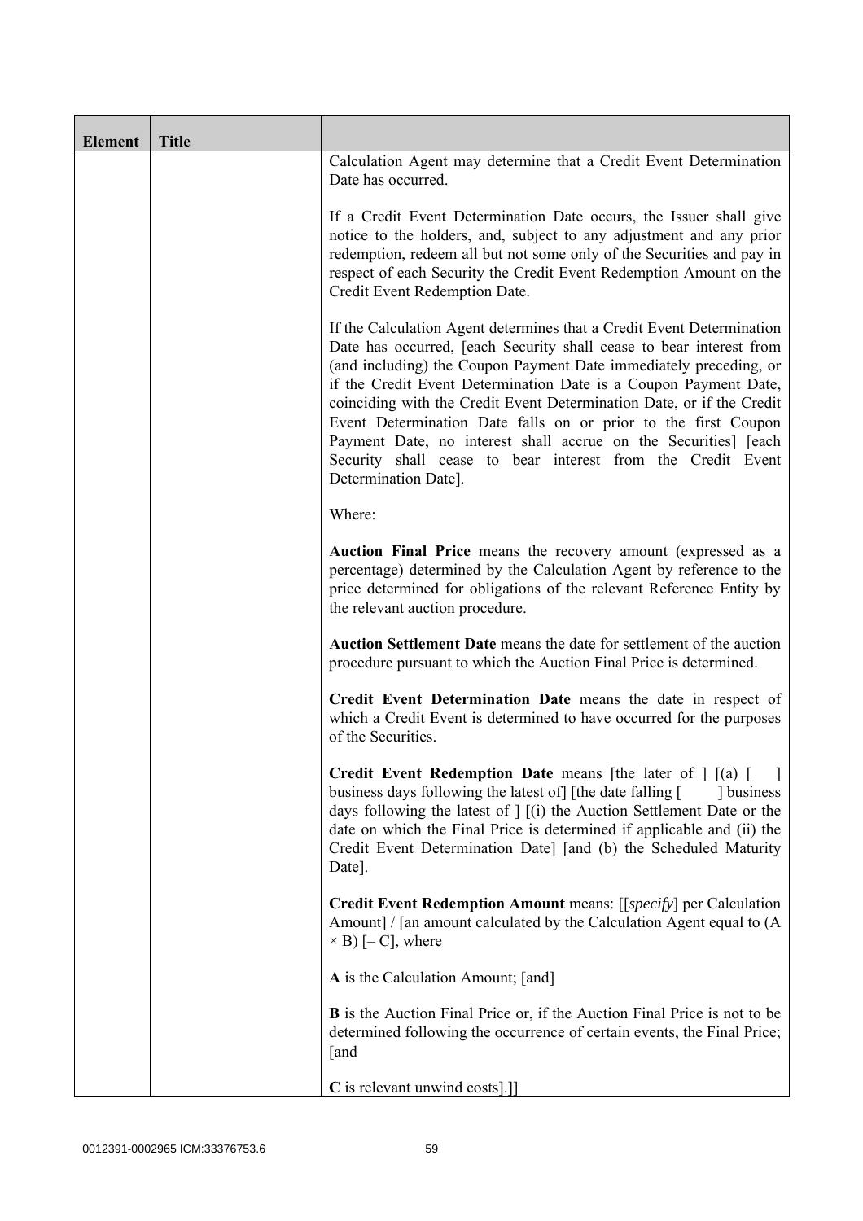| Element | Title | |
|---|---|---|
| | | Calculation Agent may determine that a Credit Event Determination Date has occurred.<br><br>If a Credit Event Determination Date occurs, the Issuer shall give notice to the holders, and, subject to any adjustment and any prior redemption, redeem all but not some only of the Securities and pay in respect of each Security the Credit Event Redemption Amount on the Credit Event Redemption Date.<br><br>If the Calculation Agent determines that a Credit Event Determination Date has occurred, [each Security shall cease to bear interest from (and including) the Coupon Payment Date immediately preceding, or if the Credit Event Determination Date is a Coupon Payment Date, coinciding with the Credit Event Determination Date, or if the Credit Event Determination Date falls on or prior to the first Coupon Payment Date, no interest shall accrue on the Securities] [each Security shall cease to bear interest from the Credit Event Determination Date].<br><br>Where:<br><br>**Auction Final Price** means the recovery amount (expressed as a percentage) determined by the Calculation Agent by reference to the price determined for obligations of the relevant Reference Entity by the relevant auction procedure.<br><br>**Auction Settlement Date** means the date for settlement of the auction procedure pursuant to which the Auction Final Price is determined.<br><br>**Credit Event Determination Date** means the date in respect of which a Credit Event is determined to have occurred for the purposes of the Securities.<br><br>**Credit Event Redemption Date** means [the later of ] [(a) [ ] business days following the latest of] [the date falling [ ] business days following the latest of ] [(i) the Auction Settlement Date or the date on which the Final Price is determined if applicable and (ii) the Credit Event Determination Date] [and (b) the Scheduled Maturity Date].<br><br>**Credit Event Redemption Amount** means: [[*specify*] per Calculation Amount] / [an amount calculated by the Calculation Agent equal to (A × B) [– C], where<br><br>**A** is the Calculation Amount; [and]<br><br>**B** is the Auction Final Price or, if the Auction Final Price is not to be determined following the occurrence of certain events, the Final Price; [and<br><br>**C** is relevant unwind costs].]] |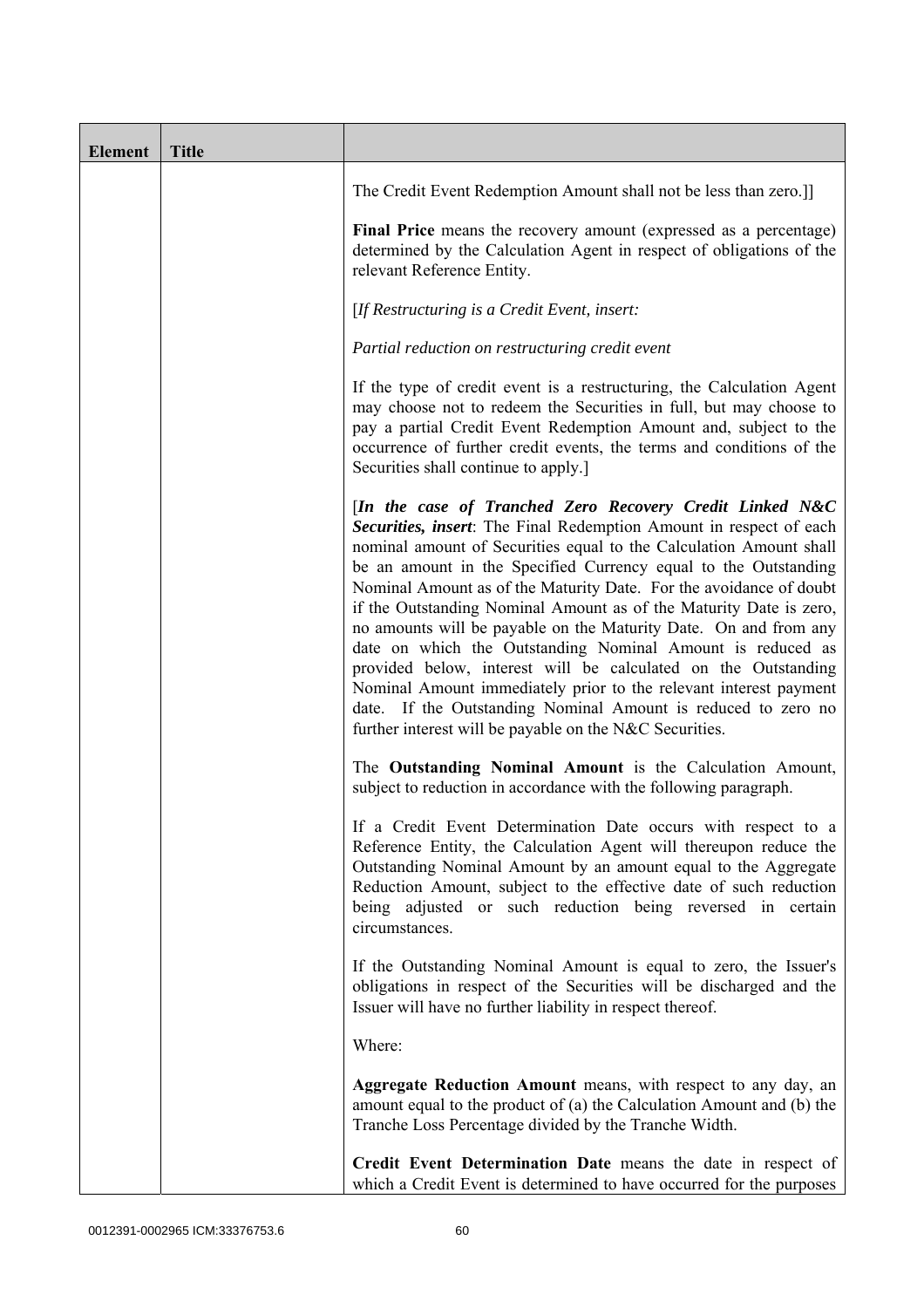| Element | Title | |
|---|---|---|
| | | The Credit Event Redemption Amount shall not be less than zero.]]<br><br>**Final Price** means the recovery amount (expressed as a percentage) determined by the Calculation Agent in respect of obligations of the relevant Reference Entity.<br><br>[*If Restructuring is a Credit Event, insert:*<br><br>*Partial reduction on restructuring credit event*<br><br>If the type of credit event is a restructuring, the Calculation Agent may choose not to redeem the Securities in full, but may choose to pay a partial Credit Event Redemption Amount and, subject to the occurrence of further credit events, the terms and conditions of the Securities shall continue to apply.]<br><br>[***In the case of Tranched Zero Recovery Credit Linked N&C Securities, insert***: The Final Redemption Amount in respect of each nominal amount of Securities equal to the Calculation Amount shall be an amount in the Specified Currency equal to the Outstanding Nominal Amount as of the Maturity Date. For the avoidance of doubt if the Outstanding Nominal Amount as of the Maturity Date is zero, no amounts will be payable on the Maturity Date. On and from any date on which the Outstanding Nominal Amount is reduced as provided below, interest will be calculated on the Outstanding Nominal Amount immediately prior to the relevant interest payment date. If the Outstanding Nominal Amount is reduced to zero no further interest will be payable on the N&C Securities.<br><br>The **Outstanding Nominal Amount** is the Calculation Amount, subject to reduction in accordance with the following paragraph.<br><br>If a Credit Event Determination Date occurs with respect to a Reference Entity, the Calculation Agent will thereupon reduce the Outstanding Nominal Amount by an amount equal to the Aggregate Reduction Amount, subject to the effective date of such reduction being adjusted or such reduction being reversed in certain circumstances.<br><br>If the Outstanding Nominal Amount is equal to zero, the Issuer's obligations in respect of the Securities will be discharged and the Issuer will have no further liability in respect thereof.<br><br>Where:<br><br>**Aggregate Reduction Amount** means, with respect to any day, an amount equal to the product of (a) the Calculation Amount and (b) the Tranche Loss Percentage divided by the Tranche Width.<br><br>**Credit Event Determination Date** means the date in respect of which a Credit Event is determined to have occurred for the purposes |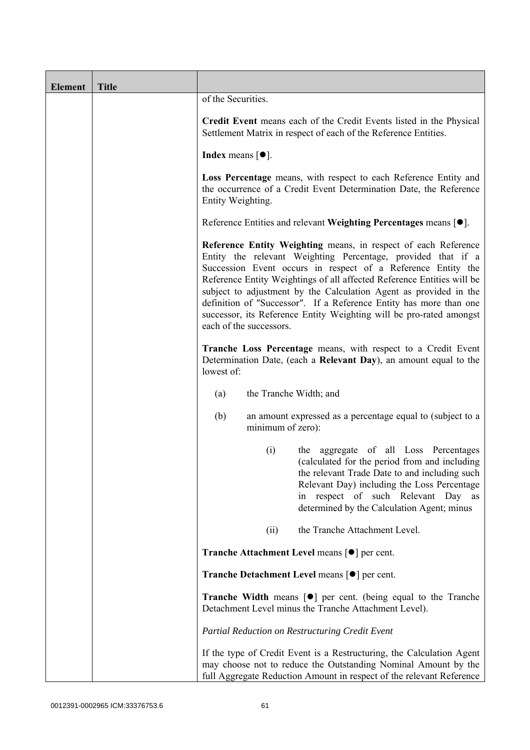| Element | Title | |
|---|---|---|
| | | of the Securities.<br><br>**Credit Event** means each of the Credit Events listed in the Physical Settlement Matrix in respect of each of the Reference Entities.<br><br>**Index** means [●].<br><br>**Loss Percentage** means, with respect to each Reference Entity and the occurrence of a Credit Event Determination Date, the Reference Entity Weighting.<br><br>Reference Entities and relevant **Weighting Percentages** means [●].<br><br>**Reference Entity Weighting** means, in respect of each Reference Entity the relevant Weighting Percentage, provided that if a Succession Event occurs in respect of a Reference Entity the Reference Entity Weightings of all affected Reference Entities will be subject to adjustment by the Calculation Agent as provided in the definition of "Successor". If a Reference Entity has more than one successor, its Reference Entity Weighting will be pro-rated amongst each of the successors.<br><br>**Tranche Loss Percentage** means, with respect to a Credit Event Determination Date, (each a **Relevant Day**), an amount equal to the lowest of:<br><br>(a) the Tranche Width; and<br><br>(b) an amount expressed as a percentage equal to (subject to a minimum of zero):<br><br>(i) the aggregate of all Loss Percentages (calculated for the period from and including the relevant Trade Date to and including such Relevant Day) including the Loss Percentage in respect of such Relevant Day as determined by the Calculation Agent; minus<br><br>(ii) the Tranche Attachment Level.<br><br>**Tranche Attachment Level** means [●] per cent.<br><br>**Tranche Detachment Level** means [●] per cent.<br><br>**Tranche Width** means [●] per cent. (being equal to the Tranche Detachment Level minus the Tranche Attachment Level).<br><br>*Partial Reduction on Restructuring Credit Event*<br><br>If the type of Credit Event is a Restructuring, the Calculation Agent may choose not to reduce the Outstanding Nominal Amount by the full Aggregate Reduction Amount in respect of the relevant Reference |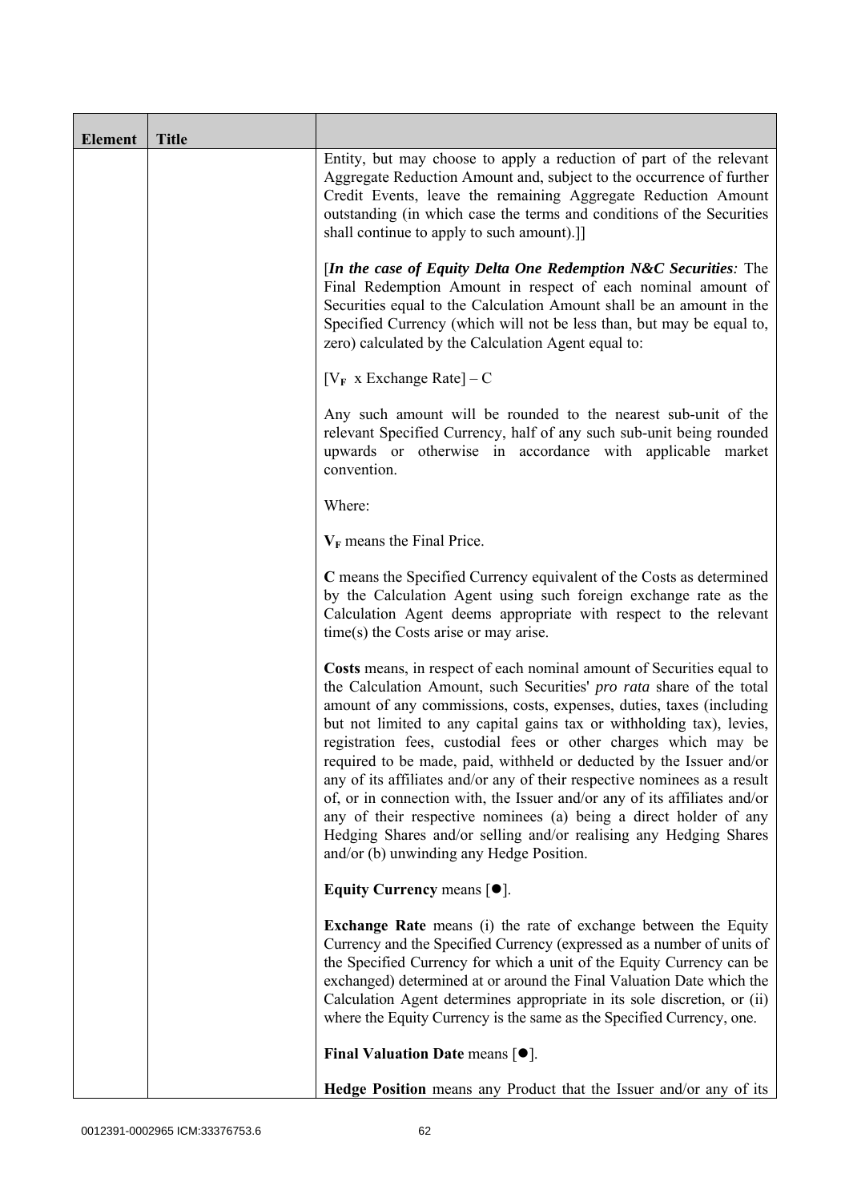| Element | Title | |
|---|---|---|
| | | Entity, but may choose to apply a reduction of part of the relevant Aggregate Reduction Amount and, subject to the occurrence of further Credit Events, leave the remaining Aggregate Reduction Amount outstanding (in which case the terms and conditions of the Securities shall continue to apply to such amount).]]<br><br>[***In the case of Equity Delta One Redemption N&C Securities**:* The Final Redemption Amount in respect of each nominal amount of Securities equal to the Calculation Amount shall be an amount in the Specified Currency (which will not be less than, but may be equal to, zero) calculated by the Calculation Agent equal to:<br><br>$[V_F \text{ x Exchange Rate}] - C$<br><br>Any such amount will be rounded to the nearest sub-unit of the relevant Specified Currency, half of any such sub-unit being rounded upwards or otherwise in accordance with applicable market convention.<br><br>Where:<br><br>$\mathbf{V_F}$ means the Final Price.<br><br>**C** means the Specified Currency equivalent of the Costs as determined by the Calculation Agent using such foreign exchange rate as the Calculation Agent deems appropriate with respect to the relevant time(s) the Costs arise or may arise.<br><br>**Costs** means, in respect of each nominal amount of Securities equal to the Calculation Amount, such Securities' *pro rata* share of the total amount of any commissions, costs, expenses, duties, taxes (including but not limited to any capital gains tax or withholding tax), levies, registration fees, custodial fees or other charges which may be required to be made, paid, withheld or deducted by the Issuer and/or any of its affiliates and/or any of their respective nominees as a result of, or in connection with, the Issuer and/or any of its affiliates and/or any of their respective nominees (a) being a direct holder of any Hedging Shares and/or selling and/or realising any Hedging Shares and/or (b) unwinding any Hedge Position.<br><br>**Equity Currency** means [●].<br><br>**Exchange Rate** means (i) the rate of exchange between the Equity Currency and the Specified Currency (expressed as a number of units of the Specified Currency for which a unit of the Equity Currency can be exchanged) determined at or around the Final Valuation Date which the Calculation Agent determines appropriate in its sole discretion, or (ii) where the Equity Currency is the same as the Specified Currency, one.<br><br>**Final Valuation Date** means [●].<br><br>**Hedge Position** means any Product that the Issuer and/or any of its |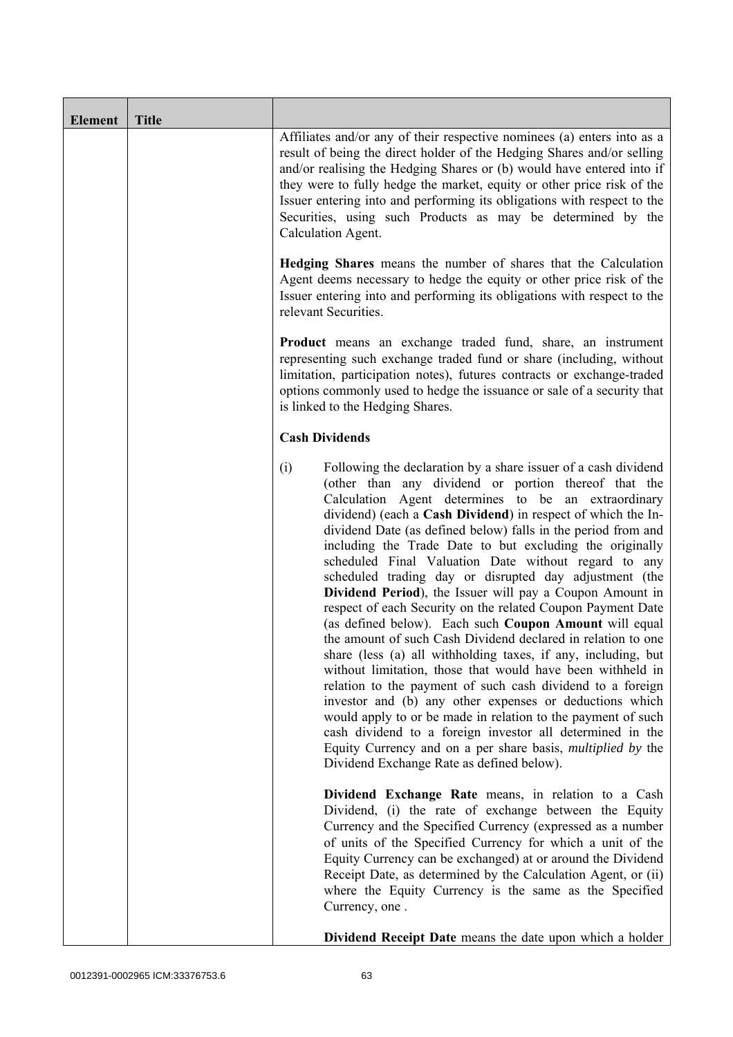| Element | Title | |
|---|---|---|
| | | Affiliates and/or any of their respective nominees (a) enters into as a result of being the direct holder of the Hedging Shares and/or selling and/or realising the Hedging Shares or (b) would have entered into if they were to fully hedge the market, equity or other price risk of the Issuer entering into and performing its obligations with respect to the Securities, using such Products as may be determined by the Calculation Agent.<br><br>**Hedging Shares** means the number of shares that the Calculation Agent deems necessary to hedge the equity or other price risk of the Issuer entering into and performing its obligations with respect to the relevant Securities.<br><br>**Product** means an exchange traded fund, share, an instrument representing such exchange traded fund or share (including, without limitation, participation notes), futures contracts or exchange-traded options commonly used to hedge the issuance or sale of a security that is linked to the Hedging Shares.<br><br>**Cash Dividends**<br><br>(i) Following the declaration by a share issuer of a cash dividend (other than any dividend or portion thereof that the Calculation Agent determines to be an extraordinary dividend) (each a **Cash Dividend**) in respect of which the In-dividend Date (as defined below) falls in the period from and including the Trade Date to but excluding the originally scheduled Final Valuation Date without regard to any scheduled trading day or disrupted day adjustment (the **Dividend Period**), the Issuer will pay a Coupon Amount in respect of each Security on the related Coupon Payment Date (as defined below). Each such **Coupon Amount** will equal the amount of such Cash Dividend declared in relation to one share (less (a) all withholding taxes, if any, including, but without limitation, those that would have been withheld in relation to the payment of such cash dividend to a foreign investor and (b) any other expenses or deductions which would apply to or be made in relation to the payment of such cash dividend to a foreign investor all determined in the Equity Currency and on a per share basis, *multiplied by* the Dividend Exchange Rate as defined below).<br><br>**Dividend Exchange Rate** means, in relation to a Cash Dividend, (i) the rate of exchange between the Equity Currency and the Specified Currency (expressed as a number of units of the Specified Currency for which a unit of the Equity Currency can be exchanged) at or around the Dividend Receipt Date, as determined by the Calculation Agent, or (ii) where the Equity Currency is the same as the Specified Currency, one .<br><br>**Dividend Receipt Date** means the date upon which a holder |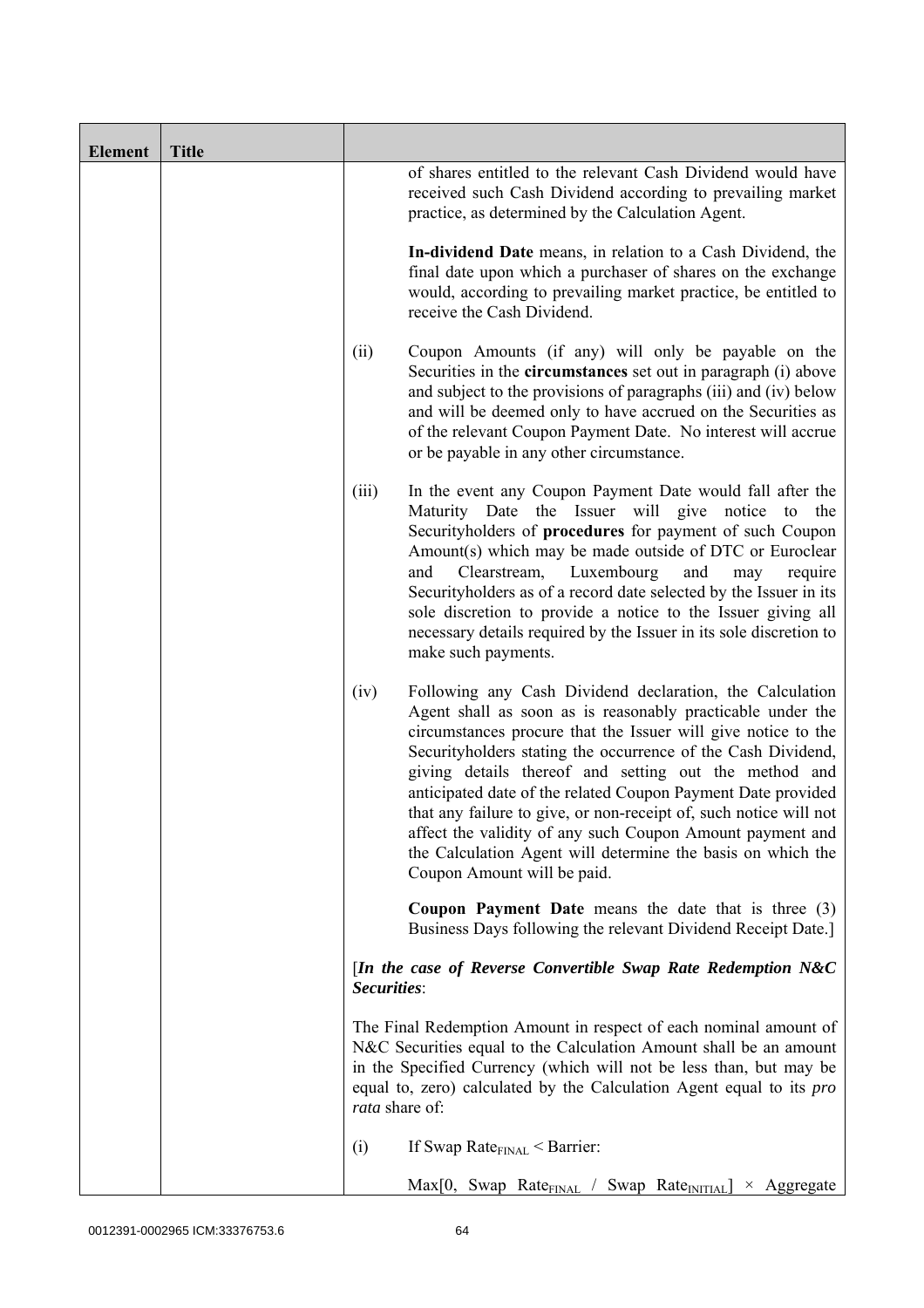| Element | Title | |
|---|---|---|
| | | of shares entitled to the relevant Cash Dividend would have received such Cash Dividend according to prevailing market practice, as determined by the Calculation Agent.<br><br>**In-dividend Date** means, in relation to a Cash Dividend, the final date upon which a purchaser of shares on the exchange would, according to prevailing market practice, be entitled to receive the Cash Dividend.<br><br>(ii) Coupon Amounts (if any) will only be payable on the Securities in the **circumstances** set out in paragraph (i) above and subject to the provisions of paragraphs (iii) and (iv) below and will be deemed only to have accrued on the Securities as of the relevant Coupon Payment Date. No interest will accrue or be payable in any other circumstance.<br><br>(iii) In the event any Coupon Payment Date would fall after the Maturity Date the Issuer will give notice to the Securityholders of **procedures** for payment of such Coupon Amount(s) which may be made outside of DTC or Euroclear and Clearstream, Luxembourg and may require Securityholders as of a record date selected by the Issuer in its sole discretion to provide a notice to the Issuer giving all necessary details required by the Issuer in its sole discretion to make such payments.<br><br>(iv) Following any Cash Dividend declaration, the Calculation Agent shall as soon as is reasonably practicable under the circumstances procure that the Issuer will give notice to the Securityholders stating the occurrence of the Cash Dividend, giving details thereof and setting out the method and anticipated date of the related Coupon Payment Date provided that any failure to give, or non-receipt of, such notice will not affect the validity of any such Coupon Amount payment and the Calculation Agent will determine the basis on which the Coupon Amount will be paid.<br><br>**Coupon Payment Date** means the date that is three (3) Business Days following the relevant Dividend Receipt Date.]<br><br>[***In the case of Reverse Convertible Swap Rate Redemption N&C Securities***:<br><br>The Final Redemption Amount in respect of each nominal amount of N&C Securities equal to the Calculation Amount shall be an amount in the Specified Currency (which will not be less than, but may be equal to, zero) calculated by the Calculation Agent equal to its *pro rata* share of:<br><br>(i) If Swap $Rate_{FINAL}$ < Barrier:<br><br>Max[0, Swap $Rate_{FINAL}$ / Swap $Rate_{INITIAL}$] × Aggregate |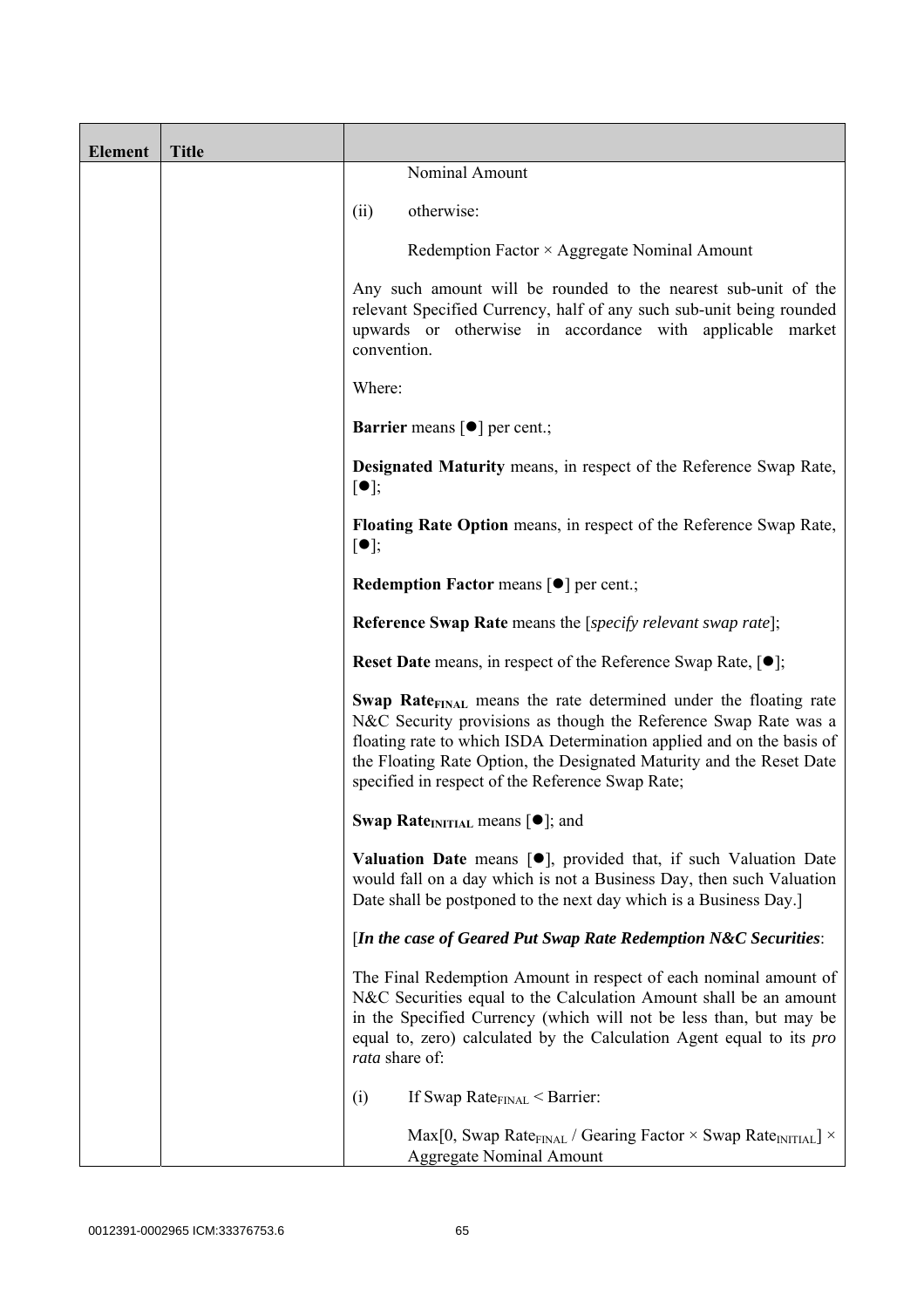| Element | Title | |
|---|---|---|
| | | Nominal Amount<br><br>(ii) otherwise:<br><br>Redemption Factor × Aggregate Nominal Amount<br><br>Any such amount will be rounded to the nearest sub-unit of the relevant Specified Currency, half of any such sub-unit being rounded upwards or otherwise in accordance with applicable market convention.<br><br>Where:<br><br>**Barrier** means [●] per cent.;<br><br>**Designated Maturity** means, in respect of the Reference Swap Rate, [●];<br><br>**Floating Rate Option** means, in respect of the Reference Swap Rate, [●];<br><br>**Redemption Factor** means [●] per cent.;<br><br>**Reference Swap Rate** means the [*specify relevant swap rate*];<br><br>**Reset Date** means, in respect of the Reference Swap Rate, [●];<br><br>**Swap Rate$_{FINAL}$** means the rate determined under the floating rate N&C Security provisions as though the Reference Swap Rate was a floating rate to which ISDA Determination applied and on the basis of the Floating Rate Option, the Designated Maturity and the Reset Date specified in respect of the Reference Swap Rate;<br><br>**Swap Rate$_{INITIAL}$** means [●]; and<br><br>**Valuation Date** means [●], provided that, if such Valuation Date would fall on a day which is not a Business Day, then such Valuation Date shall be postponed to the next day which is a Business Day.]<br><br>[***In the case of Geared Put Swap Rate Redemption N&C Securities***:<br><br>The Final Redemption Amount in respect of each nominal amount of N&C Securities equal to the Calculation Amount shall be an amount in the Specified Currency (which will not be less than, but may be equal to, zero) calculated by the Calculation Agent equal to its *pro rata* share of:<br><br>(i) If Swap Rate$_{FINAL}$ < Barrier:<br><br>Max[0, Swap Rate$_{FINAL}$ / Gearing Factor × Swap Rate$_{INITIAL}$] × Aggregate Nominal Amount |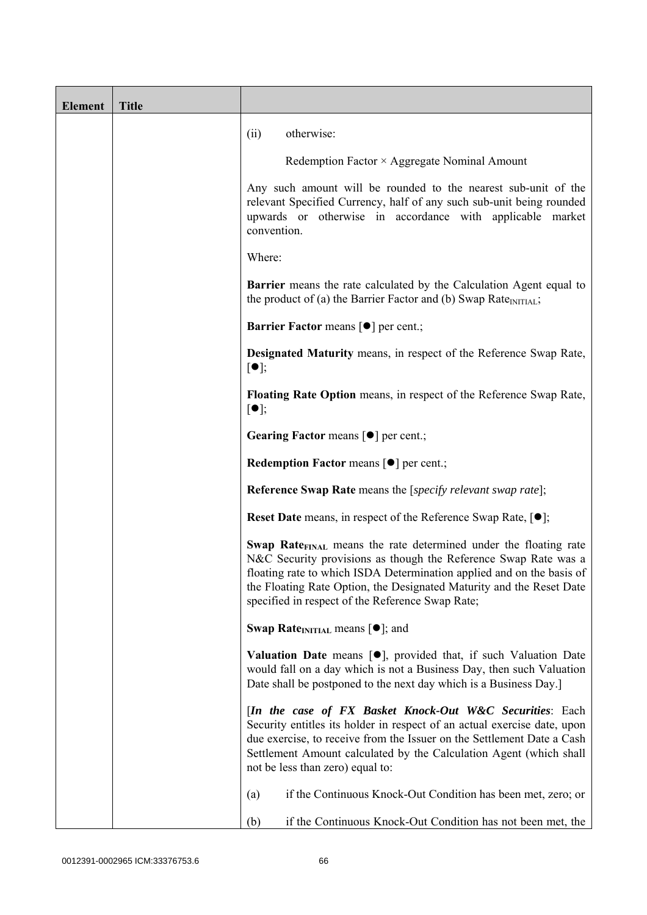| Element | Title | |
|---|---|---|
| | | (ii) otherwise:<br><br>Redemption Factor × Aggregate Nominal Amount<br><br>Any such amount will be rounded to the nearest sub-unit of the relevant Specified Currency, half of any such sub-unit being rounded upwards or otherwise in accordance with applicable market convention.<br><br>Where:<br><br>**Barrier** means the rate calculated by the Calculation Agent equal to the product of (a) the Barrier Factor and (b) Swap $Rate_{INITIAL}$;<br><br>**Barrier Factor** means [●] per cent.;<br><br>**Designated Maturity** means, in respect of the Reference Swap Rate, [●];<br><br>**Floating Rate Option** means, in respect of the Reference Swap Rate, [●];<br><br>**Gearing Factor** means [●] per cent.;<br><br>**Redemption Factor** means [●] per cent.;<br><br>**Reference Swap Rate** means the [*specify relevant swap rate*];<br><br>**Reset Date** means, in respect of the Reference Swap Rate, [●];<br><br>**Swap $Rate_{FINAL}$** means the rate determined under the floating rate N&C Security provisions as though the Reference Swap Rate was a floating rate to which ISDA Determination applied and on the basis of the Floating Rate Option, the Designated Maturity and the Reset Date specified in respect of the Reference Swap Rate;<br><br>**Swap $Rate_{INITIAL}$** means [●]; and<br><br>**Valuation Date** means [●], provided that, if such Valuation Date would fall on a day which is not a Business Day, then such Valuation Date shall be postponed to the next day which is a Business Day.]<br><br>[***In the case of FX Basket Knock-Out W&C Securities***: Each Security entitles its holder in respect of an actual exercise date, upon due exercise, to receive from the Issuer on the Settlement Date a Cash Settlement Amount calculated by the Calculation Agent (which shall not be less than zero) equal to:<br><br>(a) if the Continuous Knock-Out Condition has been met, zero; or<br><br>(b) if the Continuous Knock-Out Condition has not been met, the |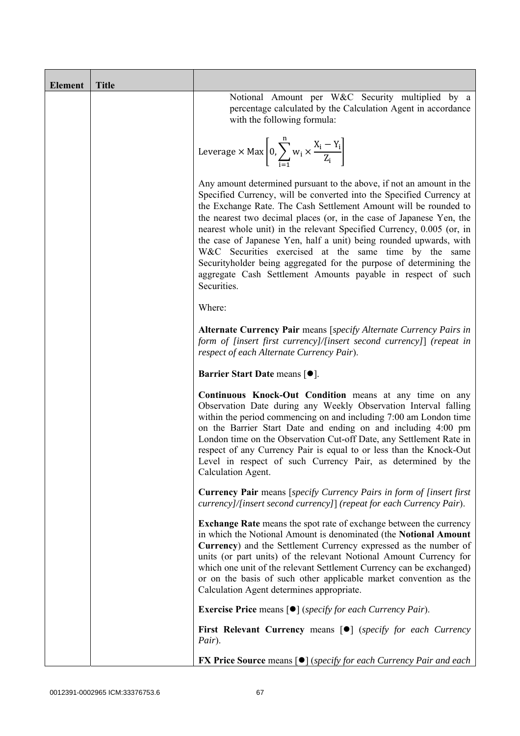| Element | Title | |
|---|---|---|
| | | Notional Amount per W&C Security multiplied by a percentage calculated by the Calculation Agent in accordance with the following formula:<br><br>$$\text{Leverage} \times \text{Max}\left[0, \sum_{i=1}^{n} w_i \times \frac{X_i - Y_i}{Z_i}\right]$$<br><br>Any amount determined pursuant to the above, if not an amount in the Specified Currency, will be converted into the Specified Currency at the Exchange Rate. The Cash Settlement Amount will be rounded to the nearest two decimal places (or, in the case of Japanese Yen, the nearest whole unit) in the relevant Specified Currency, 0.005 (or, in the case of Japanese Yen, half a unit) being rounded upwards, with W&C Securities exercised at the same time by the same Securityholder being aggregated for the purpose of determining the aggregate Cash Settlement Amounts payable in respect of such Securities.<br><br>Where:<br><br>**Alternate Currency Pair** means [*specify Alternate Currency Pairs in form of [insert first currency]/[insert second currency]*] *(repeat in respect of each Alternate Currency Pair*).<br><br>**Barrier Start Date** means [●].<br><br>**Continuous Knock-Out Condition** means at any time on any Observation Date during any Weekly Observation Interval falling within the period commencing on and including 7:00 am London time on the Barrier Start Date and ending on and including 4:00 pm London time on the Observation Cut-off Date, any Settlement Rate in respect of any Currency Pair is equal to or less than the Knock-Out Level in respect of such Currency Pair, as determined by the Calculation Agent.<br><br>**Currency Pair** means [*specify Currency Pairs in form of [insert first currency]/[insert second currency]*] *(repeat for each Currency Pair*).<br><br>**Exchange Rate** means the spot rate of exchange between the currency in which the Notional Amount is denominated (the **Notional Amount Currency**) and the Settlement Currency expressed as the number of units (or part units) of the relevant Notional Amount Currency for which one unit of the relevant Settlement Currency can be exchanged) or on the basis of such other applicable market convention as the Calculation Agent determines appropriate.<br><br>**Exercise Price** means [●] (*specify for each Currency Pair*).<br><br>**First Relevant Currency** means [●] (*specify for each Currency Pair*).<br><br>**FX Price Source** means [●] (*specify for each Currency Pair and each* |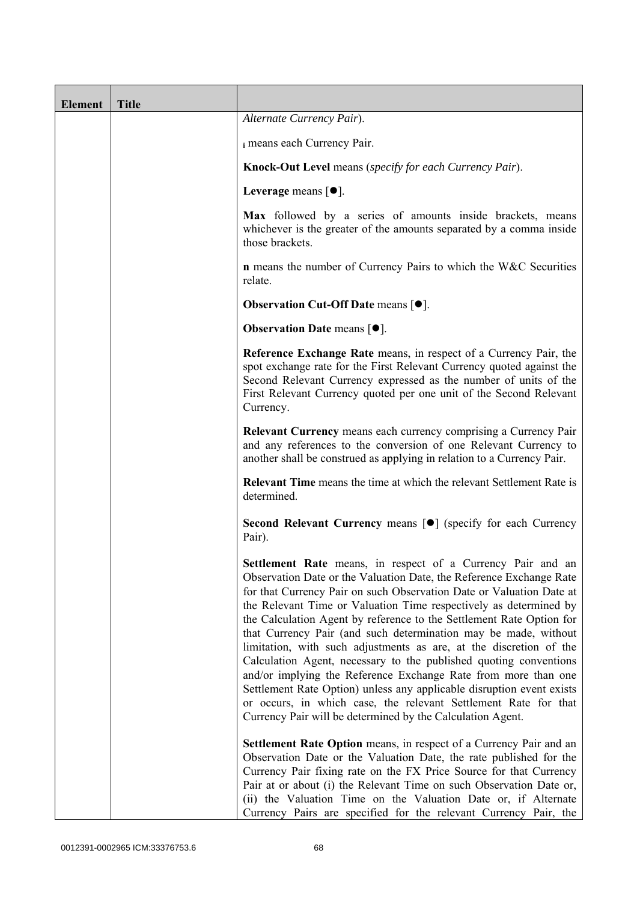| Element | Title | |
|---|---|---|
| | | *Alternate Currency Pair*).<br><br>$_{i}$ means each Currency Pair.<br><br>**Knock-Out Level** means (*specify for each Currency Pair*).<br><br>**Leverage** means [●].<br><br>**Max** followed by a series of amounts inside brackets, means whichever is the greater of the amounts separated by a comma inside those brackets.<br><br>**n** means the number of Currency Pairs to which the W&C Securities relate.<br><br>**Observation Cut-Off Date** means [●].<br><br>**Observation Date** means [●].<br><br>**Reference Exchange Rate** means, in respect of a Currency Pair, the spot exchange rate for the First Relevant Currency quoted against the Second Relevant Currency expressed as the number of units of the First Relevant Currency quoted per one unit of the Second Relevant Currency.<br><br>**Relevant Currency** means each currency comprising a Currency Pair and any references to the conversion of one Relevant Currency to another shall be construed as applying in relation to a Currency Pair.<br><br>**Relevant Time** means the time at which the relevant Settlement Rate is determined.<br><br>**Second Relevant Currency** means [●] (specify for each Currency Pair).<br><br>**Settlement Rate** means, in respect of a Currency Pair and an Observation Date or the Valuation Date, the Reference Exchange Rate for that Currency Pair on such Observation Date or Valuation Date at the Relevant Time or Valuation Time respectively as determined by the Calculation Agent by reference to the Settlement Rate Option for that Currency Pair (and such determination may be made, without limitation, with such adjustments as are, at the discretion of the Calculation Agent, necessary to the published quoting conventions and/or implying the Reference Exchange Rate from more than one Settlement Rate Option) unless any applicable disruption event exists or occurs, in which case, the relevant Settlement Rate for that Currency Pair will be determined by the Calculation Agent.<br><br>**Settlement Rate Option** means, in respect of a Currency Pair and an Observation Date or the Valuation Date, the rate published for the Currency Pair fixing rate on the FX Price Source for that Currency Pair at or about (i) the Relevant Time on such Observation Date or, (ii) the Valuation Time on the Valuation Date or, if Alternate Currency Pairs are specified for the relevant Currency Pair, the |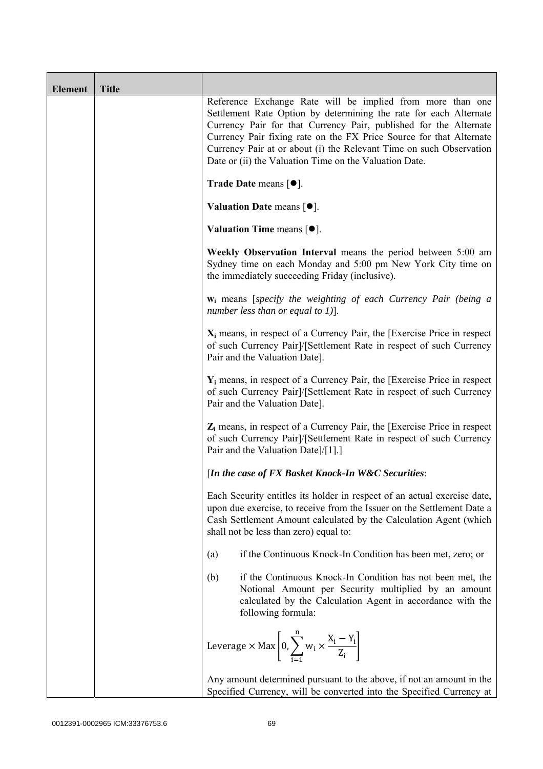| Element | Title | |
|---|---|---|
| | | Reference Exchange Rate will be implied from more than one Settlement Rate Option by determining the rate for each Alternate Currency Pair for that Currency Pair, published for the Alternate Currency Pair fixing rate on the FX Price Source for that Alternate Currency Pair at or about (i) the Relevant Time on such Observation Date or (ii) the Valuation Time on the Valuation Date.<br><br>**Trade Date** means [●].<br><br>**Valuation Date** means [●].<br><br>**Valuation Time** means [●].<br><br>**Weekly Observation Interval** means the period between 5:00 am Sydney time on each Monday and 5:00 pm New York City time on the immediately succeeding Friday (inclusive).<br><br>$\mathbf{w_i}$ means [*specify the weighting of each Currency Pair (being a number less than or equal to 1)*].<br><br>$\mathbf{X_i}$ means, in respect of a Currency Pair, the [Exercise Price in respect of such Currency Pair]/[Settlement Rate in respect of such Currency Pair and the Valuation Date].<br><br>$\mathbf{Y_i}$ means, in respect of a Currency Pair, the [Exercise Price in respect of such Currency Pair]/[Settlement Rate in respect of such Currency Pair and the Valuation Date].<br><br>$\mathbf{Z_i}$ means, in respect of a Currency Pair, the [Exercise Price in respect of such Currency Pair]/[Settlement Rate in respect of such Currency Pair and the Valuation Date]/[1].]<br><br>[***In the case of FX Basket Knock-In W&C Securities***:<br><br>Each Security entitles its holder in respect of an actual exercise date, upon due exercise, to receive from the Issuer on the Settlement Date a Cash Settlement Amount calculated by the Calculation Agent (which shall not be less than zero) equal to:<br><br>(a) if the Continuous Knock-In Condition has been met, zero; or<br><br>(b) if the Continuous Knock-In Condition has not been met, the Notional Amount per Security multiplied by an amount calculated by the Calculation Agent in accordance with the following formula:<br><br>$\text{Leverage} \times \text{Max}\left[0, \sum_{i=1}^{n} w_i \times \frac{X_i - Y_i}{Z_i}\right]$<br><br>Any amount determined pursuant to the above, if not an amount in the Specified Currency, will be converted into the Specified Currency at |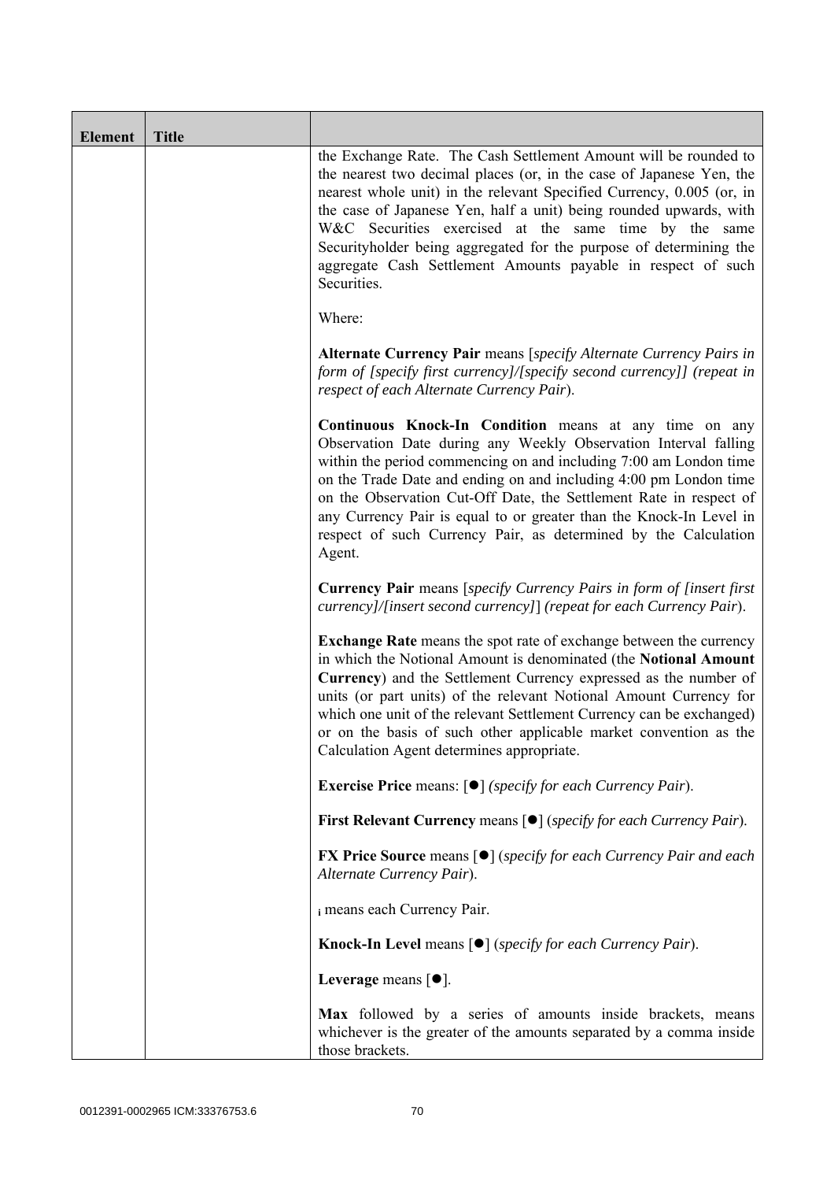| Element | Title | |
|---|---|---|
| | | the Exchange Rate. The Cash Settlement Amount will be rounded to the nearest two decimal places (or, in the case of Japanese Yen, the nearest whole unit) in the relevant Specified Currency, 0.005 (or, in the case of Japanese Yen, half a unit) being rounded upwards, with W&C Securities exercised at the same time by the same Securityholder being aggregated for the purpose of determining the aggregate Cash Settlement Amounts payable in respect of such Securities.<br><br>Where:<br><br>**Alternate Currency Pair** means [*specify Alternate Currency Pairs in form of [specify first currency]/[specify second currency]] (repeat in respect of each Alternate Currency Pair*).<br><br>**Continuous Knock-In Condition** means at any time on any Observation Date during any Weekly Observation Interval falling within the period commencing on and including 7:00 am London time on the Trade Date and ending on and including 4:00 pm London time on the Observation Cut-Off Date, the Settlement Rate in respect of any Currency Pair is equal to or greater than the Knock-In Level in respect of such Currency Pair, as determined by the Calculation Agent.<br><br>**Currency Pair** means [*specify Currency Pairs in form of [insert first currency]/[insert second currency]*] *(repeat for each Currency Pair*).<br><br>**Exchange Rate** means the spot rate of exchange between the currency in which the Notional Amount is denominated (the **Notional Amount Currency**) and the Settlement Currency expressed as the number of units (or part units) of the relevant Notional Amount Currency for which one unit of the relevant Settlement Currency can be exchanged) or on the basis of such other applicable market convention as the Calculation Agent determines appropriate.<br><br>**Exercise Price** means: [●] *(specify for each Currency Pair*).<br><br>**First Relevant Currency** means [●] (*specify for each Currency Pair*).<br><br>**FX Price Source** means [●] (*specify for each Currency Pair and each Alternate Currency Pair*).<br><br>$_i$ means each Currency Pair.<br><br>**Knock-In Level** means [●] (*specify for each Currency Pair*).<br><br>**Leverage** means [●].<br><br>**Max** followed by a series of amounts inside brackets, means whichever is the greater of the amounts separated by a comma inside those brackets. |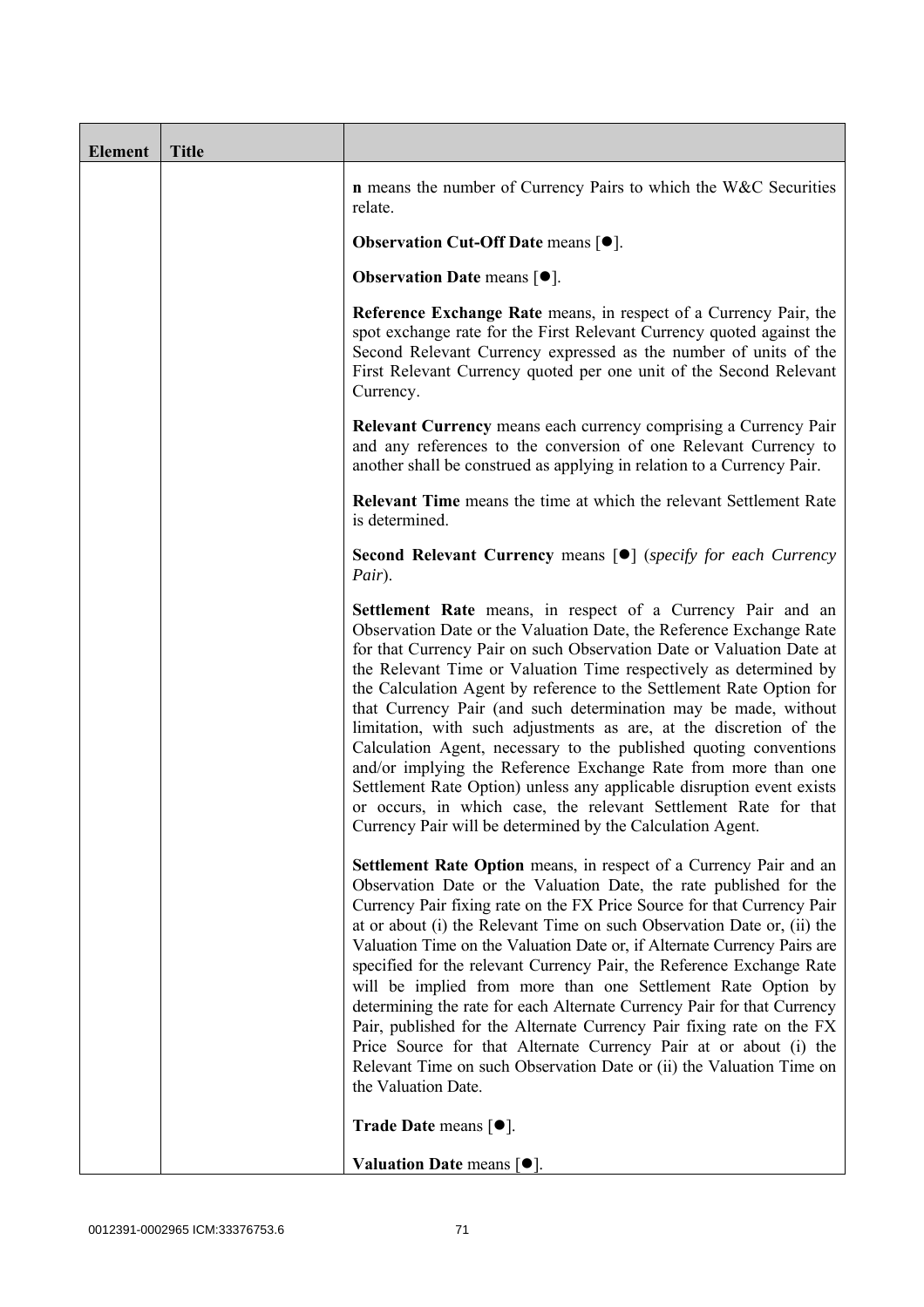| Element | Title | |
|---|---|---|
| | | **n** means the number of Currency Pairs to which the W&C Securities relate.<br><br>**Observation Cut-Off Date** means [●].<br><br>**Observation Date** means [●].<br><br>**Reference Exchange Rate** means, in respect of a Currency Pair, the spot exchange rate for the First Relevant Currency quoted against the Second Relevant Currency expressed as the number of units of the First Relevant Currency quoted per one unit of the Second Relevant Currency.<br><br>**Relevant Currency** means each currency comprising a Currency Pair and any references to the conversion of one Relevant Currency to another shall be construed as applying in relation to a Currency Pair.<br><br>**Relevant Time** means the time at which the relevant Settlement Rate is determined.<br><br>**Second Relevant Currency** means [●] (*specify for each Currency Pair*).<br><br>**Settlement Rate** means, in respect of a Currency Pair and an Observation Date or the Valuation Date, the Reference Exchange Rate for that Currency Pair on such Observation Date or Valuation Date at the Relevant Time or Valuation Time respectively as determined by the Calculation Agent by reference to the Settlement Rate Option for that Currency Pair (and such determination may be made, without limitation, with such adjustments as are, at the discretion of the Calculation Agent, necessary to the published quoting conventions and/or implying the Reference Exchange Rate from more than one Settlement Rate Option) unless any applicable disruption event exists or occurs, in which case, the relevant Settlement Rate for that Currency Pair will be determined by the Calculation Agent.<br><br>**Settlement Rate Option** means, in respect of a Currency Pair and an Observation Date or the Valuation Date, the rate published for the Currency Pair fixing rate on the FX Price Source for that Currency Pair at or about (i) the Relevant Time on such Observation Date or, (ii) the Valuation Time on the Valuation Date or, if Alternate Currency Pairs are specified for the relevant Currency Pair, the Reference Exchange Rate will be implied from more than one Settlement Rate Option by determining the rate for each Alternate Currency Pair for that Currency Pair, published for the Alternate Currency Pair fixing rate on the FX Price Source for that Alternate Currency Pair at or about (i) the Relevant Time on such Observation Date or (ii) the Valuation Time on the Valuation Date.<br><br>**Trade Date** means [●].<br><br>**Valuation Date** means [●]. |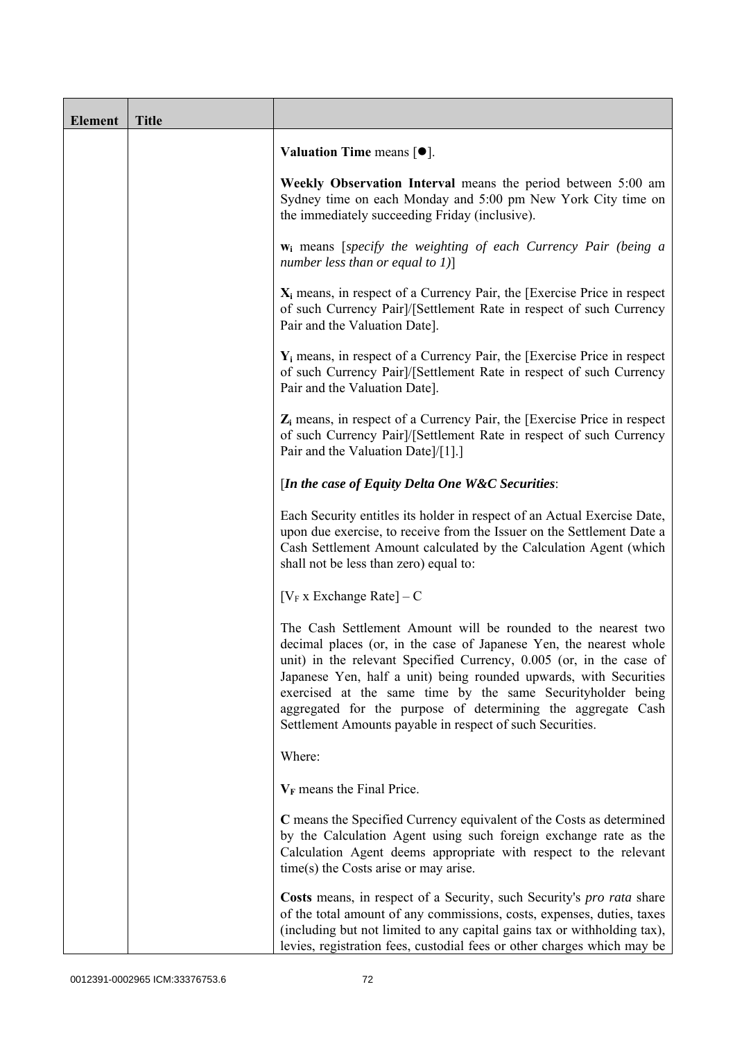| Element | Title | |
|---|---|---|
| | | **Valuation Time** means [●].<br><br>**Weekly Observation Interval** means the period between 5:00 am Sydney time on each Monday and 5:00 pm New York City time on the immediately succeeding Friday (inclusive).<br><br>$\mathbf{w_i}$ means [*specify the weighting of each Currency Pair (being a number less than or equal to 1)*]<br><br>$\mathbf{X_i}$ means, in respect of a Currency Pair, the [Exercise Price in respect of such Currency Pair]/[Settlement Rate in respect of such Currency Pair and the Valuation Date].<br><br>$\mathbf{Y_i}$ means, in respect of a Currency Pair, the [Exercise Price in respect of such Currency Pair]/[Settlement Rate in respect of such Currency Pair and the Valuation Date].<br><br>$\mathbf{Z_i}$ means, in respect of a Currency Pair, the [Exercise Price in respect of such Currency Pair]/[Settlement Rate in respect of such Currency Pair and the Valuation Date]/[1].]<br><br>[***In the case of Equity Delta One W&C Securities***:<br><br>Each Security entitles its holder in respect of an Actual Exercise Date, upon due exercise, to receive from the Issuer on the Settlement Date a Cash Settlement Amount calculated by the Calculation Agent (which shall not be less than zero) equal to:<br><br>$[V_F \text{ x Exchange Rate}] - C$<br><br>The Cash Settlement Amount will be rounded to the nearest two decimal places (or, in the case of Japanese Yen, the nearest whole unit) in the relevant Specified Currency, 0.005 (or, in the case of Japanese Yen, half a unit) being rounded upwards, with Securities exercised at the same time by the same Securityholder being aggregated for the purpose of determining the aggregate Cash Settlement Amounts payable in respect of such Securities.<br><br>Where:<br><br>$\mathbf{V_F}$ means the Final Price.<br><br>**C** means the Specified Currency equivalent of the Costs as determined by the Calculation Agent using such foreign exchange rate as the Calculation Agent deems appropriate with respect to the relevant time(s) the Costs arise or may arise.<br><br>**Costs** means, in respect of a Security, such Security's *pro rata* share of the total amount of any commissions, costs, expenses, duties, taxes (including but not limited to any capital gains tax or withholding tax), levies, registration fees, custodial fees or other charges which may be |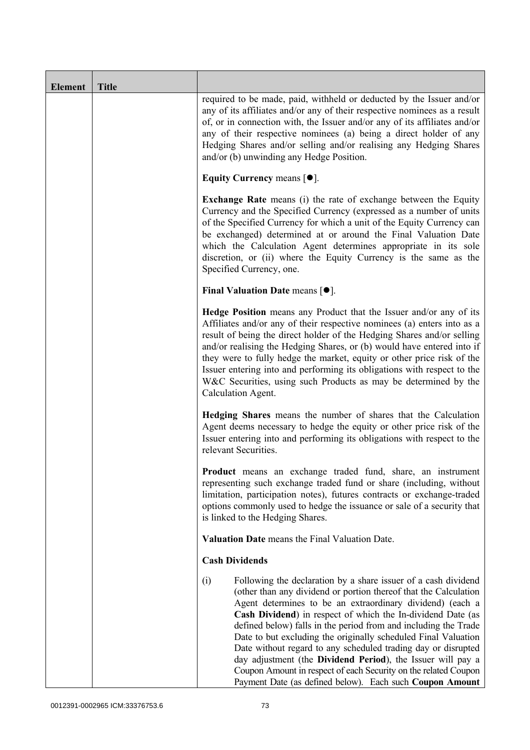| Element | Title | |
|---|---|---|
| | | required to be made, paid, withheld or deducted by the Issuer and/or any of its affiliates and/or any of their respective nominees as a result of, or in connection with, the Issuer and/or any of its affiliates and/or any of their respective nominees (a) being a direct holder of any Hedging Shares and/or selling and/or realising any Hedging Shares and/or (b) unwinding any Hedge Position.<br><br>**Equity Currency** means [●].<br><br>**Exchange Rate** means (i) the rate of exchange between the Equity Currency and the Specified Currency (expressed as a number of units of the Specified Currency for which a unit of the Equity Currency can be exchanged) determined at or around the Final Valuation Date which the Calculation Agent determines appropriate in its sole discretion, or (ii) where the Equity Currency is the same as the Specified Currency, one.<br><br>**Final Valuation Date** means [●].<br><br>**Hedge Position** means any Product that the Issuer and/or any of its Affiliates and/or any of their respective nominees (a) enters into as a result of being the direct holder of the Hedging Shares and/or selling and/or realising the Hedging Shares, or (b) would have entered into if they were to fully hedge the market, equity or other price risk of the Issuer entering into and performing its obligations with respect to the W&C Securities, using such Products as may be determined by the Calculation Agent.<br><br>**Hedging Shares** means the number of shares that the Calculation Agent deems necessary to hedge the equity or other price risk of the Issuer entering into and performing its obligations with respect to the relevant Securities.<br><br>**Product** means an exchange traded fund, share, an instrument representing such exchange traded fund or share (including, without limitation, participation notes), futures contracts or exchange-traded options commonly used to hedge the issuance or sale of a security that is linked to the Hedging Shares.<br><br>**Valuation Date** means the Final Valuation Date.<br><br>**Cash Dividends**<br><br>(i) Following the declaration by a share issuer of a cash dividend (other than any dividend or portion thereof that the Calculation Agent determines to be an extraordinary dividend) (each a **Cash Dividend**) in respect of which the In-dividend Date (as defined below) falls in the period from and including the Trade Date to but excluding the originally scheduled Final Valuation Date without regard to any scheduled trading day or disrupted day adjustment (the **Dividend Period**), the Issuer will pay a Coupon Amount in respect of each Security on the related Coupon Payment Date (as defined below). Each such **Coupon Amount** |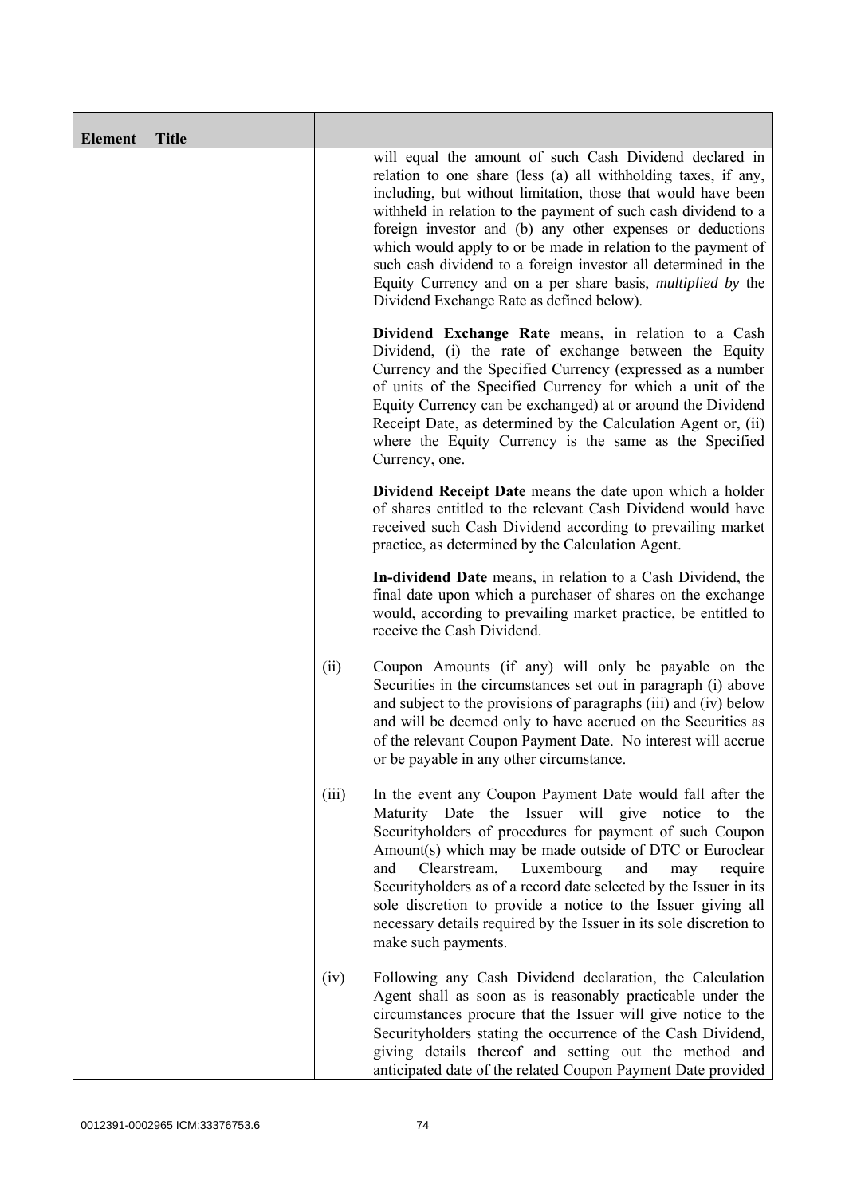| Element | Title | | |
|---|---|---|---|
| | | | will equal the amount of such Cash Dividend declared in relation to one share (less (a) all withholding taxes, if any, including, but without limitation, those that would have been withheld in relation to the payment of such cash dividend to a foreign investor and (b) any other expenses or deductions which would apply to or be made in relation to the payment of such cash dividend to a foreign investor all determined in the Equity Currency and on a per share basis, *multiplied by* the Dividend Exchange Rate as defined below).<br><br>**Dividend Exchange Rate** means, in relation to a Cash Dividend, (i) the rate of exchange between the Equity Currency and the Specified Currency (expressed as a number of units of the Specified Currency for which a unit of the Equity Currency can be exchanged) at or around the Dividend Receipt Date, as determined by the Calculation Agent or, (ii) where the Equity Currency is the same as the Specified Currency, one.<br><br>**Dividend Receipt Date** means the date upon which a holder of shares entitled to the relevant Cash Dividend would have received such Cash Dividend according to prevailing market practice, as determined by the Calculation Agent.<br><br>**In-dividend Date** means, in relation to a Cash Dividend, the final date upon which a purchaser of shares on the exchange would, according to prevailing market practice, be entitled to receive the Cash Dividend. |
| | | (ii) | Coupon Amounts (if any) will only be payable on the Securities in the circumstances set out in paragraph (i) above and subject to the provisions of paragraphs (iii) and (iv) below and will be deemed only to have accrued on the Securities as of the relevant Coupon Payment Date. No interest will accrue or be payable in any other circumstance. |
| | | (iii) | In the event any Coupon Payment Date would fall after the Maturity Date the Issuer will give notice to the Securityholders of procedures for payment of such Coupon Amount(s) which may be made outside of DTC or Euroclear and Clearstream, Luxembourg and may require Securityholders as of a record date selected by the Issuer in its sole discretion to provide a notice to the Issuer giving all necessary details required by the Issuer in its sole discretion to make such payments. |
| | | (iv) | Following any Cash Dividend declaration, the Calculation Agent shall as soon as is reasonably practicable under the circumstances procure that the Issuer will give notice to the Securityholders stating the occurrence of the Cash Dividend, giving details thereof and setting out the method and anticipated date of the related Coupon Payment Date provided |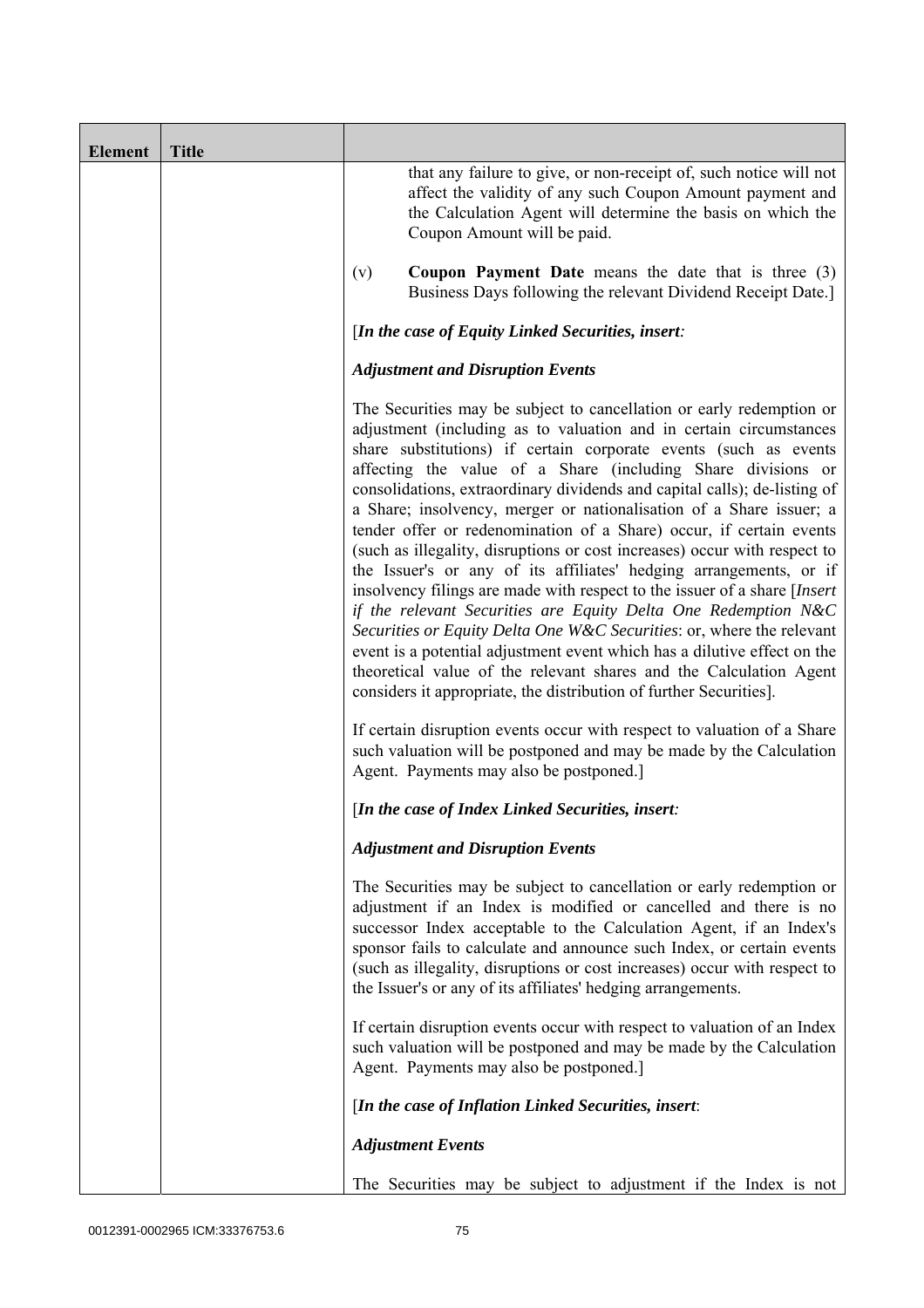| Element | Title | |
|---|---|---|
| | | that any failure to give, or non-receipt of, such notice will not affect the validity of any such Coupon Amount payment and the Calculation Agent will determine the basis on which the Coupon Amount will be paid.<br><br>(v) **Coupon Payment Date** means the date that is three (3) Business Days following the relevant Dividend Receipt Date.]<br><br>[*In the case of Equity Linked Securities, insert:*<br><br>***Adjustment and Disruption Events***<br><br>The Securities may be subject to cancellation or early redemption or adjustment (including as to valuation and in certain circumstances share substitutions) if certain corporate events (such as events affecting the value of a Share (including Share divisions or consolidations, extraordinary dividends and capital calls); de-listing of a Share; insolvency, merger or nationalisation of a Share issuer; a tender offer or redenomination of a Share) occur, if certain events (such as illegality, disruptions or cost increases) occur with respect to the Issuer's or any of its affiliates' hedging arrangements, or if insolvency filings are made with respect to the issuer of a share [*Insert if the relevant Securities are Equity Delta One Redemption N&C Securities or Equity Delta One W&C Securities*: or, where the relevant event is a potential adjustment event which has a dilutive effect on the theoretical value of the relevant shares and the Calculation Agent considers it appropriate, the distribution of further Securities].<br><br>If certain disruption events occur with respect to valuation of a Share such valuation will be postponed and may be made by the Calculation Agent. Payments may also be postponed.]<br><br>[*In the case of Index Linked Securities, insert:*<br><br>***Adjustment and Disruption Events***<br><br>The Securities may be subject to cancellation or early redemption or adjustment if an Index is modified or cancelled and there is no successor Index acceptable to the Calculation Agent, if an Index's sponsor fails to calculate and announce such Index, or certain events (such as illegality, disruptions or cost increases) occur with respect to the Issuer's or any of its affiliates' hedging arrangements.<br><br>If certain disruption events occur with respect to valuation of an Index such valuation will be postponed and may be made by the Calculation Agent. Payments may also be postponed.]<br><br>[*In the case of Inflation Linked Securities, insert*:<br><br>***Adjustment Events***<br><br>The Securities may be subject to adjustment if the Index is not |

0012391-0002965 ICM:33376753.6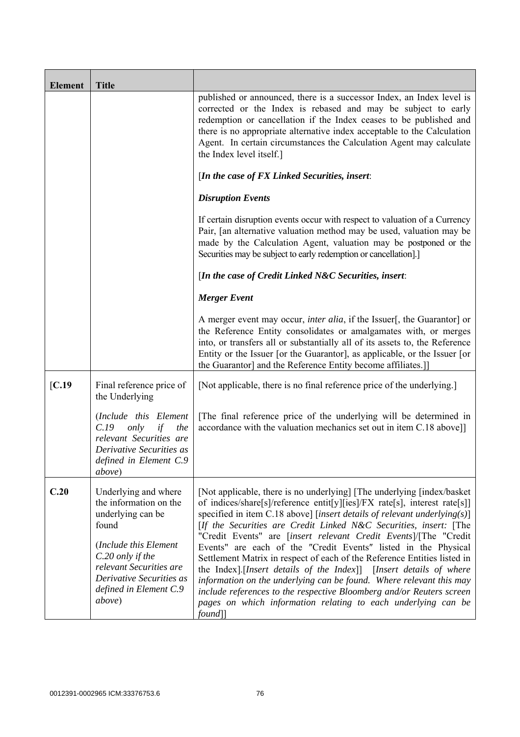| Element | Title | |
|---|---|---|
| | | published or announced, there is a successor Index, an Index level is corrected or the Index is rebased and may be subject to early redemption or cancellation if the Index ceases to be published and there is no appropriate alternative index acceptable to the Calculation Agent. In certain circumstances the Calculation Agent may calculate the Index level itself.]<br><br>[***In the case of FX Linked Securities, insert***:<br><br>***Disruption Events***<br><br>If certain disruption events occur with respect to valuation of a Currency Pair, [an alternative valuation method may be used, valuation may be made by the Calculation Agent, valuation may be postponed or the Securities may be subject to early redemption or cancellation].]<br><br>[***In the case of Credit Linked N&C Securities, insert***:<br><br>***Merger Event***<br><br>A merger event may occur, *inter alia*, if the Issuer[, the Guarantor] or the Reference Entity consolidates or amalgamates with, or merges into, or transfers all or substantially all of its assets to, the Reference Entity or the Issuer [or the Guarantor], as applicable, or the Issuer [or the Guarantor] and the Reference Entity become affiliates.]] |
| [**C.19** | Final reference price of the Underlying<br><br>(*Include this Element C.19 only if the relevant Securities are Derivative Securities as defined in Element C.9 above*) | [Not applicable, there is no final reference price of the underlying.]<br><br>[The final reference price of the underlying will be determined in accordance with the valuation mechanics set out in item C.18 above]] |
| **C.20** | Underlying and where the information on the underlying can be found<br><br>(*Include this Element C.20 only if the relevant Securities are Derivative Securities as defined in Element C.9 above*) | [Not applicable, there is no underlying] [The underlying [index/basket of indices/share[s]/reference entit[y][ies]/FX rate[s], interest rate[s]] specified in item C.18 above] [*insert details of relevant underlying(s)*] [*If the Securities are Credit Linked N&C Securities, insert:* [The "Credit Events" are [*insert relevant Credit Events*]/[The "Credit Events" are each of the "Credit Events" listed in the Physical Settlement Matrix in respect of each of the Reference Entities listed in the Index].[*Insert details of the Index*]] [*Insert details of where information on the underlying can be found. Where relevant this may include references to the respective Bloomberg and/or Reuters screen pages on which information relating to each underlying can be found*]] |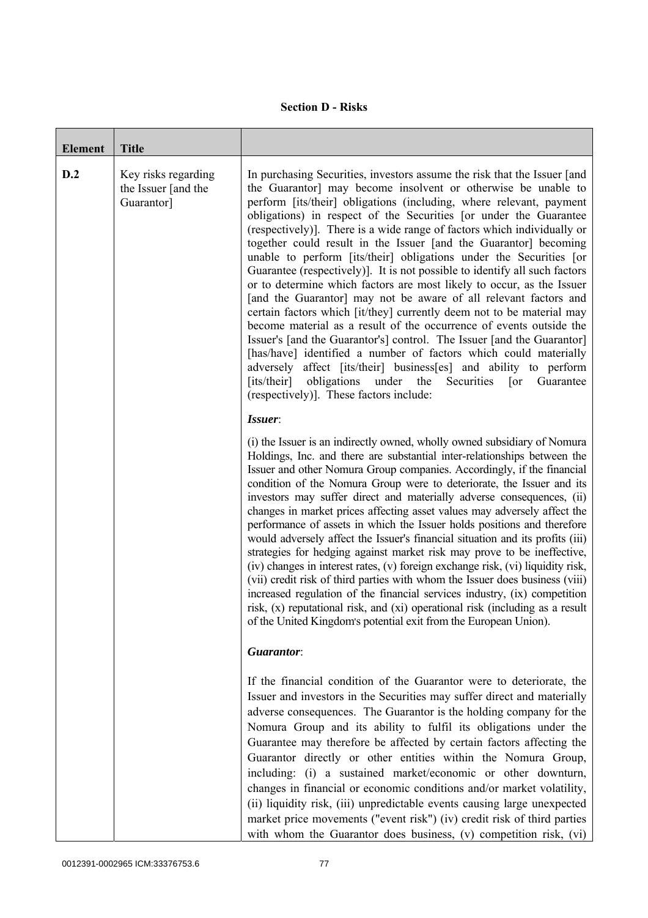**Section D - Risks**

| Element | Title | |
|---|---|---|
| **D.2** | Key risks regarding the Issuer [and the Guarantor] | In purchasing Securities, investors assume the risk that the Issuer [and the Guarantor] may become insolvent or otherwise be unable to perform [its/their] obligations (including, where relevant, payment obligations) in respect of the Securities [or under the Guarantee (respectively)]. There is a wide range of factors which individually or together could result in the Issuer [and the Guarantor] becoming unable to perform [its/their] obligations under the Securities [or Guarantee (respectively)]. It is not possible to identify all such factors or to determine which factors are most likely to occur, as the Issuer [and the Guarantor] may not be aware of all relevant factors and certain factors which [it/they] currently deem not to be material may become material as a result of the occurrence of events outside the Issuer's [and the Guarantor's] control. The Issuer [and the Guarantor] [has/have] identified a number of factors which could materially adversely affect [its/their] business[es] and ability to perform [its/their] obligations under the Securities [or Guarantee (respectively)]. These factors include:<br><br>***Issuer***:<br><br>(i) the Issuer is an indirectly owned, wholly owned subsidiary of Nomura Holdings, Inc. and there are substantial inter-relationships between the Issuer and other Nomura Group companies. Accordingly, if the financial condition of the Nomura Group were to deteriorate, the Issuer and its investors may suffer direct and materially adverse consequences, (ii) changes in market prices affecting asset values may adversely affect the performance of assets in which the Issuer holds positions and therefore would adversely affect the Issuer's financial situation and its profits (iii) strategies for hedging against market risk may prove to be ineffective, (iv) changes in interest rates, (v) foreign exchange risk, (vi) liquidity risk, (vii) credit risk of third parties with whom the Issuer does business (viii) increased regulation of the financial services industry, (ix) competition risk, (x) reputational risk, and (xi) operational risk (including as a result of the United Kingdom's potential exit from the European Union).<br><br>***Guarantor***:<br><br>If the financial condition of the Guarantor were to deteriorate, the Issuer and investors in the Securities may suffer direct and materially adverse consequences. The Guarantor is the holding company for the Nomura Group and its ability to fulfil its obligations under the Guarantee may therefore be affected by certain factors affecting the Guarantor directly or other entities within the Nomura Group, including: (i) a sustained market/economic or other downturn, changes in financial or economic conditions and/or market volatility, (ii) liquidity risk, (iii) unpredictable events causing large unexpected market price movements ("event risk") (iv) credit risk of third parties with whom the Guarantor does business, (v) competition risk, (vi) |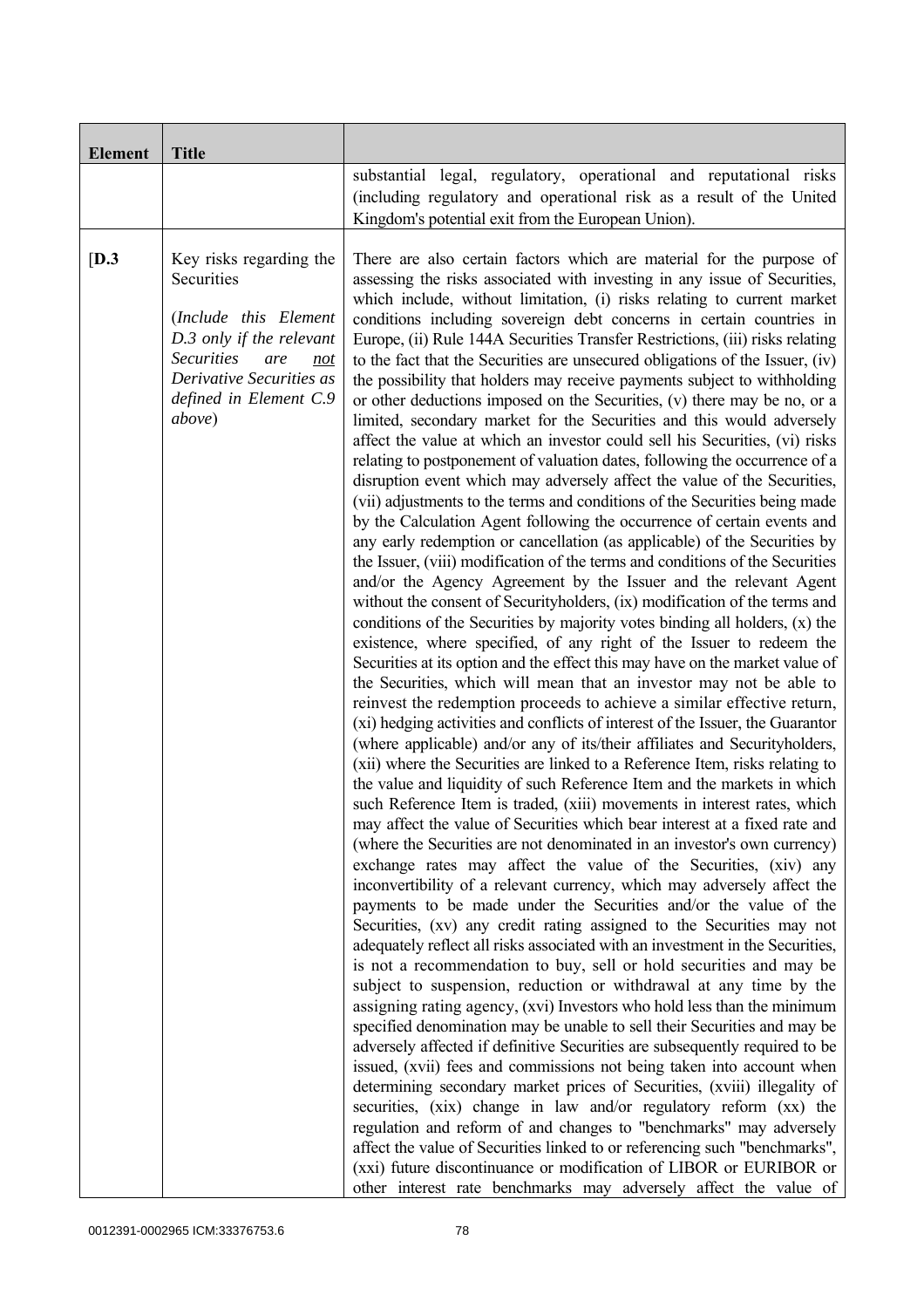| Element | Title | |
|---|---|---|
| | | substantial legal, regulatory, operational and reputational risks (including regulatory and operational risk as a result of the United Kingdom's potential exit from the European Union). |
| [D.3 | Key risks regarding the Securities<br><br>(*Include this Element D.3 only if the relevant Securities are <u>not</u> Derivative Securities as defined in Element C.9 above*) | There are also certain factors which are material for the purpose of assessing the risks associated with investing in any issue of Securities, which include, without limitation, (i) risks relating to current market conditions including sovereign debt concerns in certain countries in Europe, (ii) Rule 144A Securities Transfer Restrictions, (iii) risks relating to the fact that the Securities are unsecured obligations of the Issuer, (iv) the possibility that holders may receive payments subject to withholding or other deductions imposed on the Securities, (v) there may be no, or a limited, secondary market for the Securities and this would adversely affect the value at which an investor could sell his Securities, (vi) risks relating to postponement of valuation dates, following the occurrence of a disruption event which may adversely affect the value of the Securities, (vii) adjustments to the terms and conditions of the Securities being made by the Calculation Agent following the occurrence of certain events and any early redemption or cancellation (as applicable) of the Securities by the Issuer, (viii) modification of the terms and conditions of the Securities and/or the Agency Agreement by the Issuer and the relevant Agent without the consent of Securityholders, (ix) modification of the terms and conditions of the Securities by majority votes binding all holders, (x) the existence, where specified, of any right of the Issuer to redeem the Securities at its option and the effect this may have on the market value of the Securities, which will mean that an investor may not be able to reinvest the redemption proceeds to achieve a similar effective return, (xi) hedging activities and conflicts of interest of the Issuer, the Guarantor (where applicable) and/or any of its/their affiliates and Securityholders, (xii) where the Securities are linked to a Reference Item, risks relating to the value and liquidity of such Reference Item and the markets in which such Reference Item is traded, (xiii) movements in interest rates, which may affect the value of Securities which bear interest at a fixed rate and (where the Securities are not denominated in an investor's own currency) exchange rates may affect the value of the Securities, (xiv) any inconvertibility of a relevant currency, which may adversely affect the payments to be made under the Securities and/or the value of the Securities, (xv) any credit rating assigned to the Securities may not adequately reflect all risks associated with an investment in the Securities, is not a recommendation to buy, sell or hold securities and may be subject to suspension, reduction or withdrawal at any time by the assigning rating agency, (xvi) Investors who hold less than the minimum specified denomination may be unable to sell their Securities and may be adversely affected if definitive Securities are subsequently required to be issued, (xvii) fees and commissions not being taken into account when determining secondary market prices of Securities, (xviii) illegality of securities, (xix) change in law and/or regulatory reform (xx) the regulation and reform of and changes to "benchmarks" may adversely affect the value of Securities linked to or referencing such "benchmarks", (xxi) future discontinuance or modification of LIBOR or EURIBOR or other interest rate benchmarks may adversely affect the value of |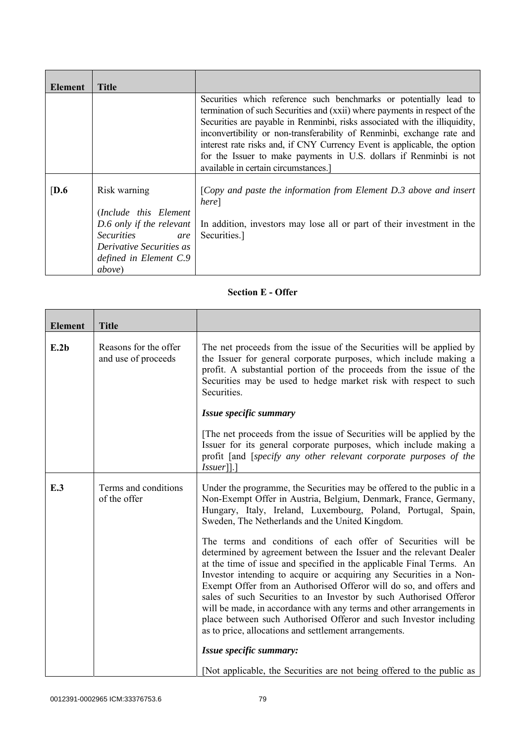| Element | Title | |
|---|---|---|
| | | Securities which reference such benchmarks or potentially lead to termination of such Securities and (xxii) where payments in respect of the Securities are payable in Renminbi, risks associated with the illiquidity, inconvertibility or non-transferability of Renminbi, exchange rate and interest rate risks and, if CNY Currency Event is applicable, the option for the Issuer to make payments in U.S. dollars if Renminbi is not available in certain circumstances.] |
| [**D.6** | Risk warning<br><br>(*Include this Element D.6 only if the relevant Securities are Derivative Securities as defined in Element C.9 above*) | [*Copy and paste the information from Element D.3 above and insert here*]<br><br>In addition, investors may lose all or part of their investment in the Securities.] |

**Section E - Offer**

| Element | Title | |
|---|---|---|
| **E.2b** | Reasons for the offer and use of proceeds | The net proceeds from the issue of the Securities will be applied by the Issuer for general corporate purposes, which include making a profit. A substantial portion of the proceeds from the issue of the Securities may be used to hedge market risk with respect to such Securities.<br><br>***Issue specific summary***<br><br>[The net proceeds from the issue of Securities will be applied by the Issuer for its general corporate purposes, which include making a profit [and [*specify any other relevant corporate purposes of the Issuer*]].] |
| **E.3** | Terms and conditions of the offer | Under the programme, the Securities may be offered to the public in a Non-Exempt Offer in Austria, Belgium, Denmark, France, Germany, Hungary, Italy, Ireland, Luxembourg, Poland, Portugal, Spain, Sweden, The Netherlands and the United Kingdom.<br><br>The terms and conditions of each offer of Securities will be determined by agreement between the Issuer and the relevant Dealer at the time of issue and specified in the applicable Final Terms. An Investor intending to acquire or acquiring any Securities in a Non-Exempt Offer from an Authorised Offeror will do so, and offers and sales of such Securities to an Investor by such Authorised Offeror will be made, in accordance with any terms and other arrangements in place between such Authorised Offeror and such Investor including as to price, allocations and settlement arrangements.<br><br>***Issue specific summary:***<br><br>[Not applicable, the Securities are not being offered to the public as |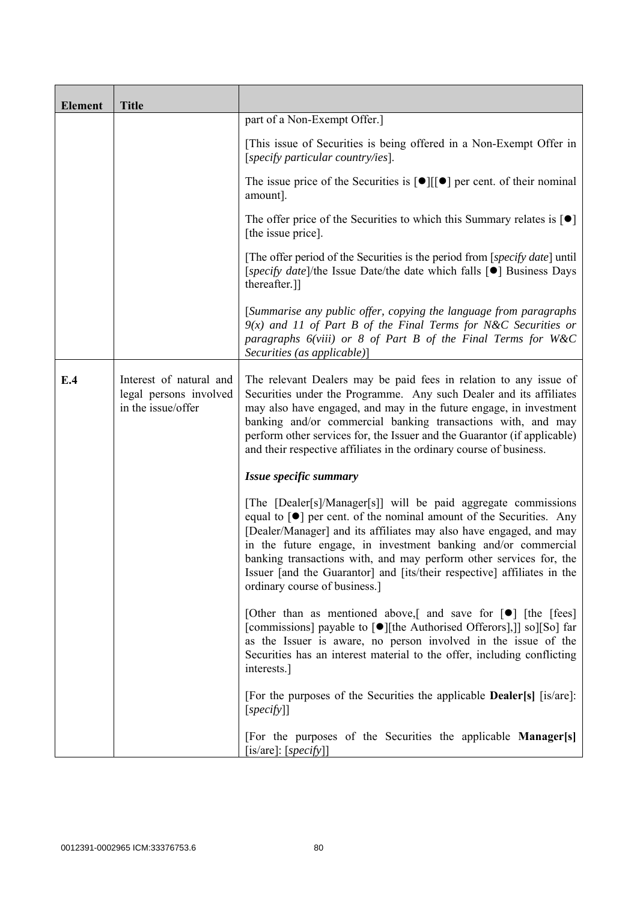| Element | Title | |
|---|---|---|
| | | part of a Non-Exempt Offer.]<br><br>[This issue of Securities is being offered in a Non-Exempt Offer in [*specify particular country/ies*].<br><br>The issue price of the Securities is [●][[●] per cent. of their nominal amount].<br><br>The offer price of the Securities to which this Summary relates is [●] [the issue price].<br><br>[The offer period of the Securities is the period from [*specify date*] until [*specify date*]/the Issue Date/the date which falls [●] Business Days thereafter.]]<br><br>[*Summarise any public offer, copying the language from paragraphs 9(x) and 11 of Part B of the Final Terms for N&C Securities or paragraphs 6(viii) or 8 of Part B of the Final Terms for W&C Securities (as applicable)*] |
| **E.4** | Interest of natural and legal persons involved in the issue/offer | The relevant Dealers may be paid fees in relation to any issue of Securities under the Programme. Any such Dealer and its affiliates may also have engaged, and may in the future engage, in investment banking and/or commercial banking transactions with, and may perform other services for, the Issuer and the Guarantor (if applicable) and their respective affiliates in the ordinary course of business.<br><br>***Issue specific summary***<br><br>[The [Dealer[s]/Manager[s]] will be paid aggregate commissions equal to [●] per cent. of the nominal amount of the Securities. Any [Dealer/Manager] and its affiliates may also have engaged, and may in the future engage, in investment banking and/or commercial banking transactions with, and may perform other services for, the Issuer [and the Guarantor] and [its/their respective] affiliates in the ordinary course of business.]<br><br>[Other than as mentioned above,[ and save for [●] [the [fees] [commissions] payable to [●][the Authorised Offerors],]] so][So] far as the Issuer is aware, no person involved in the issue of the Securities has an interest material to the offer, including conflicting interests.]<br><br>[For the purposes of the Securities the applicable **Dealer[s]** [is/are]: [*specify*]]<br><br>[For the purposes of the Securities the applicable **Manager[s]** [is/are]: [*specify*]] |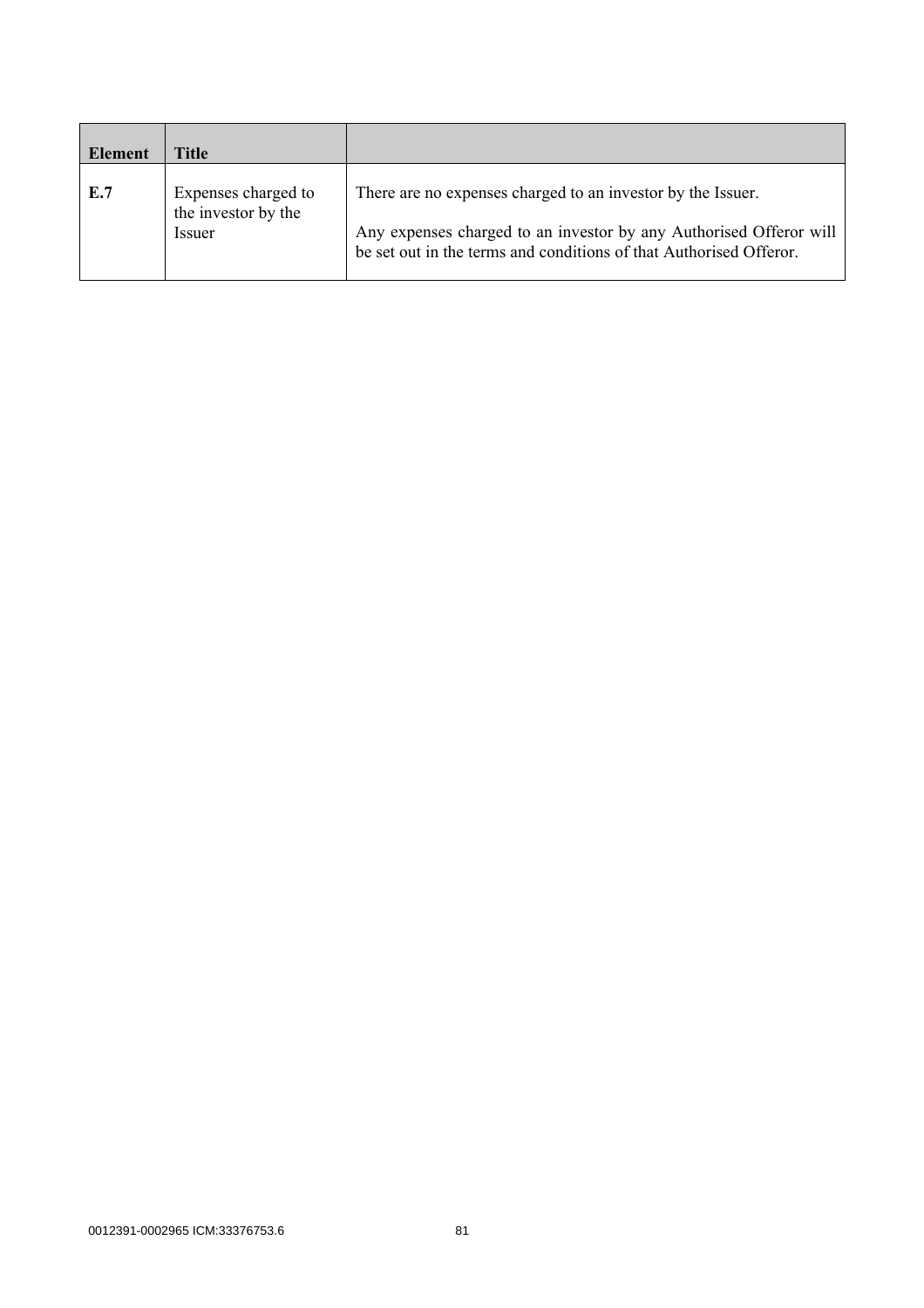| Element | Title | |
|---|---|---|
| **E.7** | Expenses charged to the investor by the Issuer | There are no expenses charged to an investor by the Issuer.<br><br>Any expenses charged to an investor by any Authorised Offeror will be set out in the terms and conditions of that Authorised Offeror. |